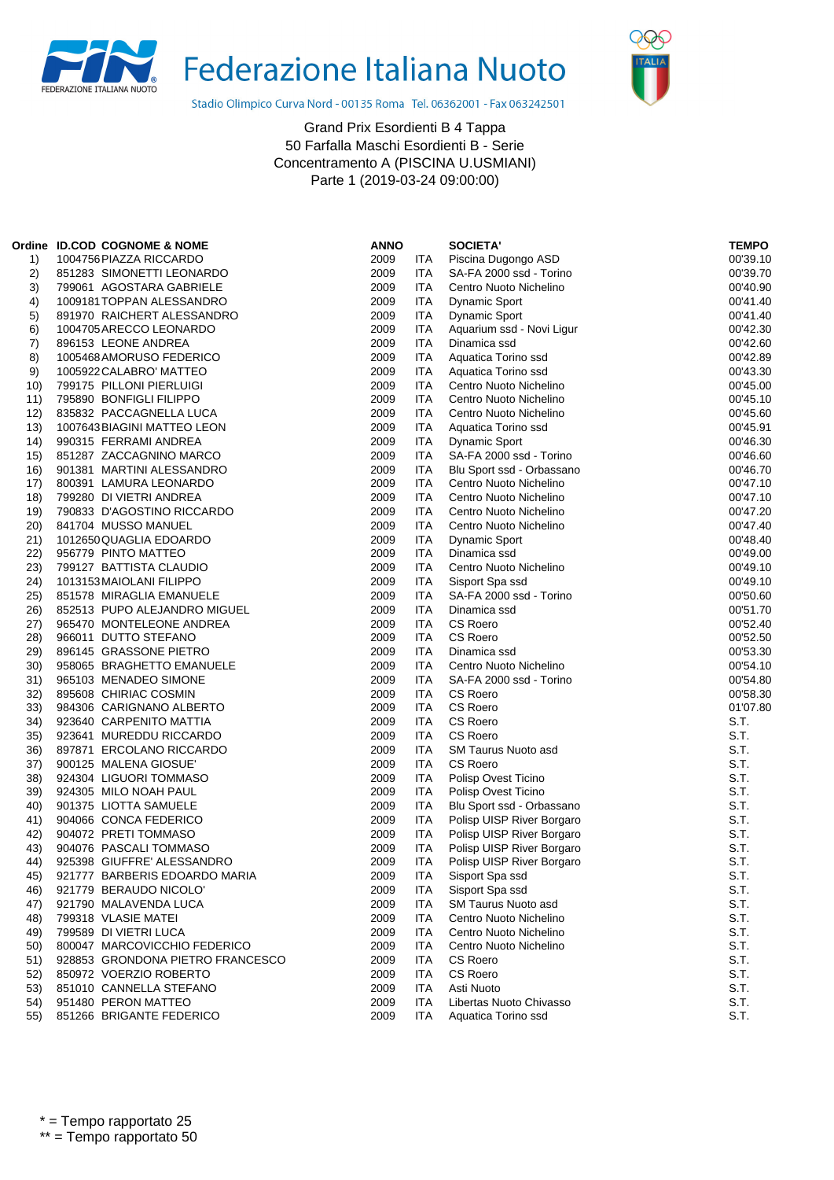# Federazione Italiana Nuoto

Stadio Olimpico Curva Nord - 00135 Roma Tel. 06362001 - Fax 063242501

Grand Prix Esordienti B 4 Tappa
50 Farfalla Maschi Esordienti B - Serie
Concentramento A (PISCINA U.USMIANI)
Parte 1 (2019-03-24 09:00:00)

| Ordine | ID.COD | COGNOME & NOME | ANNO | | SOCIETA' | TEMPO |
|---|---|---|---|---|---|---|
| 1) | 1004756 | PIAZZA RICCARDO | 2009 | ITA | Piscina Dugongo ASD | 00'39.10 |
| 2) | 851283 | SIMONETTI LEONARDO | 2009 | ITA | SA-FA 2000 ssd - Torino | 00'39.70 |
| 3) | 799061 | AGOSTARA GABRIELE | 2009 | ITA | Centro Nuoto Nichelino | 00'40.90 |
| 4) | 1009181 | TOPPAN ALESSANDRO | 2009 | ITA | Dynamic Sport | 00'41.40 |
| 5) | 891970 | RAICHERT ALESSANDRO | 2009 | ITA | Dynamic Sport | 00'41.40 |
| 6) | 1004705 | ARECCO LEONARDO | 2009 | ITA | Aquarium ssd - Novi Ligur | 00'42.30 |
| 7) | 896153 | LEONE ANDREA | 2009 | ITA | Dinamica ssd | 00'42.60 |
| 8) | 1005468 | AMORUSO FEDERICO | 2009 | ITA | Aquatica Torino ssd | 00'42.89 |
| 9) | 1005922 | CALABRO' MATTEO | 2009 | ITA | Aquatica Torino ssd | 00'43.30 |
| 10) | 799175 | PILLONI PIERLUIGI | 2009 | ITA | Centro Nuoto Nichelino | 00'45.00 |
| 11) | 795890 | BONFIGLI FILIPPO | 2009 | ITA | Centro Nuoto Nichelino | 00'45.10 |
| 12) | 835832 | PACCAGNELLA LUCA | 2009 | ITA | Centro Nuoto Nichelino | 00'45.60 |
| 13) | 1007643 | BIAGINI MATTEO LEON | 2009 | ITA | Aquatica Torino ssd | 00'45.91 |
| 14) | 990315 | FERRAMI ANDREA | 2009 | ITA | Dynamic Sport | 00'46.30 |
| 15) | 851287 | ZACCAGNINO MARCO | 2009 | ITA | SA-FA 2000 ssd - Torino | 00'46.60 |
| 16) | 901381 | MARTINI ALESSANDRO | 2009 | ITA | Blu Sport ssd - Orbassano | 00'46.70 |
| 17) | 800391 | LAMURA LEONARDO | 2009 | ITA | Centro Nuoto Nichelino | 00'47.10 |
| 18) | 799280 | DI VIETRI ANDREA | 2009 | ITA | Centro Nuoto Nichelino | 00'47.10 |
| 19) | 790833 | D'AGOSTINO RICCARDO | 2009 | ITA | Centro Nuoto Nichelino | 00'47.20 |
| 20) | 841704 | MUSSO MANUEL | 2009 | ITA | Centro Nuoto Nichelino | 00'47.40 |
| 21) | 1012650 | QUAGLIA EDOARDO | 2009 | ITA | Dynamic Sport | 00'48.40 |
| 22) | 956779 | PINTO MATTEO | 2009 | ITA | Dinamica ssd | 00'49.00 |
| 23) | 799127 | BATTISTA CLAUDIO | 2009 | ITA | Centro Nuoto Nichelino | 00'49.10 |
| 24) | 1013153 | MAIOLANI FILIPPO | 2009 | ITA | Sisport Spa ssd | 00'49.10 |
| 25) | 851578 | MIRAGLIA EMANUELE | 2009 | ITA | SA-FA 2000 ssd - Torino | 00'50.60 |
| 26) | 852513 | PUPO ALEJANDRO MIGUEL | 2009 | ITA | Dinamica ssd | 00'51.70 |
| 27) | 965470 | MONTELEONE ANDREA | 2009 | ITA | CS Roero | 00'52.40 |
| 28) | 966011 | DUTTO STEFANO | 2009 | ITA | CS Roero | 00'52.50 |
| 29) | 896145 | GRASSONE PIETRO | 2009 | ITA | Dinamica ssd | 00'53.30 |
| 30) | 958065 | BRAGHETTO EMANUELE | 2009 | ITA | Centro Nuoto Nichelino | 00'54.10 |
| 31) | 965103 | MENADEO SIMONE | 2009 | ITA | SA-FA 2000 ssd - Torino | 00'54.80 |
| 32) | 895608 | CHIRIAC COSMIN | 2009 | ITA | CS Roero | 00'58.30 |
| 33) | 984306 | CARIGNANO ALBERTO | 2009 | ITA | CS Roero | 01'07.80 |
| 34) | 923640 | CARPENITO MATTIA | 2009 | ITA | CS Roero | S.T. |
| 35) | 923641 | MUREDDU RICCARDO | 2009 | ITA | CS Roero | S.T. |
| 36) | 897871 | ERCOLANO RICCARDO | 2009 | ITA | SM Taurus Nuoto asd | S.T. |
| 37) | 900125 | MALENA GIOSUE' | 2009 | ITA | CS Roero | S.T. |
| 38) | 924304 | LIGUORI TOMMASO | 2009 | ITA | Polisp Ovest Ticino | S.T. |
| 39) | 924305 | MILO NOAH PAUL | 2009 | ITA | Polisp Ovest Ticino | S.T. |
| 40) | 901375 | LIOTTA SAMUELE | 2009 | ITA | Blu Sport ssd - Orbassano | S.T. |
| 41) | 904066 | CONCA FEDERICO | 2009 | ITA | Polisp UISP River Borgaro | S.T. |
| 42) | 904072 | PRETI TOMMASO | 2009 | ITA | Polisp UISP River Borgaro | S.T. |
| 43) | 904076 | PASCALI TOMMASO | 2009 | ITA | Polisp UISP River Borgaro | S.T. |
| 44) | 925398 | GIUFFRE' ALESSANDRO | 2009 | ITA | Polisp UISP River Borgaro | S.T. |
| 45) | 921777 | BARBERIS EDOARDO MARIA | 2009 | ITA | Sisport Spa ssd | S.T. |
| 46) | 921779 | BERAUDO NICOLO' | 2009 | ITA | Sisport Spa ssd | S.T. |
| 47) | 921790 | MALAVENDA LUCA | 2009 | ITA | SM Taurus Nuoto asd | S.T. |
| 48) | 799318 | VLASIE MATEI | 2009 | ITA | Centro Nuoto Nichelino | S.T. |
| 49) | 799589 | DI VIETRI LUCA | 2009 | ITA | Centro Nuoto Nichelino | S.T. |
| 50) | 800047 | MARCOVICCHIO FEDERICO | 2009 | ITA | Centro Nuoto Nichelino | S.T. |
| 51) | 928853 | GRONDONA PIETRO FRANCESCO | 2009 | ITA | CS Roero | S.T. |
| 52) | 850972 | VOERZIO ROBERTO | 2009 | ITA | CS Roero | S.T. |
| 53) | 851010 | CANNELLA STEFANO | 2009 | ITA | Asti Nuoto | S.T. |
| 54) | 951480 | PERON MATTEO | 2009 | ITA | Libertas Nuoto Chivasso | S.T. |
| 55) | 851266 | BRIGANTE FEDERICO | 2009 | ITA | Aquatica Torino ssd | S.T. |

* = Tempo rapportato 25
** = Tempo rapportato 50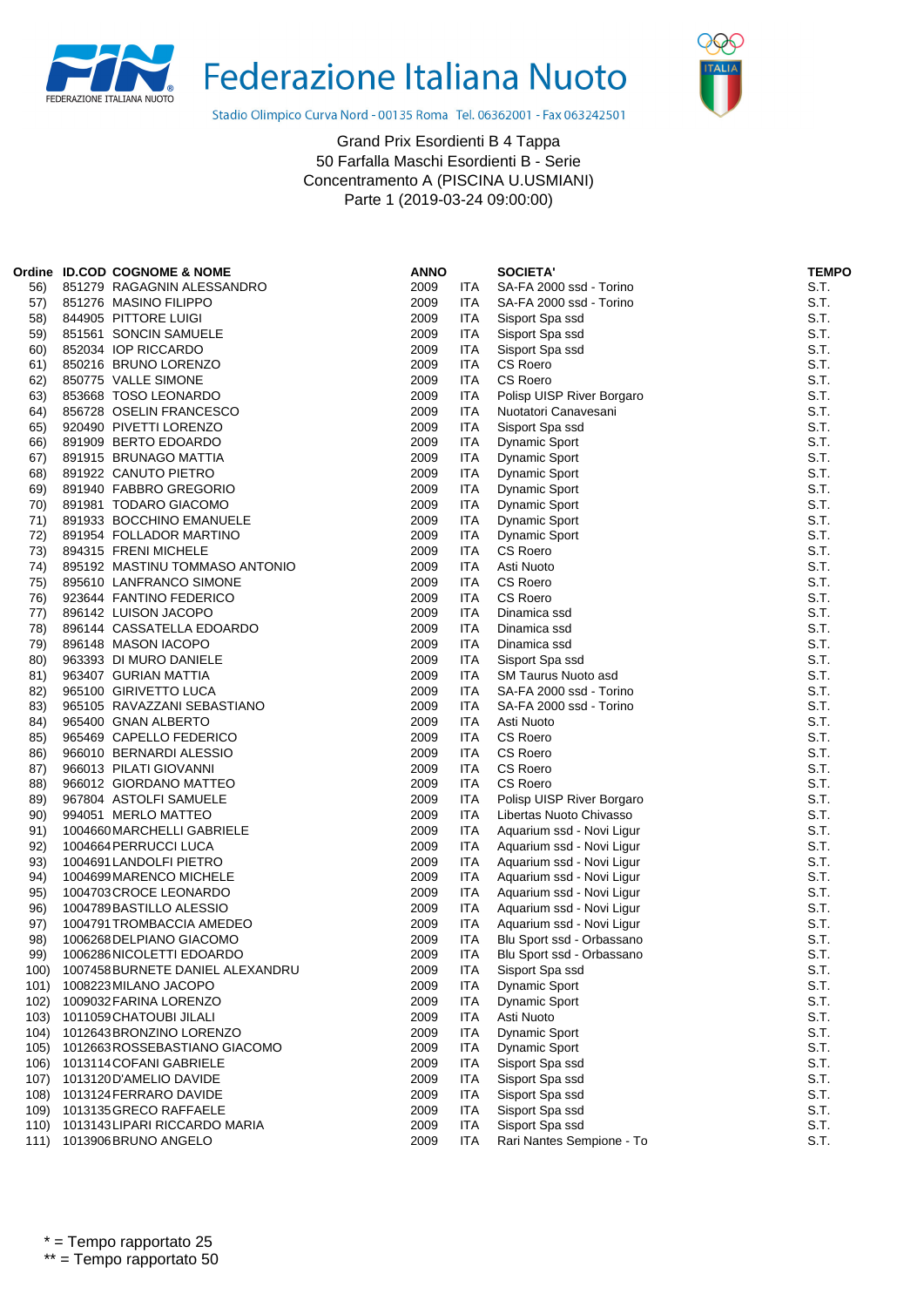Federazione Italiana Nuoto

Stadio Olimpico Curva Nord - 00135 Roma Tel. 06362001 - Fax 063242501

Grand Prix Esordienti B 4 Tappa
50 Farfalla Maschi Esordienti B - Serie
Concentramento A (PISCINA U.USMIANI)
Parte 1 (2019-03-24 09:00:00)

| Ordine | ID.COD | COGNOME & NOME | ANNO | | SOCIETA' | TEMPO |
|---|---|---|---|---|---|---|
| 56) | 851279 | RAGAGNIN ALESSANDRO | 2009 | ITA | SA-FA 2000 ssd - Torino | S.T. |
| 57) | 851276 | MASINO FILIPPO | 2009 | ITA | SA-FA 2000 ssd - Torino | S.T. |
| 58) | 844905 | PITTORE LUIGI | 2009 | ITA | Sisport Spa ssd | S.T. |
| 59) | 851561 | SONCIN SAMUELE | 2009 | ITA | Sisport Spa ssd | S.T. |
| 60) | 852034 | IOP RICCARDO | 2009 | ITA | Sisport Spa ssd | S.T. |
| 61) | 850216 | BRUNO LORENZO | 2009 | ITA | CS Roero | S.T. |
| 62) | 850775 | VALLE SIMONE | 2009 | ITA | CS Roero | S.T. |
| 63) | 853668 | TOSO LEONARDO | 2009 | ITA | Polisp UISP River Borgaro | S.T. |
| 64) | 856728 | OSELIN FRANCESCO | 2009 | ITA | Nuotatori Canavesani | S.T. |
| 65) | 920490 | PIVETTI LORENZO | 2009 | ITA | Sisport Spa ssd | S.T. |
| 66) | 891909 | BERTO EDOARDO | 2009 | ITA | Dynamic Sport | S.T. |
| 67) | 891915 | BRUNAGO MATTIA | 2009 | ITA | Dynamic Sport | S.T. |
| 68) | 891922 | CANUTO PIETRO | 2009 | ITA | Dynamic Sport | S.T. |
| 69) | 891940 | FABBRO GREGORIO | 2009 | ITA | Dynamic Sport | S.T. |
| 70) | 891981 | TODARO GIACOMO | 2009 | ITA | Dynamic Sport | S.T. |
| 71) | 891933 | BOCCHINO EMANUELE | 2009 | ITA | Dynamic Sport | S.T. |
| 72) | 891954 | FOLLADOR MARTINO | 2009 | ITA | Dynamic Sport | S.T. |
| 73) | 894315 | FRENI MICHELE | 2009 | ITA | CS Roero | S.T. |
| 74) | 895192 | MASTINU TOMMASO ANTONIO | 2009 | ITA | Asti Nuoto | S.T. |
| 75) | 895610 | LANFRANCO SIMONE | 2009 | ITA | CS Roero | S.T. |
| 76) | 923644 | FANTINO FEDERICO | 2009 | ITA | CS Roero | S.T. |
| 77) | 896142 | LUISON JACOPO | 2009 | ITA | Dinamica ssd | S.T. |
| 78) | 896144 | CASSATELLA EDOARDO | 2009 | ITA | Dinamica ssd | S.T. |
| 79) | 896148 | MASON IACOPO | 2009 | ITA | Dinamica ssd | S.T. |
| 80) | 963393 | DI MURO DANIELE | 2009 | ITA | Sisport Spa ssd | S.T. |
| 81) | 963407 | GURIAN MATTIA | 2009 | ITA | SM Taurus Nuoto asd | S.T. |
| 82) | 965100 | GIRIVETTO LUCA | 2009 | ITA | SA-FA 2000 ssd - Torino | S.T. |
| 83) | 965105 | RAVAZZANI SEBASTIANO | 2009 | ITA | SA-FA 2000 ssd - Torino | S.T. |
| 84) | 965400 | GNAN ALBERTO | 2009 | ITA | Asti Nuoto | S.T. |
| 85) | 965469 | CAPELLO FEDERICO | 2009 | ITA | CS Roero | S.T. |
| 86) | 966010 | BERNARDI ALESSIO | 2009 | ITA | CS Roero | S.T. |
| 87) | 966013 | PILATI GIOVANNI | 2009 | ITA | CS Roero | S.T. |
| 88) | 966012 | GIORDANO MATTEO | 2009 | ITA | CS Roero | S.T. |
| 89) | 967804 | ASTOLFI SAMUELE | 2009 | ITA | Polisp UISP River Borgaro | S.T. |
| 90) | 994051 | MERLO MATTEO | 2009 | ITA | Libertas Nuoto Chivasso | S.T. |
| 91) | 1004660 | MARCHELLI GABRIELE | 2009 | ITA | Aquarium ssd - Novi Ligur | S.T. |
| 92) | 1004664 | PERRUCCI LUCA | 2009 | ITA | Aquarium ssd - Novi Ligur | S.T. |
| 93) | 1004691 | LANDOLFI PIETRO | 2009 | ITA | Aquarium ssd - Novi Ligur | S.T. |
| 94) | 1004699 | MARENCO MICHELE | 2009 | ITA | Aquarium ssd - Novi Ligur | S.T. |
| 95) | 1004703 | CROCE LEONARDO | 2009 | ITA | Aquarium ssd - Novi Ligur | S.T. |
| 96) | 1004789 | BASTILLO ALESSIO | 2009 | ITA | Aquarium ssd - Novi Ligur | S.T. |
| 97) | 1004791 | TROMBACCIA AMEDEO | 2009 | ITA | Aquarium ssd - Novi Ligur | S.T. |
| 98) | 1006268 | DELPIANO GIACOMO | 2009 | ITA | Blu Sport ssd - Orbassano | S.T. |
| 99) | 1006286 | NICOLETTI EDOARDO | 2009 | ITA | Blu Sport ssd - Orbassano | S.T. |
| 100) | 1007458 | BURNETE DANIEL ALEXANDRU | 2009 | ITA | Sisport Spa ssd | S.T. |
| 101) | 1008223 | MILANO JACOPO | 2009 | ITA | Dynamic Sport | S.T. |
| 102) | 1009032 | FARINA LORENZO | 2009 | ITA | Dynamic Sport | S.T. |
| 103) | 1011059 | CHATOUBI JILALI | 2009 | ITA | Asti Nuoto | S.T. |
| 104) | 1012643 | BRONZINO LORENZO | 2009 | ITA | Dynamic Sport | S.T. |
| 105) | 1012663 | ROSSEBASTIANO GIACOMO | 2009 | ITA | Dynamic Sport | S.T. |
| 106) | 1013114 | COFANI GABRIELE | 2009 | ITA | Sisport Spa ssd | S.T. |
| 107) | 1013120 | D'AMELIO DAVIDE | 2009 | ITA | Sisport Spa ssd | S.T. |
| 108) | 1013124 | FERRARO DAVIDE | 2009 | ITA | Sisport Spa ssd | S.T. |
| 109) | 1013135 | GRECO RAFFAELE | 2009 | ITA | Sisport Spa ssd | S.T. |
| 110) | 1013143 | LIPARI RICCARDO MARIA | 2009 | ITA | Sisport Spa ssd | S.T. |
| 111) | 1013906 | BRUNO ANGELO | 2009 | ITA | Rari Nantes Sempione - To | S.T. |

* = Tempo rapportato 25
** = Tempo rapportato 50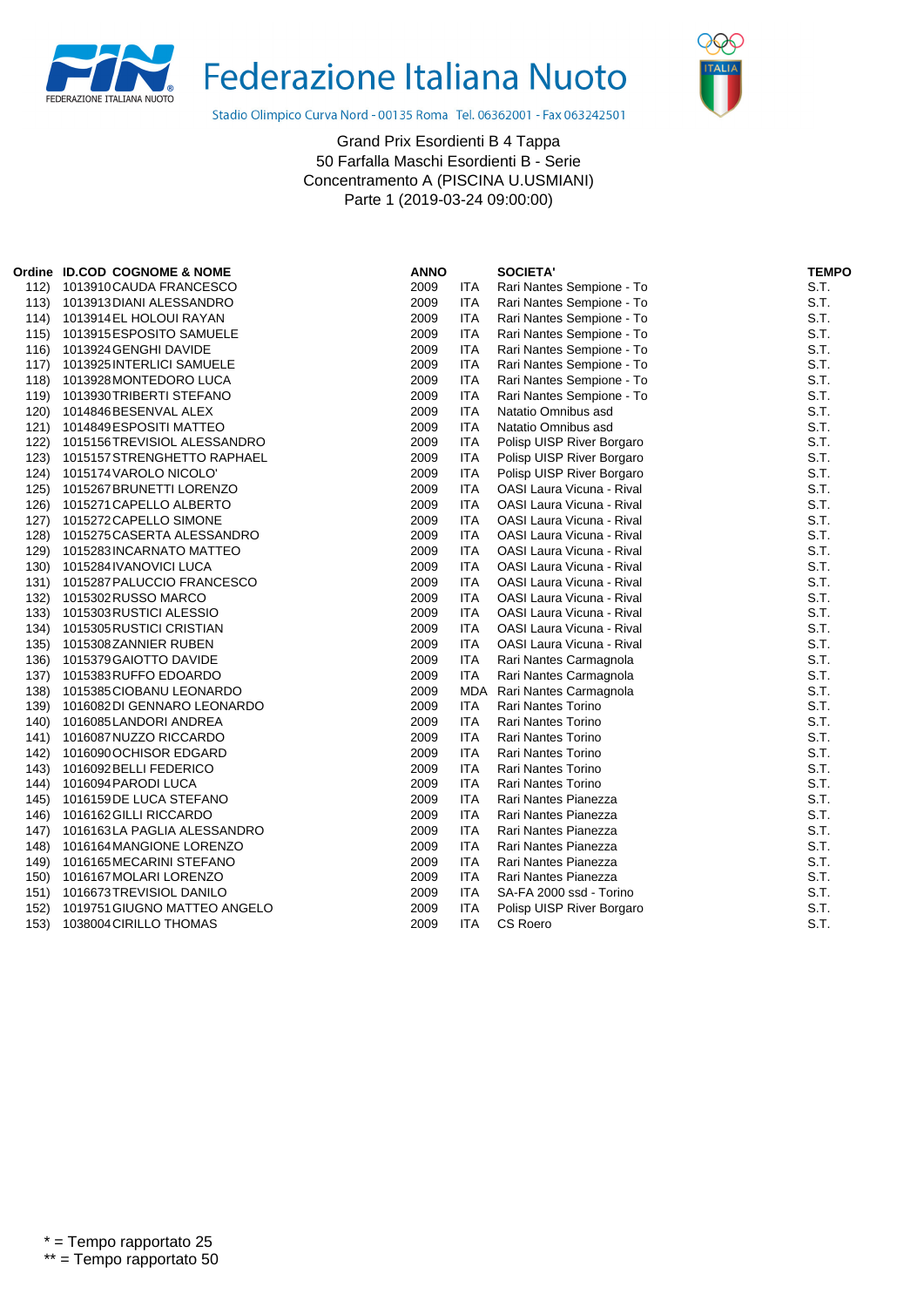# Federazione Italiana Nuoto

Stadio Olimpico Curva Nord - 00135 Roma Tel. 06362001 - Fax 063242501

Grand Prix Esordienti B 4 Tappa
50 Farfalla Maschi Esordienti B - Serie
Concentramento A (PISCINA U.USMIANI)
Parte 1 (2019-03-24 09:00:00)

| Ordine | ID.COD | COGNOME & NOME | ANNO | | SOCIETA' | TEMPO |
|---|---|---|---|---|---|---|
| 112) | 1013910 | CAUDA FRANCESCO | 2009 | ITA | Rari Nantes Sempione - To | S.T. |
| 113) | 1013913 | DIANI ALESSANDRO | 2009 | ITA | Rari Nantes Sempione - To | S.T. |
| 114) | 1013914 | EL HOLOUI RAYAN | 2009 | ITA | Rari Nantes Sempione - To | S.T. |
| 115) | 1013915 | ESPOSITO SAMUELE | 2009 | ITA | Rari Nantes Sempione - To | S.T. |
| 116) | 1013924 | GENGHI DAVIDE | 2009 | ITA | Rari Nantes Sempione - To | S.T. |
| 117) | 1013925 | INTERLICI SAMUELE | 2009 | ITA | Rari Nantes Sempione - To | S.T. |
| 118) | 1013928 | MONTEDORO LUCA | 2009 | ITA | Rari Nantes Sempione - To | S.T. |
| 119) | 1013930 | TRIBERTI STEFANO | 2009 | ITA | Rari Nantes Sempione - To | S.T. |
| 120) | 1014846 | BESENVAL ALEX | 2009 | ITA | Natatio Omnibus asd | S.T. |
| 121) | 1014849 | ESPOSITI MATTEO | 2009 | ITA | Natatio Omnibus asd | S.T. |
| 122) | 1015156 | TREVISIOL ALESSANDRO | 2009 | ITA | Polisp UISP River Borgaro | S.T. |
| 123) | 1015157 | STRENGHETTO RAPHAEL | 2009 | ITA | Polisp UISP River Borgaro | S.T. |
| 124) | 1015174 | VAROLO NICOLO' | 2009 | ITA | Polisp UISP River Borgaro | S.T. |
| 125) | 1015267 | BRUNETTI LORENZO | 2009 | ITA | OASI Laura Vicuna - Rival | S.T. |
| 126) | 1015271 | CAPELLO ALBERTO | 2009 | ITA | OASI Laura Vicuna - Rival | S.T. |
| 127) | 1015272 | CAPELLO SIMONE | 2009 | ITA | OASI Laura Vicuna - Rival | S.T. |
| 128) | 1015275 | CASERTA ALESSANDRO | 2009 | ITA | OASI Laura Vicuna - Rival | S.T. |
| 129) | 1015283 | INCARNATO MATTEO | 2009 | ITA | OASI Laura Vicuna - Rival | S.T. |
| 130) | 1015284 | IVANOVICI LUCA | 2009 | ITA | OASI Laura Vicuna - Rival | S.T. |
| 131) | 1015287 | PALUCCIO FRANCESCO | 2009 | ITA | OASI Laura Vicuna - Rival | S.T. |
| 132) | 1015302 | RUSSO MARCO | 2009 | ITA | OASI Laura Vicuna - Rival | S.T. |
| 133) | 1015303 | RUSTICI ALESSIO | 2009 | ITA | OASI Laura Vicuna - Rival | S.T. |
| 134) | 1015305 | RUSTICI CRISTIAN | 2009 | ITA | OASI Laura Vicuna - Rival | S.T. |
| 135) | 1015308 | ZANNIER RUBEN | 2009 | ITA | OASI Laura Vicuna - Rival | S.T. |
| 136) | 1015379 | GAIOTTO DAVIDE | 2009 | ITA | Rari Nantes Carmagnola | S.T. |
| 137) | 1015383 | RUFFO EDOARDO | 2009 | ITA | Rari Nantes Carmagnola | S.T. |
| 138) | 1015385 | CIOBANU LEONARDO | 2009 | MDA | Rari Nantes Carmagnola | S.T. |
| 139) | 1016082 | DI GENNARO LEONARDO | 2009 | ITA | Rari Nantes Torino | S.T. |
| 140) | 1016085 | LANDORI ANDREA | 2009 | ITA | Rari Nantes Torino | S.T. |
| 141) | 1016087 | NUZZO RICCARDO | 2009 | ITA | Rari Nantes Torino | S.T. |
| 142) | 1016090 | OCHISOR EDGARD | 2009 | ITA | Rari Nantes Torino | S.T. |
| 143) | 1016092 | BELLI FEDERICO | 2009 | ITA | Rari Nantes Torino | S.T. |
| 144) | 1016094 | PARODI LUCA | 2009 | ITA | Rari Nantes Torino | S.T. |
| 145) | 1016159 | DE LUCA STEFANO | 2009 | ITA | Rari Nantes Pianezza | S.T. |
| 146) | 1016162 | GILLI RICCARDO | 2009 | ITA | Rari Nantes Pianezza | S.T. |
| 147) | 1016163 | LA PAGLIA ALESSANDRO | 2009 | ITA | Rari Nantes Pianezza | S.T. |
| 148) | 1016164 | MANGIONE LORENZO | 2009 | ITA | Rari Nantes Pianezza | S.T. |
| 149) | 1016165 | MECARINI STEFANO | 2009 | ITA | Rari Nantes Pianezza | S.T. |
| 150) | 1016167 | MOLARI LORENZO | 2009 | ITA | Rari Nantes Pianezza | S.T. |
| 151) | 1016673 | TREVISIOL DANILO | 2009 | ITA | SA-FA 2000 ssd - Torino | S.T. |
| 152) | 1019751 | GIUGNO MATTEO ANGELO | 2009 | ITA | Polisp UISP River Borgaro | S.T. |
| 153) | 1038004 | CIRILLO THOMAS | 2009 | ITA | CS Roero | S.T. |

* = Tempo rapportato 25
** = Tempo rapportato 50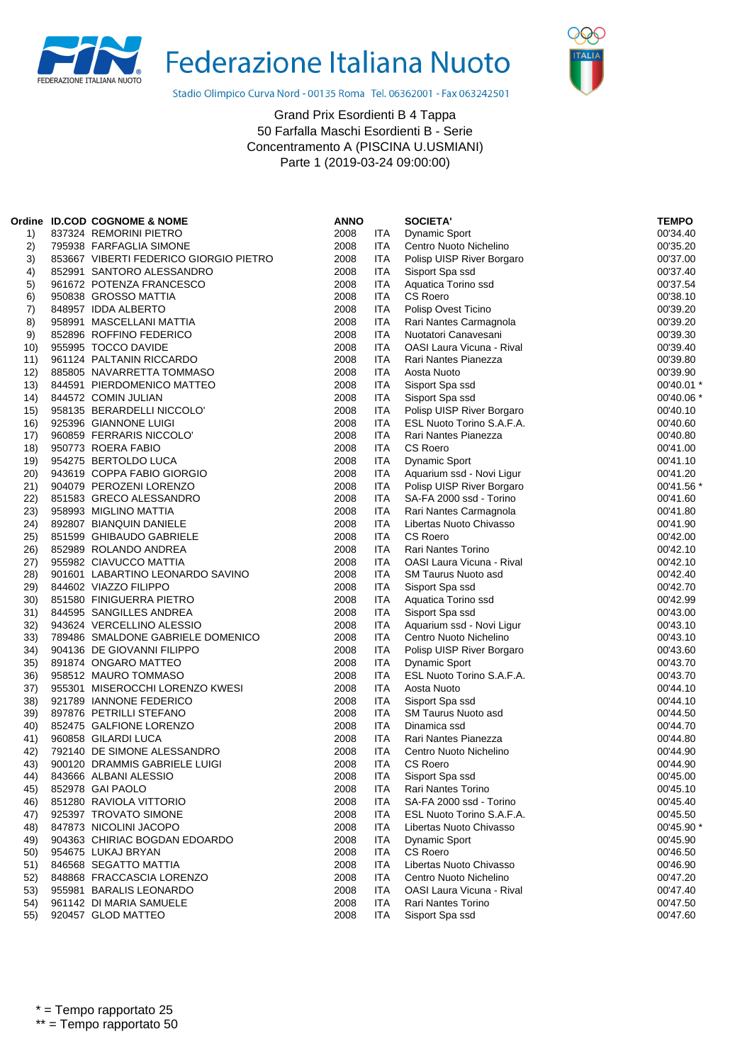Federazione Italiana Nuoto

Stadio Olimpico Curva Nord - 00135 Roma Tel. 06362001 - Fax 063242501

Grand Prix Esordienti B 4 Tappa
50 Farfalla Maschi Esordienti B - Serie
Concentramento A (PISCINA U.USMIANI)
Parte 1 (2019-03-24 09:00:00)

| Ordine | ID.COD | COGNOME & NOME | ANNO | | SOCIETA' | TEMPO |
|---|---|---|---|---|---|---|
| 1) | 837324 | REMORINI PIETRO | 2008 | ITA | Dynamic Sport | 00'34.40 |
| 2) | 795938 | FARFAGLIA SIMONE | 2008 | ITA | Centro Nuoto Nichelino | 00'35.20 |
| 3) | 853667 | VIBERTI FEDERICO GIORGIO PIETRO | 2008 | ITA | Polisp UISP River Borgaro | 00'37.00 |
| 4) | 852991 | SANTORO ALESSANDRO | 2008 | ITA | Sisport Spa ssd | 00'37.40 |
| 5) | 961672 | POTENZA FRANCESCO | 2008 | ITA | Aquatica Torino ssd | 00'37.54 |
| 6) | 950838 | GROSSO MATTIA | 2008 | ITA | CS Roero | 00'38.10 |
| 7) | 848957 | IDDA ALBERTO | 2008 | ITA | Polisp Ovest Ticino | 00'39.20 |
| 8) | 958991 | MASCELLANI MATTIA | 2008 | ITA | Rari Nantes Carmagnola | 00'39.20 |
| 9) | 852896 | ROFFINO FEDERICO | 2008 | ITA | Nuotatori Canavesani | 00'39.30 |
| 10) | 955995 | TOCCO DAVIDE | 2008 | ITA | OASI Laura Vicuna - Rival | 00'39.40 |
| 11) | 961124 | PALTANIN RICCARDO | 2008 | ITA | Rari Nantes Pianezza | 00'39.80 |
| 12) | 885805 | NAVARRETTA TOMMASO | 2008 | ITA | Aosta Nuoto | 00'39.90 |
| 13) | 844591 | PIERDOMENICO MATTEO | 2008 | ITA | Sisport Spa ssd | 00'40.01 * |
| 14) | 844572 | COMIN JULIAN | 2008 | ITA | Sisport Spa ssd | 00'40.06 * |
| 15) | 958135 | BERARDELLI NICCOLO' | 2008 | ITA | Polisp UISP River Borgaro | 00'40.10 |
| 16) | 925396 | GIANNONE LUIGI | 2008 | ITA | ESL Nuoto Torino S.A.F.A. | 00'40.60 |
| 17) | 960859 | FERRARIS NICCOLO' | 2008 | ITA | Rari Nantes Pianezza | 00'40.80 |
| 18) | 950773 | ROERA FABIO | 2008 | ITA | CS Roero | 00'41.00 |
| 19) | 954275 | BERTOLDO LUCA | 2008 | ITA | Dynamic Sport | 00'41.10 |
| 20) | 943619 | COPPA FABIO GIORGIO | 2008 | ITA | Aquarium ssd - Novi Ligur | 00'41.20 |
| 21) | 904079 | PEROZENI LORENZO | 2008 | ITA | Polisp UISP River Borgaro | 00'41.56 * |
| 22) | 851583 | GRECO ALESSANDRO | 2008 | ITA | SA-FA 2000 ssd - Torino | 00'41.60 |
| 23) | 958993 | MIGLINO MATTIA | 2008 | ITA | Rari Nantes Carmagnola | 00'41.80 |
| 24) | 892807 | BIANQUIN DANIELE | 2008 | ITA | Libertas Nuoto Chivasso | 00'41.90 |
| 25) | 851599 | GHIBAUDO GABRIELE | 2008 | ITA | CS Roero | 00'42.00 |
| 26) | 852989 | ROLANDO ANDREA | 2008 | ITA | Rari Nantes Torino | 00'42.10 |
| 27) | 955982 | CIAVUCCO MATTIA | 2008 | ITA | OASI Laura Vicuna - Rival | 00'42.10 |
| 28) | 901601 | LABARTINO LEONARDO SAVINO | 2008 | ITA | SM Taurus Nuoto asd | 00'42.40 |
| 29) | 844602 | VIAZZO FILIPPO | 2008 | ITA | Sisport Spa ssd | 00'42.70 |
| 30) | 851580 | FINIGUERRA PIETRO | 2008 | ITA | Aquatica Torino ssd | 00'42.99 |
| 31) | 844595 | SANGILLES ANDREA | 2008 | ITA | Sisport Spa ssd | 00'43.00 |
| 32) | 943624 | VERCELLINO ALESSIO | 2008 | ITA | Aquarium ssd - Novi Ligur | 00'43.10 |
| 33) | 789486 | SMALDONE GABRIELE DOMENICO | 2008 | ITA | Centro Nuoto Nichelino | 00'43.10 |
| 34) | 904136 | DE GIOVANNI FILIPPO | 2008 | ITA | Polisp UISP River Borgaro | 00'43.60 |
| 35) | 891874 | ONGARO MATTEO | 2008 | ITA | Dynamic Sport | 00'43.70 |
| 36) | 958512 | MAURO TOMMASO | 2008 | ITA | ESL Nuoto Torino S.A.F.A. | 00'43.70 |
| 37) | 955301 | MISEROCCHI LORENZO KWESI | 2008 | ITA | Aosta Nuoto | 00'44.10 |
| 38) | 921789 | IANNONE FEDERICO | 2008 | ITA | Sisport Spa ssd | 00'44.10 |
| 39) | 897876 | PETRILLI STEFANO | 2008 | ITA | SM Taurus Nuoto asd | 00'44.50 |
| 40) | 852475 | GALFIONE LORENZO | 2008 | ITA | Dinamica ssd | 00'44.70 |
| 41) | 960858 | GILARDI LUCA | 2008 | ITA | Rari Nantes Pianezza | 00'44.80 |
| 42) | 792140 | DE SIMONE ALESSANDRO | 2008 | ITA | Centro Nuoto Nichelino | 00'44.90 |
| 43) | 900120 | DRAMMIS GABRIELE LUIGI | 2008 | ITA | CS Roero | 00'44.90 |
| 44) | 843666 | ALBANI ALESSIO | 2008 | ITA | Sisport Spa ssd | 00'45.00 |
| 45) | 852978 | GAI PAOLO | 2008 | ITA | Rari Nantes Torino | 00'45.10 |
| 46) | 851280 | RAVIOLA VITTORIO | 2008 | ITA | SA-FA 2000 ssd - Torino | 00'45.40 |
| 47) | 925397 | TROVATO SIMONE | 2008 | ITA | ESL Nuoto Torino S.A.F.A. | 00'45.50 |
| 48) | 847873 | NICOLINI JACOPO | 2008 | ITA | Libertas Nuoto Chivasso | 00'45.90 * |
| 49) | 904363 | CHIRIAC BOGDAN EDOARDO | 2008 | ITA | Dynamic Sport | 00'45.90 |
| 50) | 954675 | LUKAJ BRYAN | 2008 | ITA | CS Roero | 00'46.50 |
| 51) | 846568 | SEGATTO MATTIA | 2008 | ITA | Libertas Nuoto Chivasso | 00'46.90 |
| 52) | 848868 | FRACCASCIA LORENZO | 2008 | ITA | Centro Nuoto Nichelino | 00'47.20 |
| 53) | 955981 | BARALIS LEONARDO | 2008 | ITA | OASI Laura Vicuna - Rival | 00'47.40 |
| 54) | 961142 | DI MARIA SAMUELE | 2008 | ITA | Rari Nantes Torino | 00'47.50 |
| 55) | 920457 | GLOD MATTEO | 2008 | ITA | Sisport Spa ssd | 00'47.60 |

* = Tempo rapportato 25
** = Tempo rapportato 50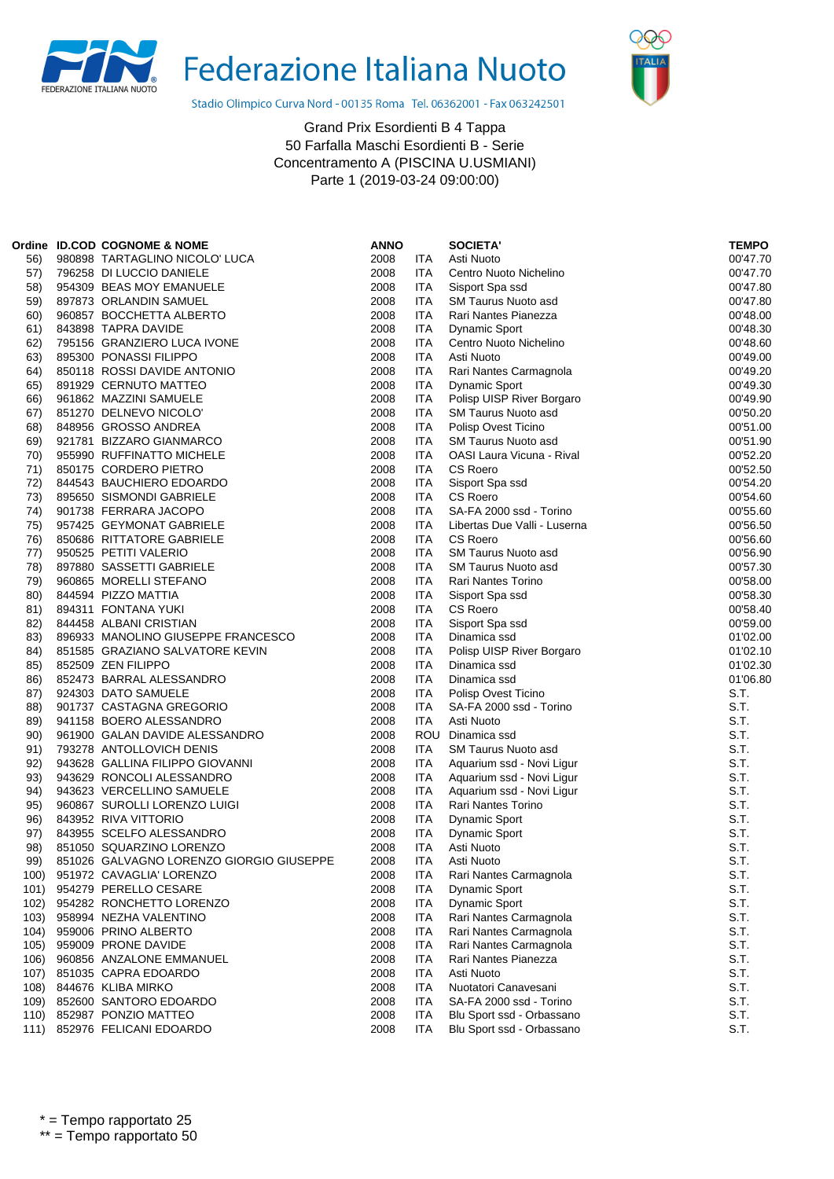Federazione Italiana Nuoto

Stadio Olimpico Curva Nord - 00135 Roma Tel. 06362001 - Fax 063242501

Grand Prix Esordienti B 4 Tappa
50 Farfalla Maschi Esordienti B - Serie
Concentramento A (PISCINA U.USMIANI)
Parte 1 (2019-03-24 09:00:00)

| Ordine | ID.COD | COGNOME & NOME | ANNO | | SOCIETA' | TEMPO |
|---|---|---|---|---|---|---|
| 56) | 980898 | TARTAGLINO NICOLO' LUCA | 2008 | ITA | Asti Nuoto | 00'47.70 |
| 57) | 796258 | DI LUCCIO DANIELE | 2008 | ITA | Centro Nuoto Nichelino | 00'47.70 |
| 58) | 954309 | BEAS MOY EMANUELE | 2008 | ITA | Sisport Spa ssd | 00'47.80 |
| 59) | 897873 | ORLANDIN SAMUEL | 2008 | ITA | SM Taurus Nuoto asd | 00'47.80 |
| 60) | 960857 | BOCCHETTA ALBERTO | 2008 | ITA | Rari Nantes Pianezza | 00'48.00 |
| 61) | 843898 | TAPRA DAVIDE | 2008 | ITA | Dynamic Sport | 00'48.30 |
| 62) | 795156 | GRANZIERO LUCA IVONE | 2008 | ITA | Centro Nuoto Nichelino | 00'48.60 |
| 63) | 895300 | PONASSI FILIPPO | 2008 | ITA | Asti Nuoto | 00'49.00 |
| 64) | 850118 | ROSSI DAVIDE ANTONIO | 2008 | ITA | Rari Nantes Carmagnola | 00'49.20 |
| 65) | 891929 | CERNUTO MATTEO | 2008 | ITA | Dynamic Sport | 00'49.30 |
| 66) | 961862 | MAZZINI SAMUELE | 2008 | ITA | Polisp UISP River Borgaro | 00'49.90 |
| 67) | 851270 | DELNEVO NICOLO' | 2008 | ITA | SM Taurus Nuoto asd | 00'50.20 |
| 68) | 848956 | GROSSO ANDREA | 2008 | ITA | Polisp Ovest Ticino | 00'51.00 |
| 69) | 921781 | BIZZARO GIANMARCO | 2008 | ITA | SM Taurus Nuoto asd | 00'51.90 |
| 70) | 955990 | RUFFINATTO MICHELE | 2008 | ITA | OASI Laura Vicuna - Rival | 00'52.20 |
| 71) | 850175 | CORDERO PIETRO | 2008 | ITA | CS Roero | 00'52.50 |
| 72) | 844543 | BAUCHIERO EDOARDO | 2008 | ITA | Sisport Spa ssd | 00'54.20 |
| 73) | 895650 | SISMONDI GABRIELE | 2008 | ITA | CS Roero | 00'54.60 |
| 74) | 901738 | FERRARA JACOPO | 2008 | ITA | SA-FA 2000 ssd - Torino | 00'55.60 |
| 75) | 957425 | GEYMONAT GABRIELE | 2008 | ITA | Libertas Due Valli - Luserna | 00'56.50 |
| 76) | 850686 | RITTATORE GABRIELE | 2008 | ITA | CS Roero | 00'56.60 |
| 77) | 950525 | PETITI VALERIO | 2008 | ITA | SM Taurus Nuoto asd | 00'56.90 |
| 78) | 897880 | SASSETTI GABRIELE | 2008 | ITA | SM Taurus Nuoto asd | 00'57.30 |
| 79) | 960865 | MORELLI STEFANO | 2008 | ITA | Rari Nantes Torino | 00'58.00 |
| 80) | 844594 | PIZZO MATTIA | 2008 | ITA | Sisport Spa ssd | 00'58.30 |
| 81) | 894311 | FONTANA YUKI | 2008 | ITA | CS Roero | 00'58.40 |
| 82) | 844458 | ALBANI CRISTIAN | 2008 | ITA | Sisport Spa ssd | 00'59.00 |
| 83) | 896933 | MANOLINO GIUSEPPE FRANCESCO | 2008 | ITA | Dinamica ssd | 01'02.00 |
| 84) | 851585 | GRAZIANO SALVATORE KEVIN | 2008 | ITA | Polisp UISP River Borgaro | 01'02.10 |
| 85) | 852509 | ZEN FILIPPO | 2008 | ITA | Dinamica ssd | 01'02.30 |
| 86) | 852473 | BARRAL ALESSANDRO | 2008 | ITA | Dinamica ssd | 01'06.80 |
| 87) | 924303 | DATO SAMUELE | 2008 | ITA | Polisp Ovest Ticino | S.T. |
| 88) | 901737 | CASTAGNA GREGORIO | 2008 | ITA | SA-FA 2000 ssd - Torino | S.T. |
| 89) | 941158 | BOERO ALESSANDRO | 2008 | ITA | Asti Nuoto | S.T. |
| 90) | 961900 | GALAN DAVIDE ALESSANDRO | 2008 | ROU | Dinamica ssd | S.T. |
| 91) | 793278 | ANTOLLOVICH DENIS | 2008 | ITA | SM Taurus Nuoto asd | S.T. |
| 92) | 943628 | GALLINA FILIPPO GIOVANNI | 2008 | ITA | Aquarium ssd - Novi Ligur | S.T. |
| 93) | 943629 | RONCOLI ALESSANDRO | 2008 | ITA | Aquarium ssd - Novi Ligur | S.T. |
| 94) | 943623 | VERCELLINO SAMUELE | 2008 | ITA | Aquarium ssd - Novi Ligur | S.T. |
| 95) | 960867 | SUROLLI LORENZO LUIGI | 2008 | ITA | Rari Nantes Torino | S.T. |
| 96) | 843952 | RIVA VITTORIO | 2008 | ITA | Dynamic Sport | S.T. |
| 97) | 843955 | SCELFO ALESSANDRO | 2008 | ITA | Dynamic Sport | S.T. |
| 98) | 851050 | SQUARZINO LORENZO | 2008 | ITA | Asti Nuoto | S.T. |
| 99) | 851026 | GALVAGNO LORENZO GIORGIO GIUSEPPE | 2008 | ITA | Asti Nuoto | S.T. |
| 100) | 951972 | CAVAGLIA' LORENZO | 2008 | ITA | Rari Nantes Carmagnola | S.T. |
| 101) | 954279 | PERELLO CESARE | 2008 | ITA | Dynamic Sport | S.T. |
| 102) | 954282 | RONCHETTO LORENZO | 2008 | ITA | Dynamic Sport | S.T. |
| 103) | 958994 | NEZHA VALENTINO | 2008 | ITA | Rari Nantes Carmagnola | S.T. |
| 104) | 959006 | PRINO ALBERTO | 2008 | ITA | Rari Nantes Carmagnola | S.T. |
| 105) | 959009 | PRONE DAVIDE | 2008 | ITA | Rari Nantes Carmagnola | S.T. |
| 106) | 960856 | ANZALONE EMMANUEL | 2008 | ITA | Rari Nantes Pianezza | S.T. |
| 107) | 851035 | CAPRA EDOARDO | 2008 | ITA | Asti Nuoto | S.T. |
| 108) | 844676 | KLIBA MIRKO | 2008 | ITA | Nuotatori Canavesani | S.T. |
| 109) | 852600 | SANTORO EDOARDO | 2008 | ITA | SA-FA 2000 ssd - Torino | S.T. |
| 110) | 852987 | PONZIO MATTEO | 2008 | ITA | Blu Sport ssd - Orbassano | S.T. |
| 111) | 852976 | FELICANI EDOARDO | 2008 | ITA | Blu Sport ssd - Orbassano | S.T. |

* = Tempo rapportato 25
** = Tempo rapportato 50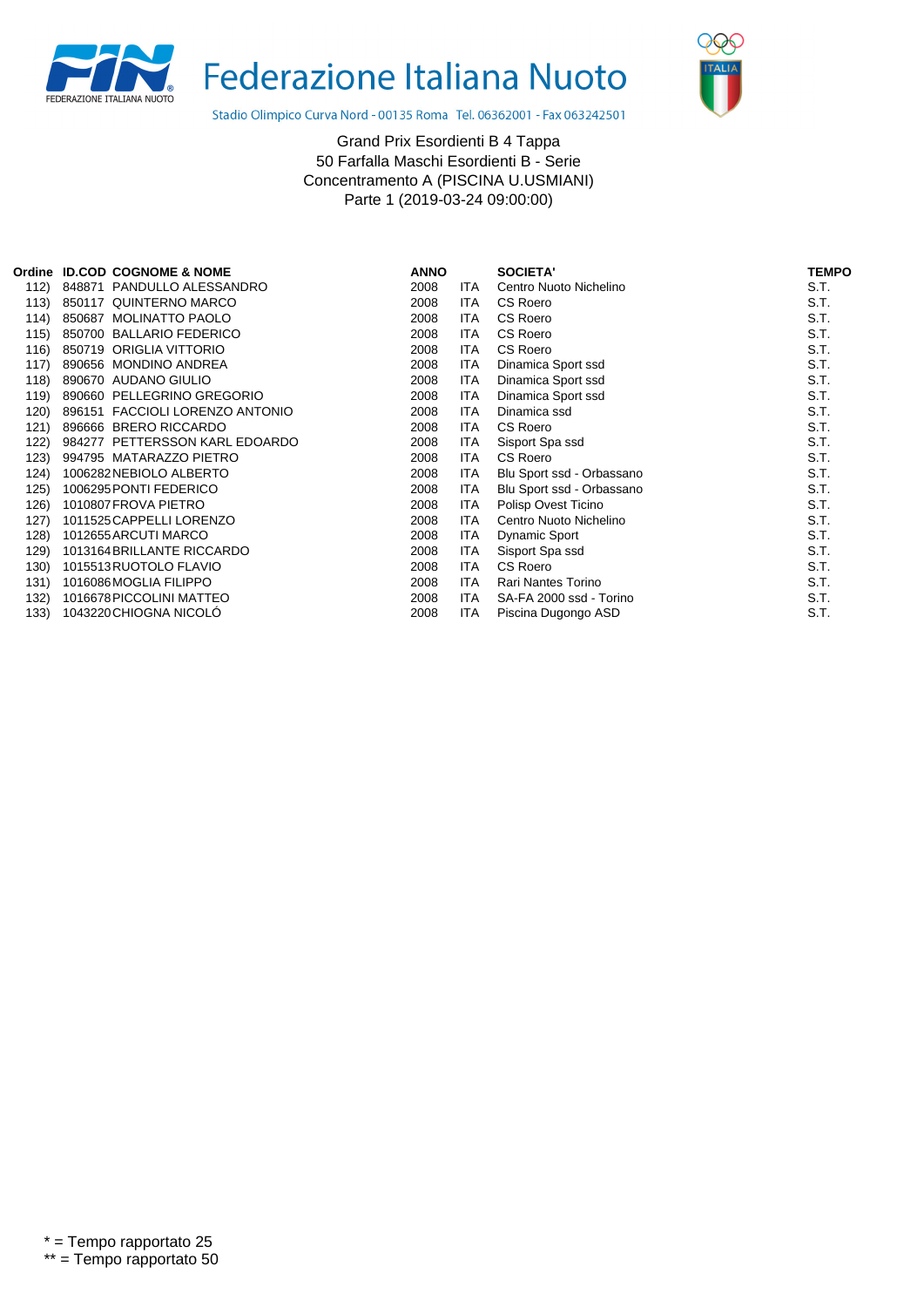# Federazione Italiana Nuoto

Stadio Olimpico Curva Nord - 00135 Roma Tel. 06362001 - Fax 063242501

Grand Prix Esordienti B 4 Tappa
50 Farfalla Maschi Esordienti B - Serie
Concentramento A (PISCINA U.USMIANI)
Parte 1 (2019-03-24 09:00:00)

| Ordine | ID.COD | COGNOME & NOME | ANNO | | SOCIETA' | TEMPO |
|---|---|---|---|---|---|---|
| 112) | 848871 | PANDULLO ALESSANDRO | 2008 | ITA | Centro Nuoto Nichelino | S.T. |
| 113) | 850117 | QUINTERNO MARCO | 2008 | ITA | CS Roero | S.T. |
| 114) | 850687 | MOLINATTO PAOLO | 2008 | ITA | CS Roero | S.T. |
| 115) | 850700 | BALLARIO FEDERICO | 2008 | ITA | CS Roero | S.T. |
| 116) | 850719 | ORIGLIA VITTORIO | 2008 | ITA | CS Roero | S.T. |
| 117) | 890656 | MONDINO ANDREA | 2008 | ITA | Dinamica Sport ssd | S.T. |
| 118) | 890670 | AUDANO GIULIO | 2008 | ITA | Dinamica Sport ssd | S.T. |
| 119) | 890660 | PELLEGRINO GREGORIO | 2008 | ITA | Dinamica Sport ssd | S.T. |
| 120) | 896151 | FACCIOLI LORENZO ANTONIO | 2008 | ITA | Dinamica ssd | S.T. |
| 121) | 896666 | BRERO RICCARDO | 2008 | ITA | CS Roero | S.T. |
| 122) | 984277 | PETTERSSON KARL EDOARDO | 2008 | ITA | Sisport Spa ssd | S.T. |
| 123) | 994795 | MATARAZZO PIETRO | 2008 | ITA | CS Roero | S.T. |
| 124) | 1006282 | NEBIOLO ALBERTO | 2008 | ITA | Blu Sport ssd - Orbassano | S.T. |
| 125) | 1006295 | PONTI FEDERICO | 2008 | ITA | Blu Sport ssd - Orbassano | S.T. |
| 126) | 1010807 | FROVA PIETRO | 2008 | ITA | Polisp Ovest Ticino | S.T. |
| 127) | 1011525 | CAPPELLI LORENZO | 2008 | ITA | Centro Nuoto Nichelino | S.T. |
| 128) | 1012655 | ARCUTI MARCO | 2008 | ITA | Dynamic Sport | S.T. |
| 129) | 1013164 | BRILLANTE RICCARDO | 2008 | ITA | Sisport Spa ssd | S.T. |
| 130) | 1015513 | RUOTOLO FLAVIO | 2008 | ITA | CS Roero | S.T. |
| 131) | 1016086 | MOGLIA FILIPPO | 2008 | ITA | Rari Nantes Torino | S.T. |
| 132) | 1016678 | PICCOLINI MATTEO | 2008 | ITA | SA-FA 2000 ssd - Torino | S.T. |
| 133) | 1043220 | CHIOGNA NICOLÓ | 2008 | ITA | Piscina Dugongo ASD | S.T. |

* = Tempo rapportato 25
** = Tempo rapportato 50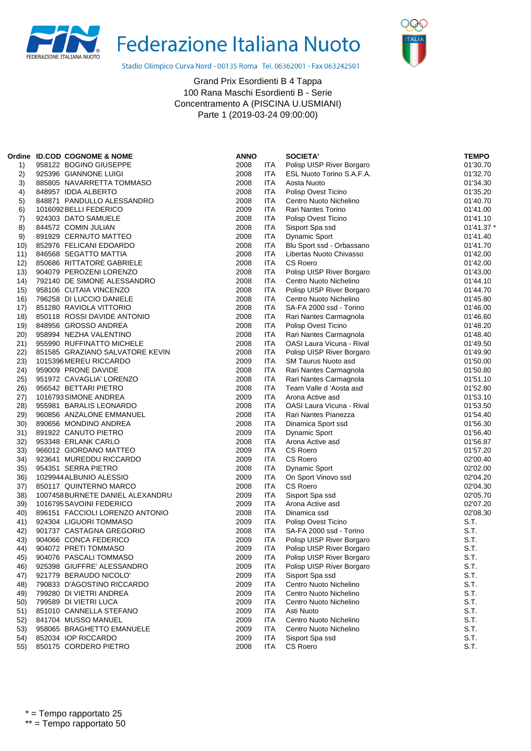Federazione Italiana Nuoto

Stadio Olimpico Curva Nord - 00135 Roma Tel. 06362001 - Fax 063242501

Grand Prix Esordienti B 4 Tappa
100 Rana Maschi Esordienti B - Serie
Concentramento A (PISCINA U.USMIANI)
Parte 1 (2019-03-24 09:00:00)

| Ordine | ID.COD | COGNOME & NOME | ANNO | | SOCIETA' | TEMPO |
|---|---|---|---|---|---|---|
| 1) | 958122 | BOGINO GIUSEPPE | 2008 | ITA | Polisp UISP River Borgaro | 01'30.70 |
| 2) | 925396 | GIANNONE LUIGI | 2008 | ITA | ESL Nuoto Torino S.A.F.A. | 01'32.70 |
| 3) | 885805 | NAVARRETTA TOMMASO | 2008 | ITA | Aosta Nuoto | 01'34.30 |
| 4) | 848957 | IDDA ALBERTO | 2008 | ITA | Polisp Ovest Ticino | 01'35.20 |
| 5) | 848871 | PANDULLO ALESSANDRO | 2008 | ITA | Centro Nuoto Nichelino | 01'40.70 |
| 6) | 1016092 | BELLI FEDERICO | 2009 | ITA | Rari Nantes Torino | 01'41.00 |
| 7) | 924303 | DATO SAMUELE | 2008 | ITA | Polisp Ovest Ticino | 01'41.10 |
| 8) | 844572 | COMIN JULIAN | 2008 | ITA | Sisport Spa ssd | 01'41.37 * |
| 9) | 891929 | CERNUTO MATTEO | 2008 | ITA | Dynamic Sport | 01'41.40 |
| 10) | 852976 | FELICANI EDOARDO | 2008 | ITA | Blu Sport ssd - Orbassano | 01'41.70 |
| 11) | 846568 | SEGATTO MATTIA | 2008 | ITA | Libertas Nuoto Chivasso | 01'42.00 |
| 12) | 850686 | RITTATORE GABRIELE | 2008 | ITA | CS Roero | 01'42.00 |
| 13) | 904079 | PEROZENI LORENZO | 2008 | ITA | Polisp UISP River Borgaro | 01'43.00 |
| 14) | 792140 | DE SIMONE ALESSANDRO | 2008 | ITA | Centro Nuoto Nichelino | 01'44.10 |
| 15) | 958106 | CUTAIA VINCENZO | 2008 | ITA | Polisp UISP River Borgaro | 01'44.70 |
| 16) | 796258 | DI LUCCIO DANIELE | 2008 | ITA | Centro Nuoto Nichelino | 01'45.80 |
| 17) | 851280 | RAVIOLA VITTORIO | 2008 | ITA | SA-FA 2000 ssd - Torino | 01'46.00 |
| 18) | 850118 | ROSSI DAVIDE ANTONIO | 2008 | ITA | Rari Nantes Carmagnola | 01'46.60 |
| 19) | 848956 | GROSSO ANDREA | 2008 | ITA | Polisp Ovest Ticino | 01'48.20 |
| 20) | 958994 | NEZHA VALENTINO | 2008 | ITA | Rari Nantes Carmagnola | 01'48.40 |
| 21) | 955990 | RUFFINATTO MICHELE | 2008 | ITA | OASI Laura Vicuna - Rival | 01'49.50 |
| 22) | 851585 | GRAZIANO SALVATORE KEVIN | 2008 | ITA | Polisp UISP River Borgaro | 01'49.90 |
| 23) | 1015396 | MEREU RICCARDO | 2009 | ITA | SM Taurus Nuoto asd | 01'50.00 |
| 24) | 959009 | PRONE DAVIDE | 2008 | ITA | Rari Nantes Carmagnola | 01'50.80 |
| 25) | 951972 | CAVAGLIA' LORENZO | 2008 | ITA | Rari Nantes Carmagnola | 01'51.10 |
| 26) | 956542 | BETTARI PIETRO | 2008 | ITA | Team Valle d 'Aosta asd | 01'52.80 |
| 27) | 1016793 | SIMONE ANDREA | 2009 | ITA | Arona Active asd | 01'53.10 |
| 28) | 955981 | BARALIS LEONARDO | 2008 | ITA | OASI Laura Vicuna - Rival | 01'53.50 |
| 29) | 960856 | ANZALONE EMMANUEL | 2008 | ITA | Rari Nantes Pianezza | 01'54.40 |
| 30) | 890656 | MONDINO ANDREA | 2008 | ITA | Dinamica Sport ssd | 01'56.30 |
| 31) | 891922 | CANUTO PIETRO | 2009 | ITA | Dynamic Sport | 01'56.40 |
| 32) | 953348 | ERLANK CARLO | 2008 | ITA | Arona Active asd | 01'56.87 |
| 33) | 966012 | GIORDANO MATTEO | 2009 | ITA | CS Roero | 01'57.20 |
| 34) | 923641 | MUREDDU RICCARDO | 2009 | ITA | CS Roero | 02'00.40 |
| 35) | 954351 | SERRA PIETRO | 2008 | ITA | Dynamic Sport | 02'02.00 |
| 36) | 1029944 | ALBUNIO ALESSIO | 2009 | ITA | On Sport Vinovo ssd | 02'04.20 |
| 37) | 850117 | QUINTERNO MARCO | 2008 | ITA | CS Roero | 02'04.30 |
| 38) | 1007458 | BURNETE DANIEL ALEXANDRU | 2009 | ITA | Sisport Spa ssd | 02'05.70 |
| 39) | 1016795 | SAVOINI FEDERICO | 2009 | ITA | Arona Active asd | 02'07.20 |
| 40) | 896151 | FACCIOLI LORENZO ANTONIO | 2008 | ITA | Dinamica ssd | 02'08.30 |
| 41) | 924304 | LIGUORI TOMMASO | 2009 | ITA | Polisp Ovest Ticino | S.T. |
| 42) | 901737 | CASTAGNA GREGORIO | 2008 | ITA | SA-FA 2000 ssd - Torino | S.T. |
| 43) | 904066 | CONCA FEDERICO | 2009 | ITA | Polisp UISP River Borgaro | S.T. |
| 44) | 904072 | PRETI TOMMASO | 2009 | ITA | Polisp UISP River Borgaro | S.T. |
| 45) | 904076 | PASCALI TOMMASO | 2009 | ITA | Polisp UISP River Borgaro | S.T. |
| 46) | 925398 | GIUFFRE' ALESSANDRO | 2009 | ITA | Polisp UISP River Borgaro | S.T. |
| 47) | 921779 | BERAUDO NICOLO' | 2009 | ITA | Sisport Spa ssd | S.T. |
| 48) | 790833 | D'AGOSTINO RICCARDO | 2009 | ITA | Centro Nuoto Nichelino | S.T. |
| 49) | 799280 | DI VIETRI ANDREA | 2009 | ITA | Centro Nuoto Nichelino | S.T. |
| 50) | 799589 | DI VIETRI LUCA | 2009 | ITA | Centro Nuoto Nichelino | S.T. |
| 51) | 851010 | CANNELLA STEFANO | 2009 | ITA | Asti Nuoto | S.T. |
| 52) | 841704 | MUSSO MANUEL | 2009 | ITA | Centro Nuoto Nichelino | S.T. |
| 53) | 958065 | BRAGHETTO EMANUELE | 2009 | ITA | Centro Nuoto Nichelino | S.T. |
| 54) | 852034 | IOP RICCARDO | 2009 | ITA | Sisport Spa ssd | S.T. |
| 55) | 850175 | CORDERO PIETRO | 2008 | ITA | CS Roero | S.T. |

* = Tempo rapportato 25
** = Tempo rapportato 50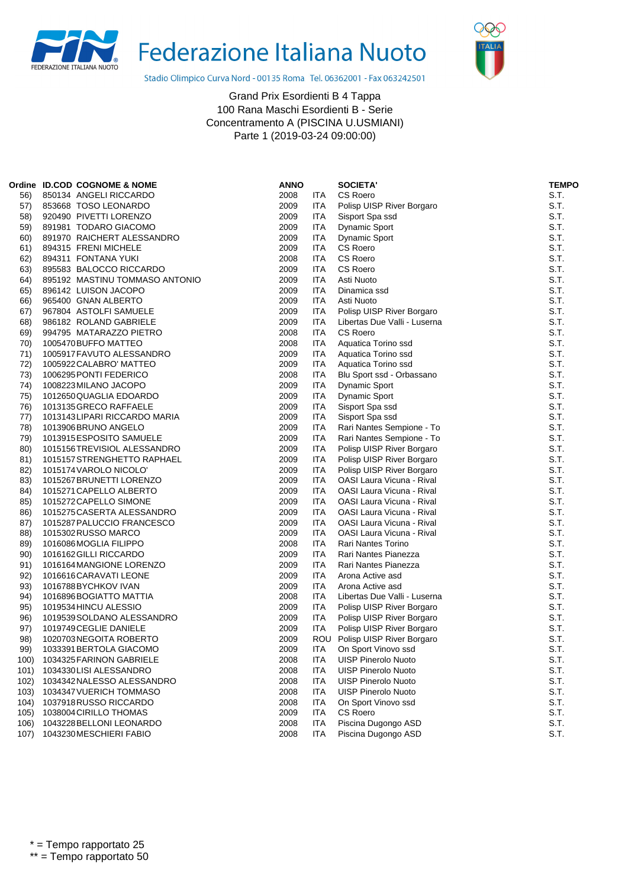Federazione Italiana Nuoto

Stadio Olimpico Curva Nord - 00135 Roma Tel. 06362001 - Fax 063242501

Grand Prix Esordienti B 4 Tappa
100 Rana Maschi Esordienti B - Serie
Concentramento A (PISCINA U.USMIANI)
Parte 1 (2019-03-24 09:00:00)

| Ordine | ID.COD | COGNOME & NOME | ANNO | | SOCIETA' | TEMPO |
|---|---|---|---|---|---|---|
| 56) | 850134 | ANGELI RICCARDO | 2008 | ITA | CS Roero | S.T. |
| 57) | 853668 | TOSO LEONARDO | 2009 | ITA | Polisp UISP River Borgaro | S.T. |
| 58) | 920490 | PIVETTI LORENZO | 2009 | ITA | Sisport Spa ssd | S.T. |
| 59) | 891981 | TODARO GIACOMO | 2009 | ITA | Dynamic Sport | S.T. |
| 60) | 891970 | RAICHERT ALESSANDRO | 2009 | ITA | Dynamic Sport | S.T. |
| 61) | 894315 | FRENI MICHELE | 2009 | ITA | CS Roero | S.T. |
| 62) | 894311 | FONTANA YUKI | 2008 | ITA | CS Roero | S.T. |
| 63) | 895583 | BALOCCO RICCARDO | 2009 | ITA | CS Roero | S.T. |
| 64) | 895192 | MASTINU TOMMASO ANTONIO | 2009 | ITA | Asti Nuoto | S.T. |
| 65) | 896142 | LUISON JACOPO | 2009 | ITA | Dinamica ssd | S.T. |
| 66) | 965400 | GNAN ALBERTO | 2009 | ITA | Asti Nuoto | S.T. |
| 67) | 967804 | ASTOLFI SAMUELE | 2009 | ITA | Polisp UISP River Borgaro | S.T. |
| 68) | 986182 | ROLAND GABRIELE | 2009 | ITA | Libertas Due Valli - Luserna | S.T. |
| 69) | 994795 | MATARAZZO PIETRO | 2008 | ITA | CS Roero | S.T. |
| 70) | 1005470 | BUFFO MATTEO | 2008 | ITA | Aquatica Torino ssd | S.T. |
| 71) | 1005917 | FAVUTO ALESSANDRO | 2009 | ITA | Aquatica Torino ssd | S.T. |
| 72) | 1005922 | CALABRO' MATTEO | 2009 | ITA | Aquatica Torino ssd | S.T. |
| 73) | 1006295 | PONTI FEDERICO | 2008 | ITA | Blu Sport ssd - Orbassano | S.T. |
| 74) | 1008223 | MILANO JACOPO | 2009 | ITA | Dynamic Sport | S.T. |
| 75) | 1012650 | QUAGLIA EDOARDO | 2009 | ITA | Dynamic Sport | S.T. |
| 76) | 1013135 | GRECO RAFFAELE | 2009 | ITA | Sisport Spa ssd | S.T. |
| 77) | 1013143 | LIPARI RICCARDO MARIA | 2009 | ITA | Sisport Spa ssd | S.T. |
| 78) | 1013906 | BRUNO ANGELO | 2009 | ITA | Rari Nantes Sempione - To | S.T. |
| 79) | 1013915 | ESPOSITO SAMUELE | 2009 | ITA | Rari Nantes Sempione - To | S.T. |
| 80) | 1015156 | TREVISIOL ALESSANDRO | 2009 | ITA | Polisp UISP River Borgaro | S.T. |
| 81) | 1015157 | STRENGHETTO RAPHAEL | 2009 | ITA | Polisp UISP River Borgaro | S.T. |
| 82) | 1015174 | VAROLO NICOLO' | 2009 | ITA | Polisp UISP River Borgaro | S.T. |
| 83) | 1015267 | BRUNETTI LORENZO | 2009 | ITA | OASI Laura Vicuna - Rival | S.T. |
| 84) | 1015271 | CAPELLO ALBERTO | 2009 | ITA | OASI Laura Vicuna - Rival | S.T. |
| 85) | 1015272 | CAPELLO SIMONE | 2009 | ITA | OASI Laura Vicuna - Rival | S.T. |
| 86) | 1015275 | CASERTA ALESSANDRO | 2009 | ITA | OASI Laura Vicuna - Rival | S.T. |
| 87) | 1015287 | PALUCCIO FRANCESCO | 2009 | ITA | OASI Laura Vicuna - Rival | S.T. |
| 88) | 1015302 | RUSSO MARCO | 2009 | ITA | OASI Laura Vicuna - Rival | S.T. |
| 89) | 1016086 | MOGLIA FILIPPO | 2008 | ITA | Rari Nantes Torino | S.T. |
| 90) | 1016162 | GILLI RICCARDO | 2009 | ITA | Rari Nantes Pianezza | S.T. |
| 91) | 1016164 | MANGIONE LORENZO | 2009 | ITA | Rari Nantes Pianezza | S.T. |
| 92) | 1016616 | CARAVATI LEONE | 2009 | ITA | Arona Active asd | S.T. |
| 93) | 1016788 | BYCHKOV IVAN | 2009 | ITA | Arona Active asd | S.T. |
| 94) | 1016896 | BOGIATTO MATTIA | 2008 | ITA | Libertas Due Valli - Luserna | S.T. |
| 95) | 1019534 | HINCU ALESSIO | 2009 | ITA | Polisp UISP River Borgaro | S.T. |
| 96) | 1019539 | SOLDANO ALESSANDRO | 2009 | ITA | Polisp UISP River Borgaro | S.T. |
| 97) | 1019749 | CEGLIE DANIELE | 2009 | ITA | Polisp UISP River Borgaro | S.T. |
| 98) | 1020703 | NEGOITA ROBERTO | 2009 | ROU | Polisp UISP River Borgaro | S.T. |
| 99) | 1033391 | BERTOLA GIACOMO | 2009 | ITA | On Sport Vinovo ssd | S.T. |
| 100) | 1034325 | FARINON GABRIELE | 2008 | ITA | UISP Pinerolo Nuoto | S.T. |
| 101) | 1034330 | LISI ALESSANDRO | 2008 | ITA | UISP Pinerolo Nuoto | S.T. |
| 102) | 1034342 | NALESSO ALESSANDRO | 2008 | ITA | UISP Pinerolo Nuoto | S.T. |
| 103) | 1034347 | VUERICH TOMMASO | 2008 | ITA | UISP Pinerolo Nuoto | S.T. |
| 104) | 1037918 | RUSSO RICCARDO | 2008 | ITA | On Sport Vinovo ssd | S.T. |
| 105) | 1038004 | CIRILLO THOMAS | 2009 | ITA | CS Roero | S.T. |
| 106) | 1043228 | BELLONI LEONARDO | 2008 | ITA | Piscina Dugongo ASD | S.T. |
| 107) | 1043230 | MESCHIERI FABIO | 2008 | ITA | Piscina Dugongo ASD | S.T. |

* = Tempo rapportato 25
** = Tempo rapportato 50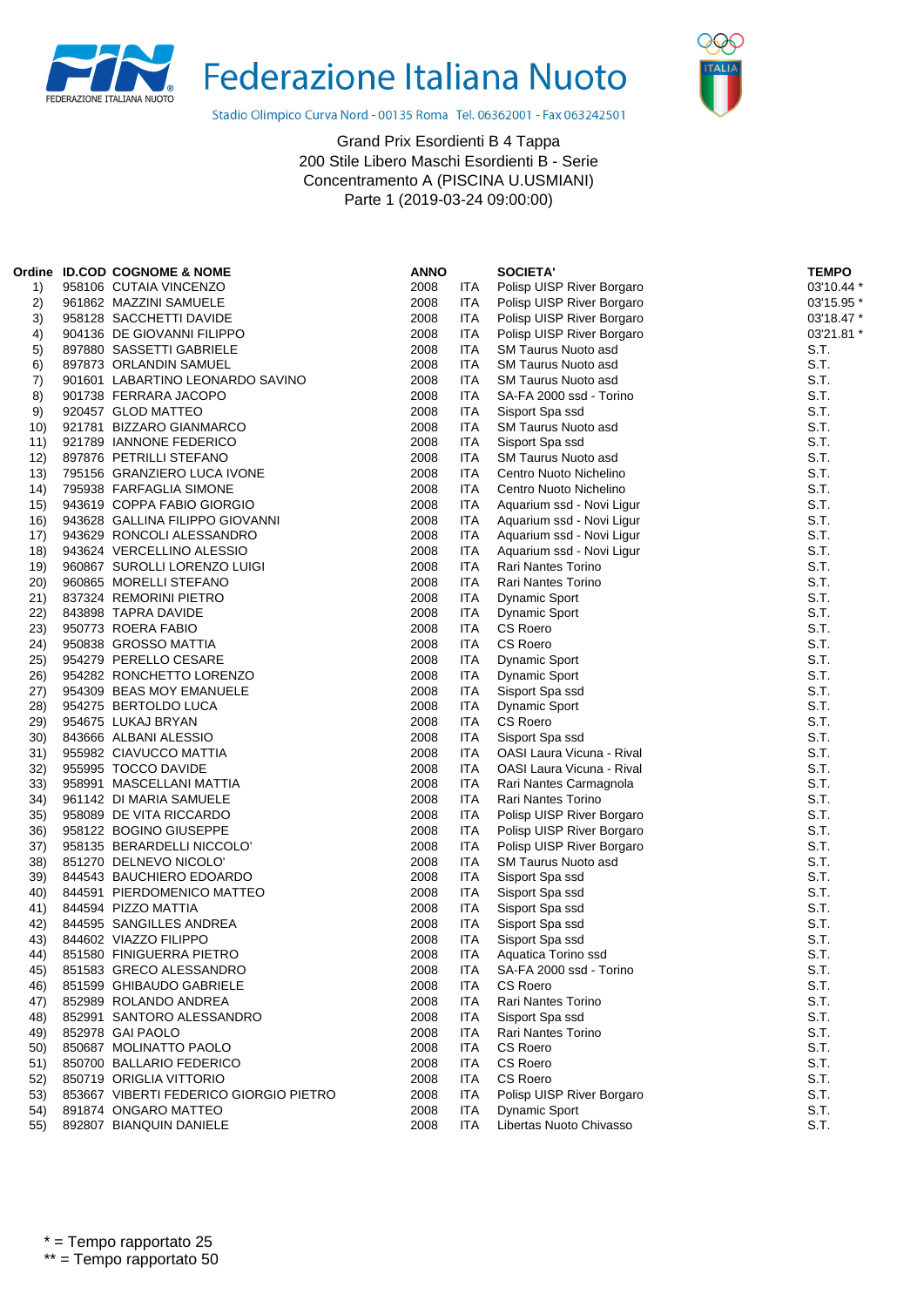Federazione Italiana Nuoto

Stadio Olimpico Curva Nord - 00135 Roma Tel. 06362001 - Fax 063242501

Grand Prix Esordienti B 4 Tappa
200 Stile Libero Maschi Esordienti B - Serie
Concentramento A (PISCINA U.USMIANI)
Parte 1 (2019-03-24 09:00:00)

| Ordine | ID.COD | COGNOME & NOME | ANNO | | SOCIETA' | TEMPO |
|---|---|---|---|---|---|---|
| 1) | 958106 | CUTAIA VINCENZO | 2008 | ITA | Polisp UISP River Borgaro | 03'10.44 * |
| 2) | 961862 | MAZZINI SAMUELE | 2008 | ITA | Polisp UISP River Borgaro | 03'15.95 * |
| 3) | 958128 | SACCHETTI DAVIDE | 2008 | ITA | Polisp UISP River Borgaro | 03'18.47 * |
| 4) | 904136 | DE GIOVANNI FILIPPO | 2008 | ITA | Polisp UISP River Borgaro | 03'21.81 * |
| 5) | 897880 | SASSETTI GABRIELE | 2008 | ITA | SM Taurus Nuoto asd | S.T. |
| 6) | 897873 | ORLANDIN SAMUEL | 2008 | ITA | SM Taurus Nuoto asd | S.T. |
| 7) | 901601 | LABARTINO LEONARDO SAVINO | 2008 | ITA | SM Taurus Nuoto asd | S.T. |
| 8) | 901738 | FERRARA JACOPO | 2008 | ITA | SA-FA 2000 ssd - Torino | S.T. |
| 9) | 920457 | GLOD MATTEO | 2008 | ITA | Sisport Spa ssd | S.T. |
| 10) | 921781 | BIZZARO GIANMARCO | 2008 | ITA | SM Taurus Nuoto asd | S.T. |
| 11) | 921789 | IANNONE FEDERICO | 2008 | ITA | Sisport Spa ssd | S.T. |
| 12) | 897876 | PETRILLI STEFANO | 2008 | ITA | SM Taurus Nuoto asd | S.T. |
| 13) | 795156 | GRANZIERO LUCA IVONE | 2008 | ITA | Centro Nuoto Nichelino | S.T. |
| 14) | 795938 | FARFAGLIA SIMONE | 2008 | ITA | Centro Nuoto Nichelino | S.T. |
| 15) | 943619 | COPPA FABIO GIORGIO | 2008 | ITA | Aquarium ssd - Novi Ligur | S.T. |
| 16) | 943628 | GALLINA FILIPPO GIOVANNI | 2008 | ITA | Aquarium ssd - Novi Ligur | S.T. |
| 17) | 943629 | RONCOLI ALESSANDRO | 2008 | ITA | Aquarium ssd - Novi Ligur | S.T. |
| 18) | 943624 | VERCELLINO ALESSIO | 2008 | ITA | Aquarium ssd - Novi Ligur | S.T. |
| 19) | 960867 | SUROLLI LORENZO LUIGI | 2008 | ITA | Rari Nantes Torino | S.T. |
| 20) | 960865 | MORELLI STEFANO | 2008 | ITA | Rari Nantes Torino | S.T. |
| 21) | 837324 | REMORINI PIETRO | 2008 | ITA | Dynamic Sport | S.T. |
| 22) | 843898 | TAPRA DAVIDE | 2008 | ITA | Dynamic Sport | S.T. |
| 23) | 950773 | ROERA FABIO | 2008 | ITA | CS Roero | S.T. |
| 24) | 950838 | GROSSO MATTIA | 2008 | ITA | CS Roero | S.T. |
| 25) | 954279 | PERELLO CESARE | 2008 | ITA | Dynamic Sport | S.T. |
| 26) | 954282 | RONCHETTO LORENZO | 2008 | ITA | Dynamic Sport | S.T. |
| 27) | 954309 | BEAS MOY EMANUELE | 2008 | ITA | Sisport Spa ssd | S.T. |
| 28) | 954275 | BERTOLDO LUCA | 2008 | ITA | Dynamic Sport | S.T. |
| 29) | 954675 | LUKAJ BRYAN | 2008 | ITA | CS Roero | S.T. |
| 30) | 843666 | ALBANI ALESSIO | 2008 | ITA | Sisport Spa ssd | S.T. |
| 31) | 955982 | CIAVUCCO MATTIA | 2008 | ITA | OASI Laura Vicuna - Rival | S.T. |
| 32) | 955995 | TOCCO DAVIDE | 2008 | ITA | OASI Laura Vicuna - Rival | S.T. |
| 33) | 958991 | MASCELLANI MATTIA | 2008 | ITA | Rari Nantes Carmagnola | S.T. |
| 34) | 961142 | DI MARIA SAMUELE | 2008 | ITA | Rari Nantes Torino | S.T. |
| 35) | 958089 | DE VITA RICCARDO | 2008 | ITA | Polisp UISP River Borgaro | S.T. |
| 36) | 958122 | BOGINO GIUSEPPE | 2008 | ITA | Polisp UISP River Borgaro | S.T. |
| 37) | 958135 | BERARDELLI NICCOLO' | 2008 | ITA | Polisp UISP River Borgaro | S.T. |
| 38) | 851270 | DELNEVO NICOLO' | 2008 | ITA | SM Taurus Nuoto asd | S.T. |
| 39) | 844543 | BAUCHIERO EDOARDO | 2008 | ITA | Sisport Spa ssd | S.T. |
| 40) | 844591 | PIERDOMENICO MATTEO | 2008 | ITA | Sisport Spa ssd | S.T. |
| 41) | 844594 | PIZZO MATTIA | 2008 | ITA | Sisport Spa ssd | S.T. |
| 42) | 844595 | SANGILLES ANDREA | 2008 | ITA | Sisport Spa ssd | S.T. |
| 43) | 844602 | VIAZZO FILIPPO | 2008 | ITA | Sisport Spa ssd | S.T. |
| 44) | 851580 | FINIGUERRA PIETRO | 2008 | ITA | Aquatica Torino ssd | S.T. |
| 45) | 851583 | GRECO ALESSANDRO | 2008 | ITA | SA-FA 2000 ssd - Torino | S.T. |
| 46) | 851599 | GHIBAUDO GABRIELE | 2008 | ITA | CS Roero | S.T. |
| 47) | 852989 | ROLANDO ANDREA | 2008 | ITA | Rari Nantes Torino | S.T. |
| 48) | 852991 | SANTORO ALESSANDRO | 2008 | ITA | Sisport Spa ssd | S.T. |
| 49) | 852978 | GAI PAOLO | 2008 | ITA | Rari Nantes Torino | S.T. |
| 50) | 850687 | MOLINATTO PAOLO | 2008 | ITA | CS Roero | S.T. |
| 51) | 850700 | BALLARIO FEDERICO | 2008 | ITA | CS Roero | S.T. |
| 52) | 850719 | ORIGLIA VITTORIO | 2008 | ITA | CS Roero | S.T. |
| 53) | 853667 | VIBERTI FEDERICO GIORGIO PIETRO | 2008 | ITA | Polisp UISP River Borgaro | S.T. |
| 54) | 891874 | ONGARO MATTEO | 2008 | ITA | Dynamic Sport | S.T. |
| 55) | 892807 | BIANQUIN DANIELE | 2008 | ITA | Libertas Nuoto Chivasso | S.T. |

* = Tempo rapportato 25
** = Tempo rapportato 50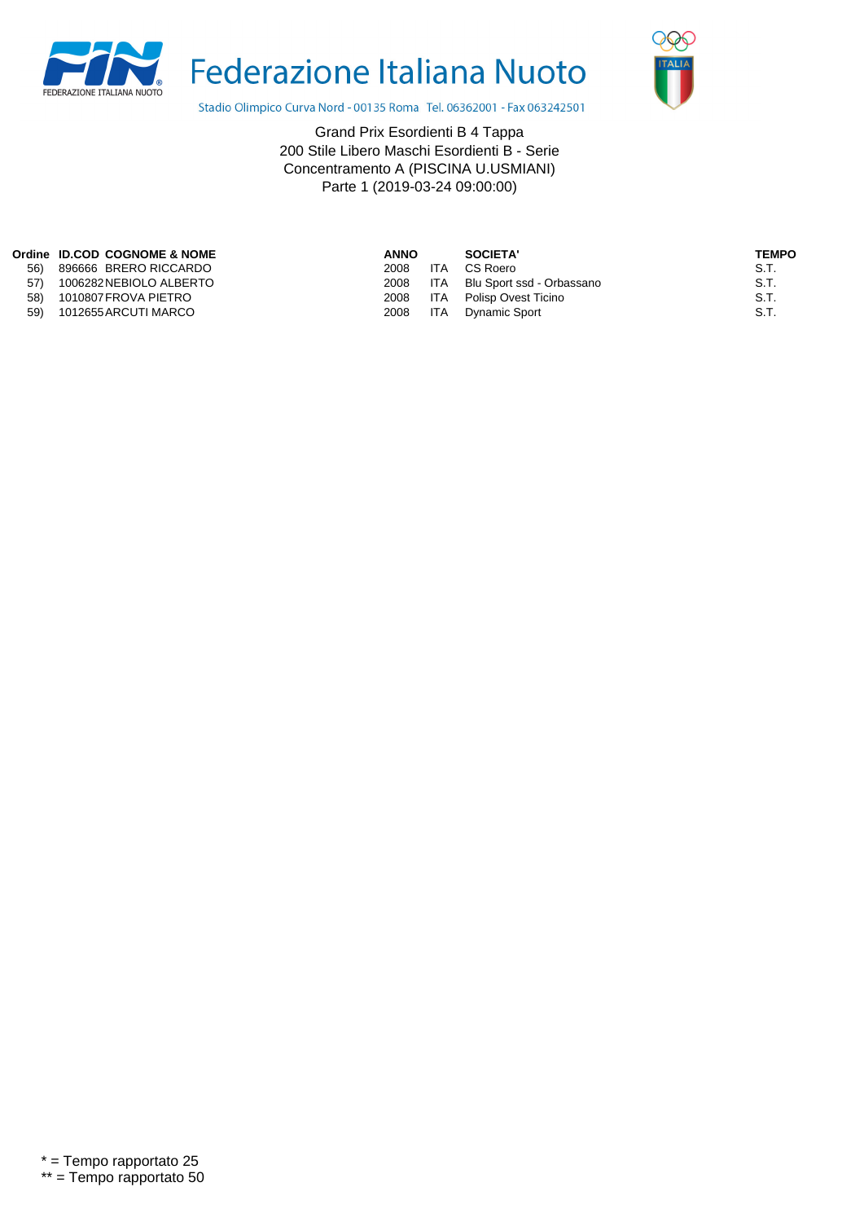Federazione Italiana Nuoto

Stadio Olimpico Curva Nord - 00135 Roma Tel. 06362001 - Fax 063242501

Grand Prix Esordienti B 4 Tappa
200 Stile Libero Maschi Esordienti B - Serie
Concentramento A (PISCINA U.USMIANI)
Parte 1 (2019-03-24 09:00:00)

| Ordine | ID.COD | COGNOME & NOME | ANNO | | SOCIETA' | TEMPO |
|---|---|---|---|---|---|---|
| 56) | 896666 | BRERO RICCARDO | 2008 | ITA | CS Roero | S.T. |
| 57) | 1006282 | NEBIOLO ALBERTO | 2008 | ITA | Blu Sport ssd - Orbassano | S.T. |
| 58) | 1010807 | FROVA PIETRO | 2008 | ITA | Polisp Ovest Ticino | S.T. |
| 59) | 1012655 | ARCUTI MARCO | 2008 | ITA | Dynamic Sport | S.T. |

* = Tempo rapportato 25
** = Tempo rapportato 50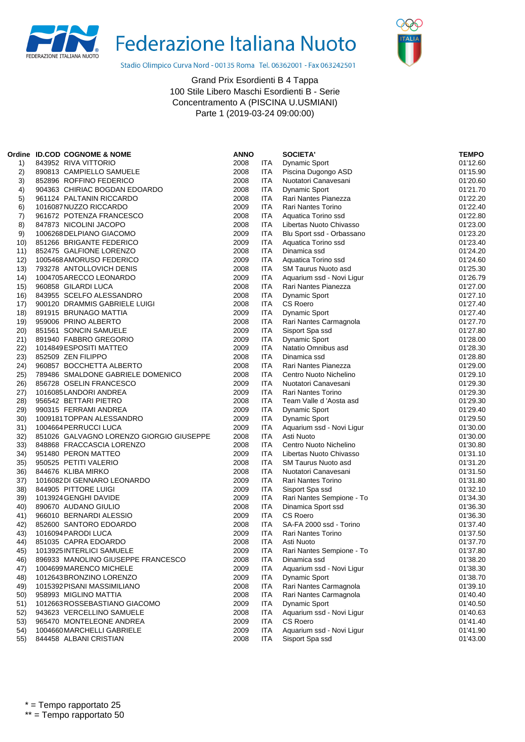Federazione Italiana Nuoto

Stadio Olimpico Curva Nord - 00135 Roma Tel. 06362001 - Fax 063242501

Grand Prix Esordienti B 4 Tappa
100 Stile Libero Maschi Esordienti B - Serie
Concentramento A (PISCINA U.USMIANI)
Parte 1 (2019-03-24 09:00:00)

| Ordine | ID.COD | COGNOME & NOME | ANNO | | SOCIETA' | TEMPO |
|---|---|---|---|---|---|---|
| 1) | 843952 | RIVA VITTORIO | 2008 | ITA | Dynamic Sport | 01'12.60 |
| 2) | 890813 | CAMPIELLO SAMUELE | 2008 | ITA | Piscina Dugongo ASD | 01'15.90 |
| 3) | 852896 | ROFFINO FEDERICO | 2008 | ITA | Nuotatori Canavesani | 01'20.60 |
| 4) | 904363 | CHIRIAC BOGDAN EDOARDO | 2008 | ITA | Dynamic Sport | 01'21.70 |
| 5) | 961124 | PALTANIN RICCARDO | 2008 | ITA | Rari Nantes Pianezza | 01'22.20 |
| 6) | 1016087 | NUZZO RICCARDO | 2009 | ITA | Rari Nantes Torino | 01'22.40 |
| 7) | 961672 | POTENZA FRANCESCO | 2008 | ITA | Aquatica Torino ssd | 01'22.80 |
| 8) | 847873 | NICOLINI JACOPO | 2008 | ITA | Libertas Nuoto Chivasso | 01'23.00 |
| 9) | 1006268 | DELPIANO GIACOMO | 2009 | ITA | Blu Sport ssd - Orbassano | 01'23.20 |
| 10) | 851266 | BRIGANTE FEDERICO | 2009 | ITA | Aquatica Torino ssd | 01'23.40 |
| 11) | 852475 | GALFIONE LORENZO | 2008 | ITA | Dinamica ssd | 01'24.20 |
| 12) | 1005468 | AMORUSO FEDERICO | 2009 | ITA | Aquatica Torino ssd | 01'24.60 |
| 13) | 793278 | ANTOLLOVICH DENIS | 2008 | ITA | SM Taurus Nuoto asd | 01'25.30 |
| 14) | 1004705 | ARECCO LEONARDO | 2009 | ITA | Aquarium ssd - Novi Ligur | 01'26.79 |
| 15) | 960858 | GILARDI LUCA | 2008 | ITA | Rari Nantes Pianezza | 01'27.00 |
| 16) | 843955 | SCELFO ALESSANDRO | 2008 | ITA | Dynamic Sport | 01'27.10 |
| 17) | 900120 | DRAMMIS GABRIELE LUIGI | 2008 | ITA | CS Roero | 01'27.40 |
| 18) | 891915 | BRUNAGO MATTIA | 2009 | ITA | Dynamic Sport | 01'27.40 |
| 19) | 959006 | PRINO ALBERTO | 2008 | ITA | Rari Nantes Carmagnola | 01'27.70 |
| 20) | 851561 | SONCIN SAMUELE | 2009 | ITA | Sisport Spa ssd | 01'27.80 |
| 21) | 891940 | FABBRO GREGORIO | 2009 | ITA | Dynamic Sport | 01'28.00 |
| 22) | 1014849 | ESPOSITI MATTEO | 2009 | ITA | Natatio Omnibus asd | 01'28.30 |
| 23) | 852509 | ZEN FILIPPO | 2008 | ITA | Dinamica ssd | 01'28.80 |
| 24) | 960857 | BOCCHETTA ALBERTO | 2008 | ITA | Rari Nantes Pianezza | 01'29.00 |
| 25) | 789486 | SMALDONE GABRIELE DOMENICO | 2008 | ITA | Centro Nuoto Nichelino | 01'29.10 |
| 26) | 856728 | OSELIN FRANCESCO | 2009 | ITA | Nuotatori Canavesani | 01'29.30 |
| 27) | 1016085 | LANDORI ANDREA | 2009 | ITA | Rari Nantes Torino | 01'29.30 |
| 28) | 956542 | BETTARI PIETRO | 2008 | ITA | Team Valle d 'Aosta asd | 01'29.30 |
| 29) | 990315 | FERRAMI ANDREA | 2009 | ITA | Dynamic Sport | 01'29.40 |
| 30) | 1009181 | TOPPAN ALESSANDRO | 2009 | ITA | Dynamic Sport | 01'29.50 |
| 31) | 1004664 | PERRUCCI LUCA | 2009 | ITA | Aquarium ssd - Novi Ligur | 01'30.00 |
| 32) | 851026 | GALVAGNO LORENZO GIORGIO GIUSEPPE | 2008 | ITA | Asti Nuoto | 01'30.00 |
| 33) | 848868 | FRACCASCIA LORENZO | 2008 | ITA | Centro Nuoto Nichelino | 01'30.80 |
| 34) | 951480 | PERON MATTEO | 2009 | ITA | Libertas Nuoto Chivasso | 01'31.10 |
| 35) | 950525 | PETITI VALERIO | 2008 | ITA | SM Taurus Nuoto asd | 01'31.20 |
| 36) | 844676 | KLIBA MIRKO | 2008 | ITA | Nuotatori Canavesani | 01'31.50 |
| 37) | 1016082 | DI GENNARO LEONARDO | 2009 | ITA | Rari Nantes Torino | 01'31.80 |
| 38) | 844905 | PITTORE LUIGI | 2009 | ITA | Sisport Spa ssd | 01'32.10 |
| 39) | 1013924 | GENGHI DAVIDE | 2009 | ITA | Rari Nantes Sempione - To | 01'34.30 |
| 40) | 890670 | AUDANO GIULIO | 2008 | ITA | Dinamica Sport ssd | 01'36.30 |
| 41) | 966010 | BERNARDI ALESSIO | 2009 | ITA | CS Roero | 01'36.30 |
| 42) | 852600 | SANTORO EDOARDO | 2008 | ITA | SA-FA 2000 ssd - Torino | 01'37.40 |
| 43) | 1016094 | PARODI LUCA | 2009 | ITA | Rari Nantes Torino | 01'37.50 |
| 44) | 851035 | CAPRA EDOARDO | 2008 | ITA | Asti Nuoto | 01'37.70 |
| 45) | 1013925 | INTERLICI SAMUELE | 2009 | ITA | Rari Nantes Sempione - To | 01'37.80 |
| 46) | 896933 | MANOLINO GIUSEPPE FRANCESCO | 2008 | ITA | Dinamica ssd | 01'38.20 |
| 47) | 1004699 | MARENCO MICHELE | 2009 | ITA | Aquarium ssd - Novi Ligur | 01'38.30 |
| 48) | 1012643 | BRONZINO LORENZO | 2009 | ITA | Dynamic Sport | 01'38.70 |
| 49) | 1015392 | PISANI MASSIMILIANO | 2008 | ITA | Rari Nantes Carmagnola | 01'39.10 |
| 50) | 958993 | MIGLINO MATTIA | 2008 | ITA | Rari Nantes Carmagnola | 01'40.40 |
| 51) | 1012663 | ROSSEBASTIANO GIACOMO | 2009 | ITA | Dynamic Sport | 01'40.50 |
| 52) | 943623 | VERCELLINO SAMUELE | 2008 | ITA | Aquarium ssd - Novi Ligur | 01'40.63 |
| 53) | 965470 | MONTELEONE ANDREA | 2009 | ITA | CS Roero | 01'41.40 |
| 54) | 1004660 | MARCHELLI GABRIELE | 2009 | ITA | Aquarium ssd - Novi Ligur | 01'41.90 |
| 55) | 844458 | ALBANI CRISTIAN | 2008 | ITA | Sisport Spa ssd | 01'43.00 |

* = Tempo rapportato 25
** = Tempo rapportato 50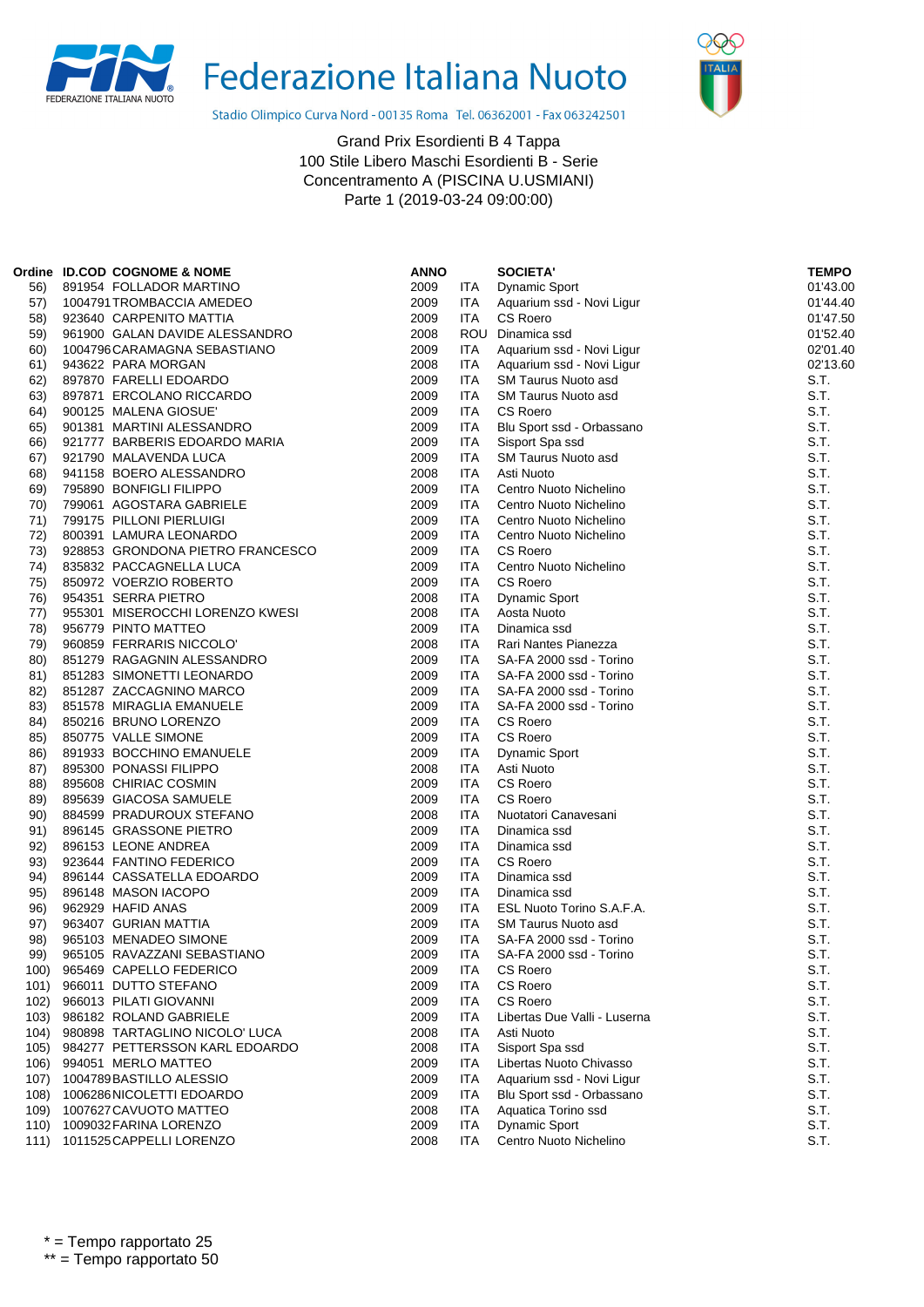Federazione Italiana Nuoto

Stadio Olimpico Curva Nord - 00135 Roma Tel. 06362001 - Fax 063242501

Grand Prix Esordienti B 4 Tappa
100 Stile Libero Maschi Esordienti B - Serie
Concentramento A (PISCINA U.USMIANI)
Parte 1 (2019-03-24 09:00:00)

| Ordine | ID.COD | COGNOME & NOME | ANNO | | SOCIETA' | TEMPO |
|---|---|---|---|---|---|---|
| 56) | 891954 | FOLLADOR MARTINO | 2009 | ITA | Dynamic Sport | 01'43.00 |
| 57) | 1004791 | TROMBACCIA AMEDEO | 2009 | ITA | Aquarium ssd - Novi Ligur | 01'44.40 |
| 58) | 923640 | CARPENITO MATTIA | 2009 | ITA | CS Roero | 01'47.50 |
| 59) | 961900 | GALAN DAVIDE ALESSANDRO | 2008 | ROU | Dinamica ssd | 01'52.40 |
| 60) | 1004796 | CARAMAGNA SEBASTIANO | 2009 | ITA | Aquarium ssd - Novi Ligur | 02'01.40 |
| 61) | 943622 | PARA MORGAN | 2008 | ITA | Aquarium ssd - Novi Ligur | 02'13.60 |
| 62) | 897870 | FARELLI EDOARDO | 2009 | ITA | SM Taurus Nuoto asd | S.T. |
| 63) | 897871 | ERCOLANO RICCARDO | 2009 | ITA | SM Taurus Nuoto asd | S.T. |
| 64) | 900125 | MALENA GIOSUE' | 2009 | ITA | CS Roero | S.T. |
| 65) | 901381 | MARTINI ALESSANDRO | 2009 | ITA | Blu Sport ssd - Orbassano | S.T. |
| 66) | 921777 | BARBERIS EDOARDO MARIA | 2009 | ITA | Sisport Spa ssd | S.T. |
| 67) | 921790 | MALAVENDA LUCA | 2009 | ITA | SM Taurus Nuoto asd | S.T. |
| 68) | 941158 | BOERO ALESSANDRO | 2008 | ITA | Asti Nuoto | S.T. |
| 69) | 795890 | BONFIGLI FILIPPO | 2009 | ITA | Centro Nuoto Nichelino | S.T. |
| 70) | 799061 | AGOSTARA GABRIELE | 2009 | ITA | Centro Nuoto Nichelino | S.T. |
| 71) | 799175 | PILLONI PIERLUIGI | 2009 | ITA | Centro Nuoto Nichelino | S.T. |
| 72) | 800391 | LAMURA LEONARDO | 2009 | ITA | Centro Nuoto Nichelino | S.T. |
| 73) | 928853 | GRONDONA PIETRO FRANCESCO | 2009 | ITA | CS Roero | S.T. |
| 74) | 835832 | PACCAGNELLA LUCA | 2009 | ITA | Centro Nuoto Nichelino | S.T. |
| 75) | 850972 | VOERZIO ROBERTO | 2009 | ITA | CS Roero | S.T. |
| 76) | 954351 | SERRA PIETRO | 2008 | ITA | Dynamic Sport | S.T. |
| 77) | 955301 | MISEROCCHI LORENZO KWESI | 2008 | ITA | Aosta Nuoto | S.T. |
| 78) | 956779 | PINTO MATTEO | 2009 | ITA | Dinamica ssd | S.T. |
| 79) | 960859 | FERRARIS NICCOLO' | 2008 | ITA | Rari Nantes Pianezza | S.T. |
| 80) | 851279 | RAGAGNIN ALESSANDRO | 2009 | ITA | SA-FA 2000 ssd - Torino | S.T. |
| 81) | 851283 | SIMONETTI LEONARDO | 2009 | ITA | SA-FA 2000 ssd - Torino | S.T. |
| 82) | 851287 | ZACCAGNINO MARCO | 2009 | ITA | SA-FA 2000 ssd - Torino | S.T. |
| 83) | 851578 | MIRAGLIA EMANUELE | 2009 | ITA | SA-FA 2000 ssd - Torino | S.T. |
| 84) | 850216 | BRUNO LORENZO | 2009 | ITA | CS Roero | S.T. |
| 85) | 850775 | VALLE SIMONE | 2009 | ITA | CS Roero | S.T. |
| 86) | 891933 | BOCCHINO EMANUELE | 2009 | ITA | Dynamic Sport | S.T. |
| 87) | 895300 | PONASSI FILIPPO | 2008 | ITA | Asti Nuoto | S.T. |
| 88) | 895608 | CHIRIAC COSMIN | 2009 | ITA | CS Roero | S.T. |
| 89) | 895639 | GIACOSA SAMUELE | 2009 | ITA | CS Roero | S.T. |
| 90) | 884599 | PRADUROUX STEFANO | 2008 | ITA | Nuotatori Canavesani | S.T. |
| 91) | 896145 | GRASSONE PIETRO | 2009 | ITA | Dinamica ssd | S.T. |
| 92) | 896153 | LEONE ANDREA | 2009 | ITA | Dinamica ssd | S.T. |
| 93) | 923644 | FANTINO FEDERICO | 2009 | ITA | CS Roero | S.T. |
| 94) | 896144 | CASSATELLA EDOARDO | 2009 | ITA | Dinamica ssd | S.T. |
| 95) | 896148 | MASON IACOPO | 2009 | ITA | Dinamica ssd | S.T. |
| 96) | 962929 | HAFID ANAS | 2009 | ITA | ESL Nuoto Torino S.A.F.A. | S.T. |
| 97) | 963407 | GURIAN MATTIA | 2009 | ITA | SM Taurus Nuoto asd | S.T. |
| 98) | 965103 | MENADEO SIMONE | 2009 | ITA | SA-FA 2000 ssd - Torino | S.T. |
| 99) | 965105 | RAVAZZANI SEBASTIANO | 2009 | ITA | SA-FA 2000 ssd - Torino | S.T. |
| 100) | 965469 | CAPELLO FEDERICO | 2009 | ITA | CS Roero | S.T. |
| 101) | 966011 | DUTTO STEFANO | 2009 | ITA | CS Roero | S.T. |
| 102) | 966013 | PILATI GIOVANNI | 2009 | ITA | CS Roero | S.T. |
| 103) | 986182 | ROLAND GABRIELE | 2009 | ITA | Libertas Due Valli - Luserna | S.T. |
| 104) | 980898 | TARTAGLINO NICOLO' LUCA | 2008 | ITA | Asti Nuoto | S.T. |
| 105) | 984277 | PETTERSSON KARL EDOARDO | 2008 | ITA | Sisport Spa ssd | S.T. |
| 106) | 994051 | MERLO MATTEO | 2009 | ITA | Libertas Nuoto Chivasso | S.T. |
| 107) | 1004789 | BASTILLO ALESSIO | 2009 | ITA | Aquarium ssd - Novi Ligur | S.T. |
| 108) | 1006286 | NICOLETTI EDOARDO | 2009 | ITA | Blu Sport ssd - Orbassano | S.T. |
| 109) | 1007627 | CAVUOTO MATTEO | 2008 | ITA | Aquatica Torino ssd | S.T. |
| 110) | 1009032 | FARINA LORENZO | 2009 | ITA | Dynamic Sport | S.T. |
| 111) | 1011525 | CAPPELLI LORENZO | 2008 | ITA | Centro Nuoto Nichelino | S.T. |

* = Tempo rapportato 25
** = Tempo rapportato 50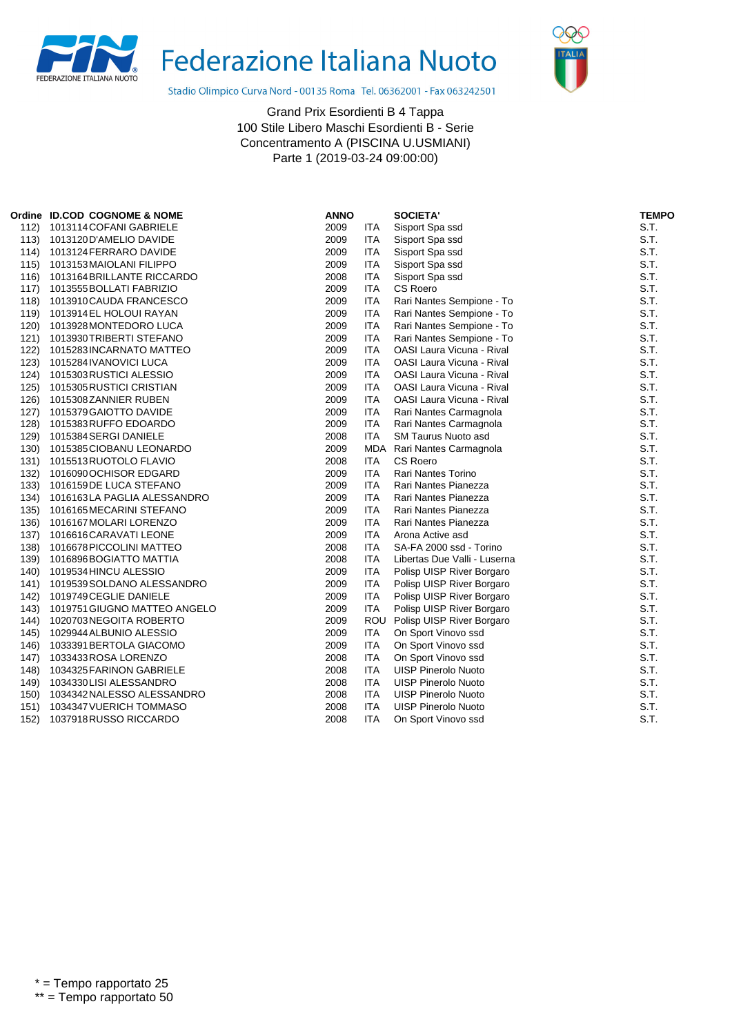Federazione Italiana Nuoto

Stadio Olimpico Curva Nord - 00135 Roma Tel. 06362001 - Fax 063242501

Grand Prix Esordienti B 4 Tappa
100 Stile Libero Maschi Esordienti B - Serie
Concentramento A (PISCINA U.USMIANI)
Parte 1 (2019-03-24 09:00:00)

| Ordine | ID.COD | COGNOME & NOME | ANNO | | SOCIETA' | TEMPO |
|---|---|---|---|---|---|---|
| 112) | 1013114 | COFANI GABRIELE | 2009 | ITA | Sisport Spa ssd | S.T. |
| 113) | 1013120 | D'AMELIO DAVIDE | 2009 | ITA | Sisport Spa ssd | S.T. |
| 114) | 1013124 | FERRARO DAVIDE | 2009 | ITA | Sisport Spa ssd | S.T. |
| 115) | 1013153 | MAIOLANI FILIPPO | 2009 | ITA | Sisport Spa ssd | S.T. |
| 116) | 1013164 | BRILLANTE RICCARDO | 2008 | ITA | Sisport Spa ssd | S.T. |
| 117) | 1013555 | BOLLATI FABRIZIO | 2009 | ITA | CS Roero | S.T. |
| 118) | 1013910 | CAUDA FRANCESCO | 2009 | ITA | Rari Nantes Sempione - To | S.T. |
| 119) | 1013914 | EL HOLOUI RAYAN | 2009 | ITA | Rari Nantes Sempione - To | S.T. |
| 120) | 1013928 | MONTEDORO LUCA | 2009 | ITA | Rari Nantes Sempione - To | S.T. |
| 121) | 1013930 | TRIBERTI STEFANO | 2009 | ITA | Rari Nantes Sempione - To | S.T. |
| 122) | 1015283 | INCARNATO MATTEO | 2009 | ITA | OASI Laura Vicuna - Rival | S.T. |
| 123) | 1015284 | IVANOVICI LUCA | 2009 | ITA | OASI Laura Vicuna - Rival | S.T. |
| 124) | 1015303 | RUSTICI ALESSIO | 2009 | ITA | OASI Laura Vicuna - Rival | S.T. |
| 125) | 1015305 | RUSTICI CRISTIAN | 2009 | ITA | OASI Laura Vicuna - Rival | S.T. |
| 126) | 1015308 | ZANNIER RUBEN | 2009 | ITA | OASI Laura Vicuna - Rival | S.T. |
| 127) | 1015379 | GAIOTTO DAVIDE | 2009 | ITA | Rari Nantes Carmagnola | S.T. |
| 128) | 1015383 | RUFFO EDOARDO | 2009 | ITA | Rari Nantes Carmagnola | S.T. |
| 129) | 1015384 | SERGI DANIELE | 2008 | ITA | SM Taurus Nuoto asd | S.T. |
| 130) | 1015385 | CIOBANU LEONARDO | 2009 | MDA | Rari Nantes Carmagnola | S.T. |
| 131) | 1015513 | RUOTOLO FLAVIO | 2008 | ITA | CS Roero | S.T. |
| 132) | 1016090 | OCHISOR EDGARD | 2009 | ITA | Rari Nantes Torino | S.T. |
| 133) | 1016159 | DE LUCA STEFANO | 2009 | ITA | Rari Nantes Pianezza | S.T. |
| 134) | 1016163 | LA PAGLIA ALESSANDRO | 2009 | ITA | Rari Nantes Pianezza | S.T. |
| 135) | 1016165 | MECARINI STEFANO | 2009 | ITA | Rari Nantes Pianezza | S.T. |
| 136) | 1016167 | MOLARI LORENZO | 2009 | ITA | Rari Nantes Pianezza | S.T. |
| 137) | 1016616 | CARAVATI LEONE | 2009 | ITA | Arona Active asd | S.T. |
| 138) | 1016678 | PICCOLINI MATTEO | 2008 | ITA | SA-FA 2000 ssd - Torino | S.T. |
| 139) | 1016896 | BOGIATTO MATTIA | 2008 | ITA | Libertas Due Valli - Luserna | S.T. |
| 140) | 1019534 | HINCU ALESSIO | 2009 | ITA | Polisp UISP River Borgaro | S.T. |
| 141) | 1019539 | SOLDANO ALESSANDRO | 2009 | ITA | Polisp UISP River Borgaro | S.T. |
| 142) | 1019749 | CEGLIE DANIELE | 2009 | ITA | Polisp UISP River Borgaro | S.T. |
| 143) | 1019751 | GIUGNO MATTEO ANGELO | 2009 | ITA | Polisp UISP River Borgaro | S.T. |
| 144) | 1020703 | NEGOITA ROBERTO | 2009 | ROU | Polisp UISP River Borgaro | S.T. |
| 145) | 1029944 | ALBUNIO ALESSIO | 2009 | ITA | On Sport Vinovo ssd | S.T. |
| 146) | 1033391 | BERTOLA GIACOMO | 2009 | ITA | On Sport Vinovo ssd | S.T. |
| 147) | 1033433 | ROSA LORENZO | 2008 | ITA | On Sport Vinovo ssd | S.T. |
| 148) | 1034325 | FARINON GABRIELE | 2008 | ITA | UISP Pinerolo Nuoto | S.T. |
| 149) | 1034330 | LISI ALESSANDRO | 2008 | ITA | UISP Pinerolo Nuoto | S.T. |
| 150) | 1034342 | NALESSO ALESSANDRO | 2008 | ITA | UISP Pinerolo Nuoto | S.T. |
| 151) | 1034347 | VUERICH TOMMASO | 2008 | ITA | UISP Pinerolo Nuoto | S.T. |
| 152) | 1037918 | RUSSO RICCARDO | 2008 | ITA | On Sport Vinovo ssd | S.T. |

* = Tempo rapportato 25
** = Tempo rapportato 50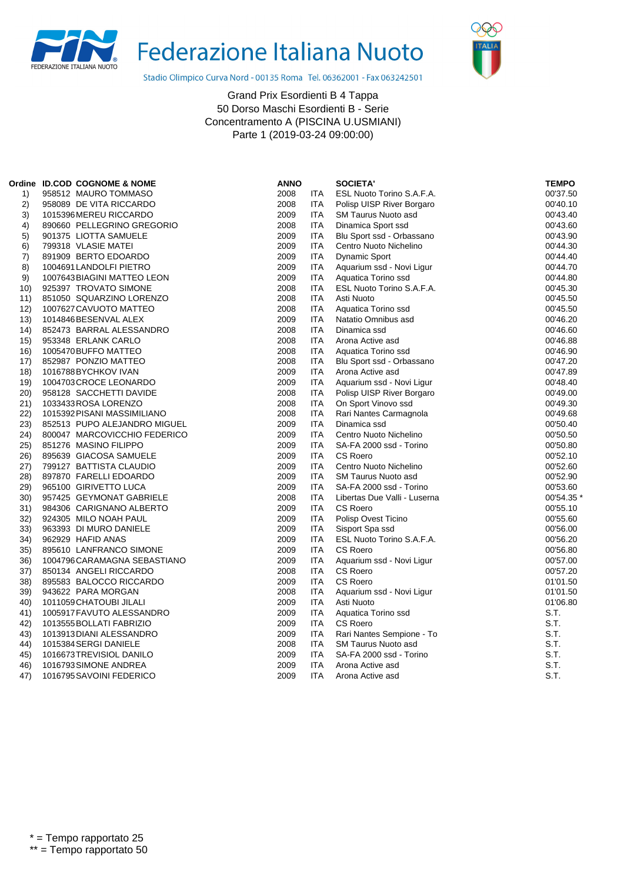Federazione Italiana Nuoto

Stadio Olimpico Curva Nord - 00135 Roma Tel. 06362001 - Fax 063242501

Grand Prix Esordienti B 4 Tappa
50 Dorso Maschi Esordienti B - Serie
Concentramento A (PISCINA U.USMIANI)
Parte 1 (2019-03-24 09:00:00)

| Ordine | ID.COD | COGNOME & NOME | ANNO | | SOCIETA' | TEMPO |
|---|---|---|---|---|---|---|
| 1) | 958512 | MAURO TOMMASO | 2008 | ITA | ESL Nuoto Torino S.A.F.A. | 00'37.50 |
| 2) | 958089 | DE VITA RICCARDO | 2008 | ITA | Polisp UISP River Borgaro | 00'40.10 |
| 3) | 1015396 | MEREU RICCARDO | 2009 | ITA | SM Taurus Nuoto asd | 00'43.40 |
| 4) | 890660 | PELLEGRINO GREGORIO | 2008 | ITA | Dinamica Sport ssd | 00'43.60 |
| 5) | 901375 | LIOTTA SAMUELE | 2009 | ITA | Blu Sport ssd - Orbassano | 00'43.90 |
| 6) | 799318 | VLASIE MATEI | 2009 | ITA | Centro Nuoto Nichelino | 00'44.30 |
| 7) | 891909 | BERTO EDOARDO | 2009 | ITA | Dynamic Sport | 00'44.40 |
| 8) | 1004691 | LANDOLFI PIETRO | 2009 | ITA | Aquarium ssd - Novi Ligur | 00'44.70 |
| 9) | 1007643 | BIAGINI MATTEO LEON | 2009 | ITA | Aquatica Torino ssd | 00'44.80 |
| 10) | 925397 | TROVATO SIMONE | 2008 | ITA | ESL Nuoto Torino S.A.F.A. | 00'45.30 |
| 11) | 851050 | SQUARZINO LORENZO | 2008 | ITA | Asti Nuoto | 00'45.50 |
| 12) | 1007627 | CAVUOTO MATTEO | 2008 | ITA | Aquatica Torino ssd | 00'45.50 |
| 13) | 1014846 | BESENVAL ALEX | 2009 | ITA | Natatio Omnibus asd | 00'46.20 |
| 14) | 852473 | BARRAL ALESSANDRO | 2008 | ITA | Dinamica ssd | 00'46.60 |
| 15) | 953348 | ERLANK CARLO | 2008 | ITA | Arona Active asd | 00'46.88 |
| 16) | 1005470 | BUFFO MATTEO | 2008 | ITA | Aquatica Torino ssd | 00'46.90 |
| 17) | 852987 | PONZIO MATTEO | 2008 | ITA | Blu Sport ssd - Orbassano | 00'47.20 |
| 18) | 1016788 | BYCHKOV IVAN | 2009 | ITA | Arona Active asd | 00'47.89 |
| 19) | 1004703 | CROCE LEONARDO | 2009 | ITA | Aquarium ssd - Novi Ligur | 00'48.40 |
| 20) | 958128 | SACCHETTI DAVIDE | 2008 | ITA | Polisp UISP River Borgaro | 00'49.00 |
| 21) | 1033433 | ROSA LORENZO | 2008 | ITA | On Sport Vinovo ssd | 00'49.30 |
| 22) | 1015392 | PISANI MASSIMILIANO | 2008 | ITA | Rari Nantes Carmagnola | 00'49.68 |
| 23) | 852513 | PUPO ALEJANDRO MIGUEL | 2009 | ITA | Dinamica ssd | 00'50.40 |
| 24) | 800047 | MARCOVICCHIO FEDERICO | 2009 | ITA | Centro Nuoto Nichelino | 00'50.50 |
| 25) | 851276 | MASINO FILIPPO | 2009 | ITA | SA-FA 2000 ssd - Torino | 00'50.80 |
| 26) | 895639 | GIACOSA SAMUELE | 2009 | ITA | CS Roero | 00'52.10 |
| 27) | 799127 | BATTISTA CLAUDIO | 2009 | ITA | Centro Nuoto Nichelino | 00'52.60 |
| 28) | 897870 | FARELLI EDOARDO | 2009 | ITA | SM Taurus Nuoto asd | 00'52.90 |
| 29) | 965100 | GIRIVETTO LUCA | 2009 | ITA | SA-FA 2000 ssd - Torino | 00'53.60 |
| 30) | 957425 | GEYMONAT GABRIELE | 2008 | ITA | Libertas Due Valli - Luserna | 00'54.35 * |
| 31) | 984306 | CARIGNANO ALBERTO | 2009 | ITA | CS Roero | 00'55.10 |
| 32) | 924305 | MILO NOAH PAUL | 2009 | ITA | Polisp Ovest Ticino | 00'55.60 |
| 33) | 963393 | DI MURO DANIELE | 2009 | ITA | Sisport Spa ssd | 00'56.00 |
| 34) | 962929 | HAFID ANAS | 2009 | ITA | ESL Nuoto Torino S.A.F.A. | 00'56.20 |
| 35) | 895610 | LANFRANCO SIMONE | 2009 | ITA | CS Roero | 00'56.80 |
| 36) | 1004796 | CARAMAGNA SEBASTIANO | 2009 | ITA | Aquarium ssd - Novi Ligur | 00'57.00 |
| 37) | 850134 | ANGELI RICCARDO | 2008 | ITA | CS Roero | 00'57.20 |
| 38) | 895583 | BALOCCO RICCARDO | 2009 | ITA | CS Roero | 01'01.50 |
| 39) | 943622 | PARA MORGAN | 2008 | ITA | Aquarium ssd - Novi Ligur | 01'01.50 |
| 40) | 1011059 | CHATOUBI JILALI | 2009 | ITA | Asti Nuoto | 01'06.80 |
| 41) | 1005917 | FAVUTO ALESSANDRO | 2009 | ITA | Aquatica Torino ssd | S.T. |
| 42) | 1013555 | BOLLATI FABRIZIO | 2009 | ITA | CS Roero | S.T. |
| 43) | 1013913 | DIANI ALESSANDRO | 2009 | ITA | Rari Nantes Sempione - To | S.T. |
| 44) | 1015384 | SERGI DANIELE | 2008 | ITA | SM Taurus Nuoto asd | S.T. |
| 45) | 1016673 | TREVISIOL DANILO | 2009 | ITA | SA-FA 2000 ssd - Torino | S.T. |
| 46) | 1016793 | SIMONE ANDREA | 2009 | ITA | Arona Active asd | S.T. |
| 47) | 1016795 | SAVOINI FEDERICO | 2009 | ITA | Arona Active asd | S.T. |

* = Tempo rapportato 25

** = Tempo rapportato 50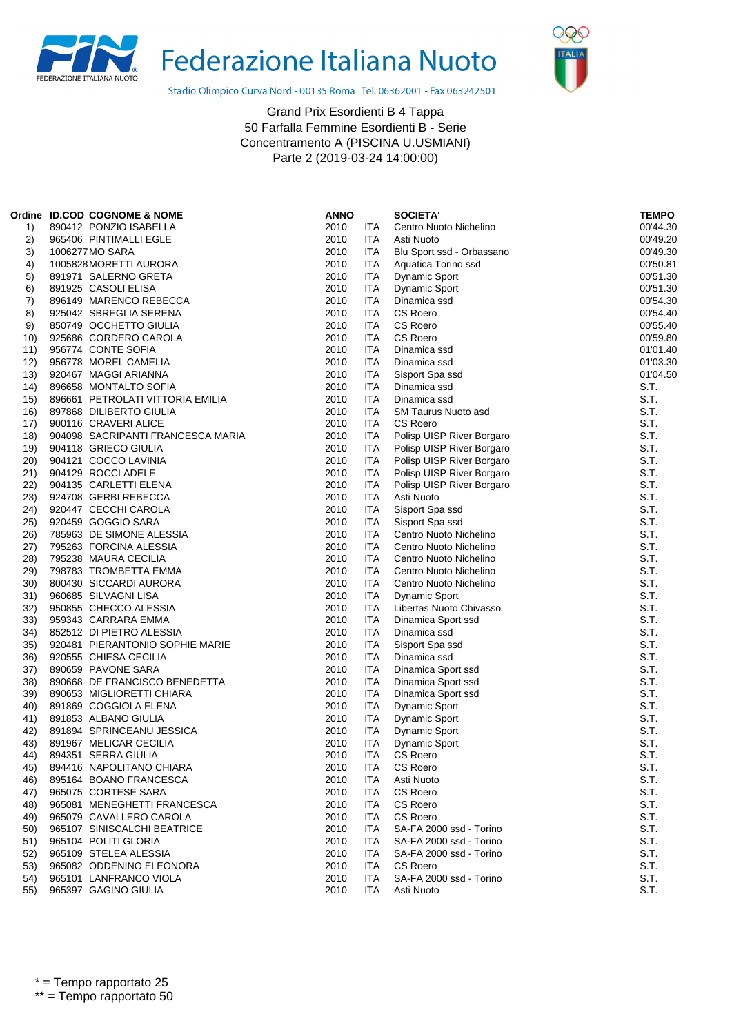# Federazione Italiana Nuoto

Stadio Olimpico Curva Nord - 00135 Roma Tel. 06362001 - Fax 063242501

Grand Prix Esordienti B 4 Tappa
50 Farfalla Femmine Esordienti B - Serie
Concentramento A (PISCINA U.USMIANI)
Parte 2 (2019-03-24 14:00:00)

| Ordine | ID.COD | COGNOME & NOME | ANNO | | SOCIETA' | TEMPO |
|---|---|---|---|---|---|---|
| 1) | 890412 | PONZIO ISABELLA | 2010 | ITA | Centro Nuoto Nichelino | 00'44.30 |
| 2) | 965406 | PINTIMALLI EGLE | 2010 | ITA | Asti Nuoto | 00'49.20 |
| 3) | 1006277 | MO SARA | 2010 | ITA | Blu Sport ssd - Orbassano | 00'49.30 |
| 4) | 1005828 | MORETTI AURORA | 2010 | ITA | Aquatica Torino ssd | 00'50.81 |
| 5) | 891971 | SALERNO GRETA | 2010 | ITA | Dynamic Sport | 00'51.30 |
| 6) | 891925 | CASOLI ELISA | 2010 | ITA | Dynamic Sport | 00'51.30 |
| 7) | 896149 | MARENCO REBECCA | 2010 | ITA | Dinamica ssd | 00'54.30 |
| 8) | 925042 | SBREGLIA SERENA | 2010 | ITA | CS Roero | 00'54.40 |
| 9) | 850749 | OCCHETTO GIULIA | 2010 | ITA | CS Roero | 00'55.40 |
| 10) | 925686 | CORDERO CAROLA | 2010 | ITA | CS Roero | 00'59.80 |
| 11) | 956774 | CONTE SOFIA | 2010 | ITA | Dinamica ssd | 01'01.40 |
| 12) | 956778 | MOREL CAMELIA | 2010 | ITA | Dinamica ssd | 01'03.30 |
| 13) | 920467 | MAGGI ARIANNA | 2010 | ITA | Sisport Spa ssd | 01'04.50 |
| 14) | 896658 | MONTALTO SOFIA | 2010 | ITA | Dinamica ssd | S.T. |
| 15) | 896661 | PETROLATI VITTORIA EMILIA | 2010 | ITA | Dinamica ssd | S.T. |
| 16) | 897868 | DILIBERTO GIULIA | 2010 | ITA | SM Taurus Nuoto asd | S.T. |
| 17) | 900116 | CRAVERI ALICE | 2010 | ITA | CS Roero | S.T. |
| 18) | 904098 | SACRIPANTI FRANCESCA MARIA | 2010 | ITA | Polisp UISP River Borgaro | S.T. |
| 19) | 904118 | GRIECO GIULIA | 2010 | ITA | Polisp UISP River Borgaro | S.T. |
| 20) | 904121 | COCCO LAVINIA | 2010 | ITA | Polisp UISP River Borgaro | S.T. |
| 21) | 904129 | ROCCI ADELE | 2010 | ITA | Polisp UISP River Borgaro | S.T. |
| 22) | 904135 | CARLETTI ELENA | 2010 | ITA | Polisp UISP River Borgaro | S.T. |
| 23) | 924708 | GERBI REBECCA | 2010 | ITA | Asti Nuoto | S.T. |
| 24) | 920447 | CECCHI CAROLA | 2010 | ITA | Sisport Spa ssd | S.T. |
| 25) | 920459 | GOGGIO SARA | 2010 | ITA | Sisport Spa ssd | S.T. |
| 26) | 785963 | DE SIMONE ALESSIA | 2010 | ITA | Centro Nuoto Nichelino | S.T. |
| 27) | 795263 | FORCINA ALESSIA | 2010 | ITA | Centro Nuoto Nichelino | S.T. |
| 28) | 795238 | MAURA CECILIA | 2010 | ITA | Centro Nuoto Nichelino | S.T. |
| 29) | 798783 | TROMBETTA EMMA | 2010 | ITA | Centro Nuoto Nichelino | S.T. |
| 30) | 800430 | SICCARDI AURORA | 2010 | ITA | Centro Nuoto Nichelino | S.T. |
| 31) | 960685 | SILVAGNI LISA | 2010 | ITA | Dynamic Sport | S.T. |
| 32) | 950855 | CHECCO ALESSIA | 2010 | ITA | Libertas Nuoto Chivasso | S.T. |
| 33) | 959343 | CARRARA EMMA | 2010 | ITA | Dinamica Sport ssd | S.T. |
| 34) | 852512 | DI PIETRO ALESSIA | 2010 | ITA | Dinamica ssd | S.T. |
| 35) | 920481 | PIERANTONIO SOPHIE MARIE | 2010 | ITA | Sisport Spa ssd | S.T. |
| 36) | 920555 | CHIESA CECILIA | 2010 | ITA | Dinamica ssd | S.T. |
| 37) | 890659 | PAVONE SARA | 2010 | ITA | Dinamica Sport ssd | S.T. |
| 38) | 890668 | DE FRANCISCO BENEDETTA | 2010 | ITA | Dinamica Sport ssd | S.T. |
| 39) | 890653 | MIGLIORETTI CHIARA | 2010 | ITA | Dinamica Sport ssd | S.T. |
| 40) | 891869 | COGGIOLA ELENA | 2010 | ITA | Dynamic Sport | S.T. |
| 41) | 891853 | ALBANO GIULIA | 2010 | ITA | Dynamic Sport | S.T. |
| 42) | 891894 | SPRINCEANU JESSICA | 2010 | ITA | Dynamic Sport | S.T. |
| 43) | 891967 | MELICAR CECILIA | 2010 | ITA | Dynamic Sport | S.T. |
| 44) | 894351 | SERRA GIULIA | 2010 | ITA | CS Roero | S.T. |
| 45) | 894416 | NAPOLITANO CHIARA | 2010 | ITA | CS Roero | S.T. |
| 46) | 895164 | BOANO FRANCESCA | 2010 | ITA | Asti Nuoto | S.T. |
| 47) | 965075 | CORTESE SARA | 2010 | ITA | CS Roero | S.T. |
| 48) | 965081 | MENEGHETTI FRANCESCA | 2010 | ITA | CS Roero | S.T. |
| 49) | 965079 | CAVALLERO CAROLA | 2010 | ITA | CS Roero | S.T. |
| 50) | 965107 | SINISCALCHI BEATRICE | 2010 | ITA | SA-FA 2000 ssd - Torino | S.T. |
| 51) | 965104 | POLITI GLORIA | 2010 | ITA | SA-FA 2000 ssd - Torino | S.T. |
| 52) | 965109 | STELEA ALESSIA | 2010 | ITA | SA-FA 2000 ssd - Torino | S.T. |
| 53) | 965082 | ODDENINO ELEONORA | 2010 | ITA | CS Roero | S.T. |
| 54) | 965101 | LANFRANCO VIOLA | 2010 | ITA | SA-FA 2000 ssd - Torino | S.T. |
| 55) | 965397 | GAGINO GIULIA | 2010 | ITA | Asti Nuoto | S.T. |

* = Tempo rapportato 25
** = Tempo rapportato 50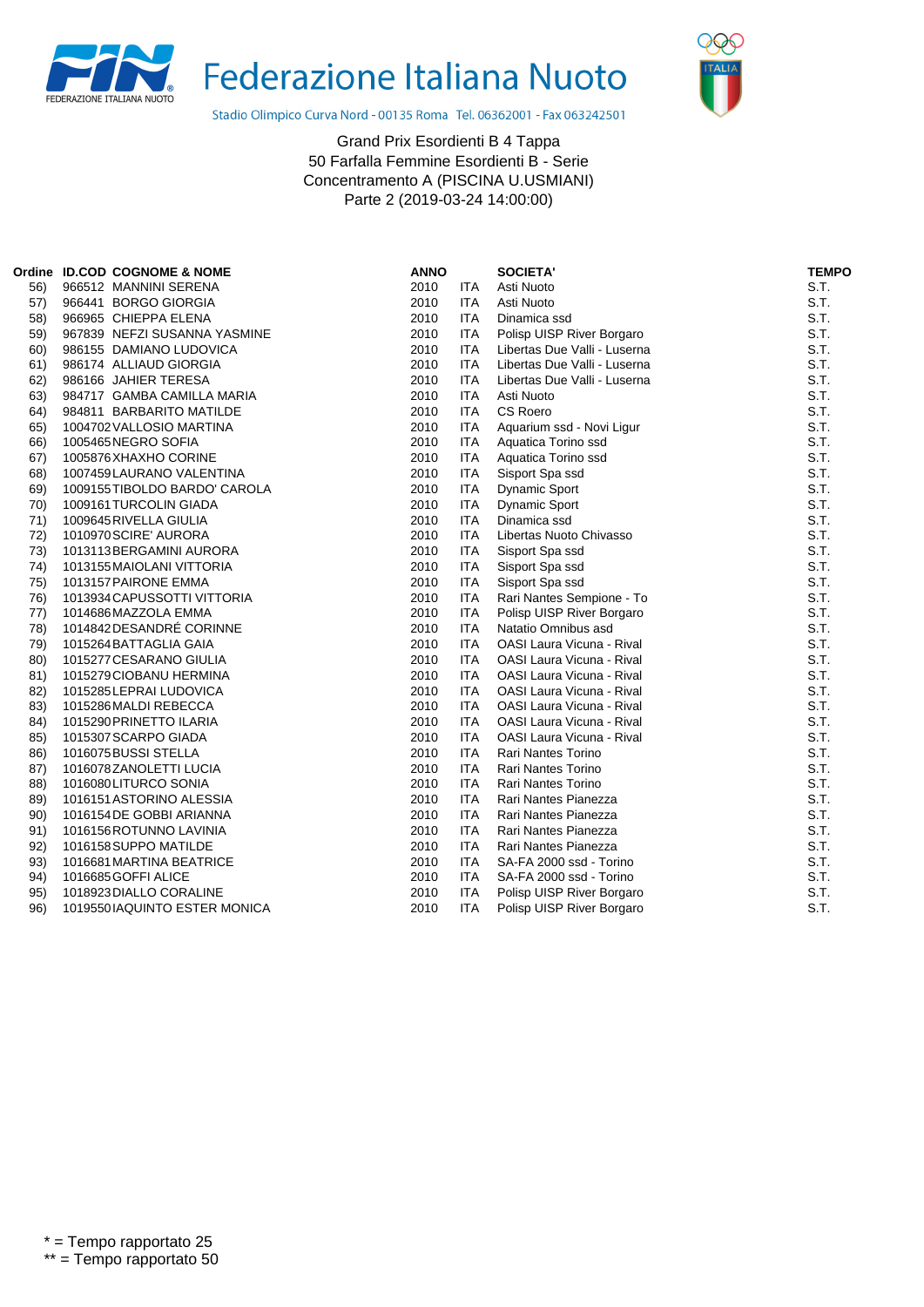# Federazione Italiana Nuoto

Stadio Olimpico Curva Nord - 00135 Roma Tel. 06362001 - Fax 063242501

Grand Prix Esordienti B 4 Tappa
50 Farfalla Femmine Esordienti B - Serie
Concentramento A (PISCINA U.USMIANI)
Parte 2 (2019-03-24 14:00:00)

| Ordine | ID.COD | COGNOME & NOME | ANNO | | SOCIETA' | TEMPO |
|---|---|---|---|---|---|---|
| 56) | 966512 | MANNINI SERENA | 2010 | ITA | Asti Nuoto | S.T. |
| 57) | 966441 | BORGO GIORGIA | 2010 | ITA | Asti Nuoto | S.T. |
| 58) | 966965 | CHIEPPA ELENA | 2010 | ITA | Dinamica ssd | S.T. |
| 59) | 967839 | NEFZI SUSANNA YASMINE | 2010 | ITA | Polisp UISP River Borgaro | S.T. |
| 60) | 986155 | DAMIANO LUDOVICA | 2010 | ITA | Libertas Due Valli - Luserna | S.T. |
| 61) | 986174 | ALLIAUD GIORGIA | 2010 | ITA | Libertas Due Valli - Luserna | S.T. |
| 62) | 986166 | JAHIER TERESA | 2010 | ITA | Libertas Due Valli - Luserna | S.T. |
| 63) | 984717 | GAMBA CAMILLA MARIA | 2010 | ITA | Asti Nuoto | S.T. |
| 64) | 984811 | BARBARITO MATILDE | 2010 | ITA | CS Roero | S.T. |
| 65) | 1004702 | VALLOSIO MARTINA | 2010 | ITA | Aquarium ssd - Novi Ligur | S.T. |
| 66) | 1005465 | NEGRO SOFIA | 2010 | ITA | Aquatica Torino ssd | S.T. |
| 67) | 1005876 | XHAXHO CORINE | 2010 | ITA | Aquatica Torino ssd | S.T. |
| 68) | 1007459 | LAURANO VALENTINA | 2010 | ITA | Sisport Spa ssd | S.T. |
| 69) | 1009155 | TIBOLDO BARDO' CAROLA | 2010 | ITA | Dynamic Sport | S.T. |
| 70) | 1009161 | TURCOLIN GIADA | 2010 | ITA | Dynamic Sport | S.T. |
| 71) | 1009645 | RIVELLA GIULIA | 2010 | ITA | Dinamica ssd | S.T. |
| 72) | 1010970 | SCIRE' AURORA | 2010 | ITA | Libertas Nuoto Chivasso | S.T. |
| 73) | 1013113 | BERGAMINI AURORA | 2010 | ITA | Sisport Spa ssd | S.T. |
| 74) | 1013155 | MAIOLANI VITTORIA | 2010 | ITA | Sisport Spa ssd | S.T. |
| 75) | 1013157 | PAIRONE EMMA | 2010 | ITA | Sisport Spa ssd | S.T. |
| 76) | 1013934 | CAPUSSOTTI VITTORIA | 2010 | ITA | Rari Nantes Sempione - To | S.T. |
| 77) | 1014686 | MAZZOLA EMMA | 2010 | ITA | Polisp UISP River Borgaro | S.T. |
| 78) | 1014842 | DESANDRÉ CORINNE | 2010 | ITA | Natatio Omnibus asd | S.T. |
| 79) | 1015264 | BATTAGLIA GAIA | 2010 | ITA | OASI Laura Vicuna - Rival | S.T. |
| 80) | 1015277 | CESARANO GIULIA | 2010 | ITA | OASI Laura Vicuna - Rival | S.T. |
| 81) | 1015279 | CIOBANU HERMINA | 2010 | ITA | OASI Laura Vicuna - Rival | S.T. |
| 82) | 1015285 | LEPRAI LUDOVICA | 2010 | ITA | OASI Laura Vicuna - Rival | S.T. |
| 83) | 1015286 | MALDI REBECCA | 2010 | ITA | OASI Laura Vicuna - Rival | S.T. |
| 84) | 1015290 | PRINETTO ILARIA | 2010 | ITA | OASI Laura Vicuna - Rival | S.T. |
| 85) | 1015307 | SCARPO GIADA | 2010 | ITA | OASI Laura Vicuna - Rival | S.T. |
| 86) | 1016075 | BUSSI STELLA | 2010 | ITA | Rari Nantes Torino | S.T. |
| 87) | 1016078 | ZANOLETTI LUCIA | 2010 | ITA | Rari Nantes Torino | S.T. |
| 88) | 1016080 | LITURCO SONIA | 2010 | ITA | Rari Nantes Torino | S.T. |
| 89) | 1016151 | ASTORINO ALESSIA | 2010 | ITA | Rari Nantes Pianezza | S.T. |
| 90) | 1016154 | DE GOBBI ARIANNA | 2010 | ITA | Rari Nantes Pianezza | S.T. |
| 91) | 1016156 | ROTUNNO LAVINIA | 2010 | ITA | Rari Nantes Pianezza | S.T. |
| 92) | 1016158 | SUPPO MATILDE | 2010 | ITA | Rari Nantes Pianezza | S.T. |
| 93) | 1016681 | MARTINA BEATRICE | 2010 | ITA | SA-FA 2000 ssd - Torino | S.T. |
| 94) | 1016685 | GOFFI ALICE | 2010 | ITA | SA-FA 2000 ssd - Torino | S.T. |
| 95) | 1018923 | DIALLO CORALINE | 2010 | ITA | Polisp UISP River Borgaro | S.T. |
| 96) | 1019550 | IAQUINTO ESTER MONICA | 2010 | ITA | Polisp UISP River Borgaro | S.T. |

* = Tempo rapportato 25
** = Tempo rapportato 50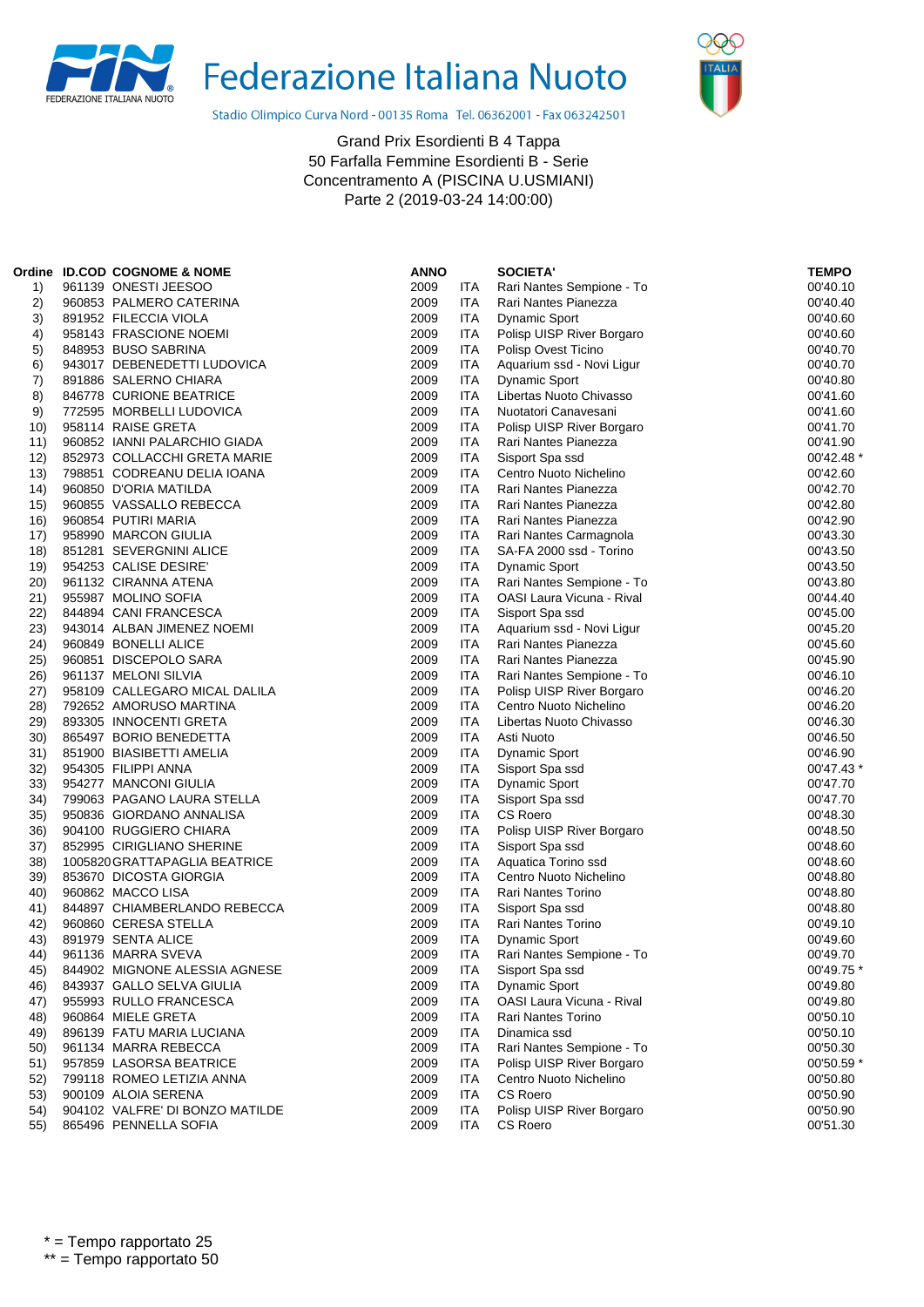# Federazione Italiana Nuoto

Stadio Olimpico Curva Nord - 00135 Roma Tel. 06362001 - Fax 063242501

Grand Prix Esordienti B 4 Tappa
50 Farfalla Femmine Esordienti B - Serie
Concentramento A (PISCINA U.USMIANI)
Parte 2 (2019-03-24 14:00:00)

| Ordine | ID.COD | COGNOME & NOME | ANNO | | SOCIETA' | TEMPO |
|---|---|---|---|---|---|---|
| 1) | 961139 | ONESTI JEESOO | 2009 | ITA | Rari Nantes Sempione - To | 00'40.10 |
| 2) | 960853 | PALMERO CATERINA | 2009 | ITA | Rari Nantes Pianezza | 00'40.40 |
| 3) | 891952 | FILECCIA VIOLA | 2009 | ITA | Dynamic Sport | 00'40.60 |
| 4) | 958143 | FRASCIONE NOEMI | 2009 | ITA | Polisp UISP River Borgaro | 00'40.60 |
| 5) | 848953 | BUSO SABRINA | 2009 | ITA | Polisp Ovest Ticino | 00'40.70 |
| 6) | 943017 | DEBENEDETTI LUDOVICA | 2009 | ITA | Aquarium ssd - Novi Ligur | 00'40.70 |
| 7) | 891886 | SALERNO CHIARA | 2009 | ITA | Dynamic Sport | 00'40.80 |
| 8) | 846778 | CURIONE BEATRICE | 2009 | ITA | Libertas Nuoto Chivasso | 00'41.60 |
| 9) | 772595 | MORBELLI LUDOVICA | 2009 | ITA | Nuotatori Canavesani | 00'41.60 |
| 10) | 958114 | RAISE GRETA | 2009 | ITA | Polisp UISP River Borgaro | 00'41.70 |
| 11) | 960852 | IANNI PALARCHIO GIADA | 2009 | ITA | Rari Nantes Pianezza | 00'41.90 |
| 12) | 852973 | COLLACCHI GRETA MARIE | 2009 | ITA | Sisport Spa ssd | 00'42.48 * |
| 13) | 798851 | CODREANU DELIA IOANA | 2009 | ITA | Centro Nuoto Nichelino | 00'42.60 |
| 14) | 960850 | D'ORIA MATILDA | 2009 | ITA | Rari Nantes Pianezza | 00'42.70 |
| 15) | 960855 | VASSALLO REBECCA | 2009 | ITA | Rari Nantes Pianezza | 00'42.80 |
| 16) | 960854 | PUTIRI MARIA | 2009 | ITA | Rari Nantes Pianezza | 00'42.90 |
| 17) | 958990 | MARCON GIULIA | 2009 | ITA | Rari Nantes Carmagnola | 00'43.30 |
| 18) | 851281 | SEVERGNINI ALICE | 2009 | ITA | SA-FA 2000 ssd - Torino | 00'43.50 |
| 19) | 954253 | CALISE DESIRE' | 2009 | ITA | Dynamic Sport | 00'43.50 |
| 20) | 961132 | CIRANNA ATENA | 2009 | ITA | Rari Nantes Sempione - To | 00'43.80 |
| 21) | 955987 | MOLINO SOFIA | 2009 | ITA | OASI Laura Vicuna - Rival | 00'44.40 |
| 22) | 844894 | CANI FRANCESCA | 2009 | ITA | Sisport Spa ssd | 00'45.00 |
| 23) | 943014 | ALBAN JIMENEZ NOEMI | 2009 | ITA | Aquarium ssd - Novi Ligur | 00'45.20 |
| 24) | 960849 | BONELLI ALICE | 2009 | ITA | Rari Nantes Pianezza | 00'45.60 |
| 25) | 960851 | DISCEPOLO SARA | 2009 | ITA | Rari Nantes Pianezza | 00'45.90 |
| 26) | 961137 | MELONI SILVIA | 2009 | ITA | Rari Nantes Sempione - To | 00'46.10 |
| 27) | 958109 | CALLEGARO MICAL DALILA | 2009 | ITA | Polisp UISP River Borgaro | 00'46.20 |
| 28) | 792652 | AMORUSO MARTINA | 2009 | ITA | Centro Nuoto Nichelino | 00'46.20 |
| 29) | 893305 | INNOCENTI GRETA | 2009 | ITA | Libertas Nuoto Chivasso | 00'46.30 |
| 30) | 865497 | BORIO BENEDETTA | 2009 | ITA | Asti Nuoto | 00'46.50 |
| 31) | 851900 | BIASIBETTI AMELIA | 2009 | ITA | Dynamic Sport | 00'46.90 |
| 32) | 954305 | FILIPPI ANNA | 2009 | ITA | Sisport Spa ssd | 00'47.43 * |
| 33) | 954277 | MANCONI GIULIA | 2009 | ITA | Dynamic Sport | 00'47.70 |
| 34) | 799063 | PAGANO LAURA STELLA | 2009 | ITA | Sisport Spa ssd | 00'47.70 |
| 35) | 950836 | GIORDANO ANNALISA | 2009 | ITA | CS Roero | 00'48.30 |
| 36) | 904100 | RUGGIERO CHIARA | 2009 | ITA | Polisp UISP River Borgaro | 00'48.50 |
| 37) | 852995 | CIRIGLIANO SHERINE | 2009 | ITA | Sisport Spa ssd | 00'48.60 |
| 38) | 1005820 | GRATTAPAGLIA BEATRICE | 2009 | ITA | Aquatica Torino ssd | 00'48.60 |
| 39) | 853670 | DICOSTA GIORGIA | 2009 | ITA | Centro Nuoto Nichelino | 00'48.80 |
| 40) | 960862 | MACCO LISA | 2009 | ITA | Rari Nantes Torino | 00'48.80 |
| 41) | 844897 | CHIAMBERLANDO REBECCA | 2009 | ITA | Sisport Spa ssd | 00'48.80 |
| 42) | 960860 | CERESA STELLA | 2009 | ITA | Rari Nantes Torino | 00'49.10 |
| 43) | 891979 | SENTA ALICE | 2009 | ITA | Dynamic Sport | 00'49.60 |
| 44) | 961136 | MARRA SVEVA | 2009 | ITA | Rari Nantes Sempione - To | 00'49.70 |
| 45) | 844902 | MIGNONE ALESSIA AGNESE | 2009 | ITA | Sisport Spa ssd | 00'49.75 * |
| 46) | 843937 | GALLO SELVA GIULIA | 2009 | ITA | Dynamic Sport | 00'49.80 |
| 47) | 955993 | RULLO FRANCESCA | 2009 | ITA | OASI Laura Vicuna - Rival | 00'49.80 |
| 48) | 960864 | MIELE GRETA | 2009 | ITA | Rari Nantes Torino | 00'50.10 |
| 49) | 896139 | FATU MARIA LUCIANA | 2009 | ITA | Dinamica ssd | 00'50.10 |
| 50) | 961134 | MARRA REBECCA | 2009 | ITA | Rari Nantes Sempione - To | 00'50.30 |
| 51) | 957859 | LASORSA BEATRICE | 2009 | ITA | Polisp UISP River Borgaro | 00'50.59 * |
| 52) | 799118 | ROMEO LETIZIA ANNA | 2009 | ITA | Centro Nuoto Nichelino | 00'50.80 |
| 53) | 900109 | ALOIA SERENA | 2009 | ITA | CS Roero | 00'50.90 |
| 54) | 904102 | VALFRE' DI BONZO MATILDE | 2009 | ITA | Polisp UISP River Borgaro | 00'50.90 |
| 55) | 865496 | PENNELLA SOFIA | 2009 | ITA | CS Roero | 00'51.30 |

* = Tempo rapportato 25
** = Tempo rapportato 50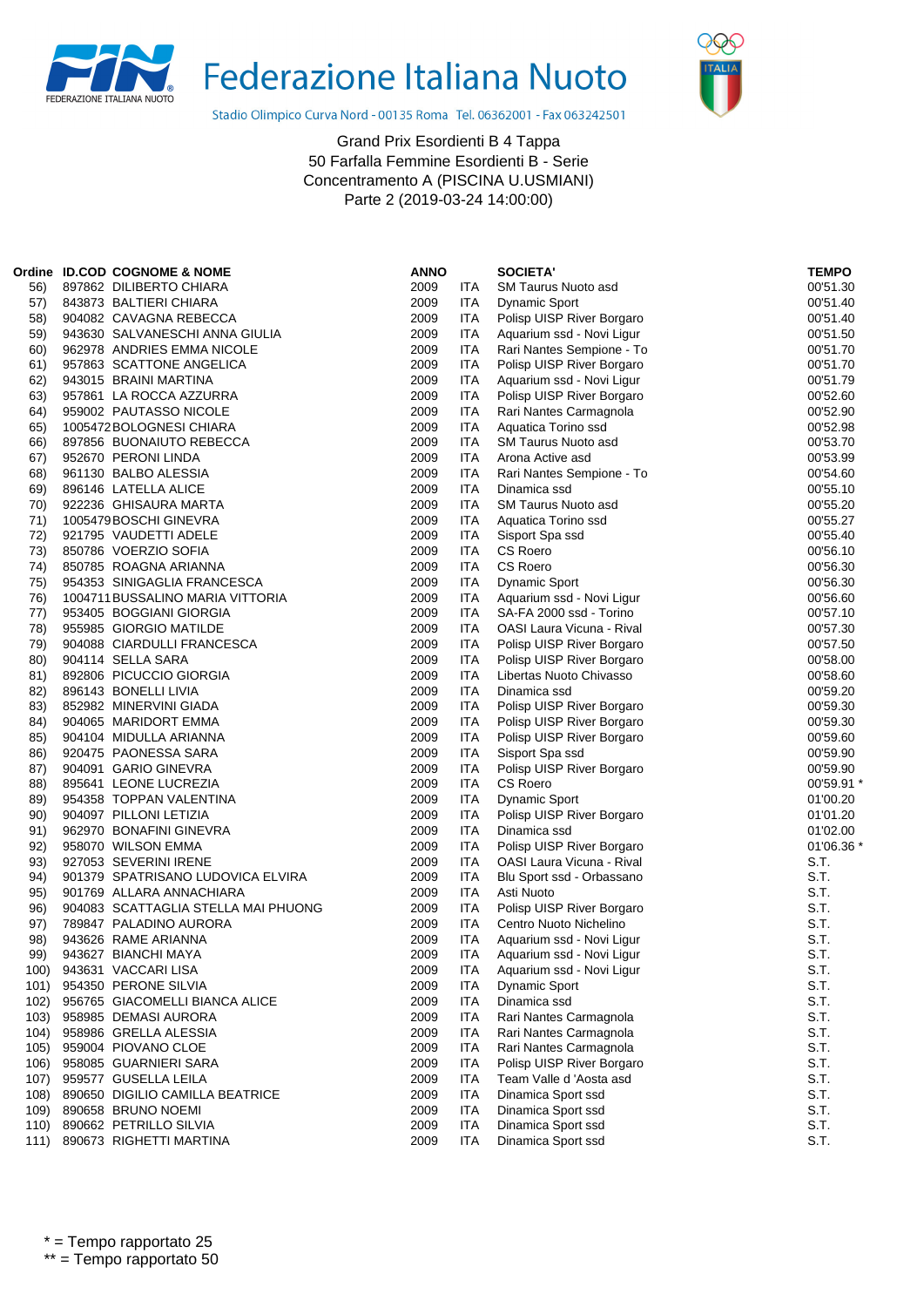Federazione Italiana Nuoto

Stadio Olimpico Curva Nord - 00135 Roma Tel. 06362001 - Fax 063242501

Grand Prix Esordienti B 4 Tappa
50 Farfalla Femmine Esordienti B - Serie
Concentramento A (PISCINA U.USMIANI)
Parte 2 (2019-03-24 14:00:00)

| Ordine | ID.COD | COGNOME & NOME | ANNO | | SOCIETA' | TEMPO |
|---|---|---|---|---|---|---|
| 56) | 897862 | DILIBERTO CHIARA | 2009 | ITA | SM Taurus Nuoto asd | 00'51.30 |
| 57) | 843873 | BALTIERI CHIARA | 2009 | ITA | Dynamic Sport | 00'51.40 |
| 58) | 904082 | CAVAGNA REBECCA | 2009 | ITA | Polisp UISP River Borgaro | 00'51.40 |
| 59) | 943630 | SALVANESCHI ANNA GIULIA | 2009 | ITA | Aquarium ssd - Novi Ligur | 00'51.50 |
| 60) | 962978 | ANDRIES EMMA NICOLE | 2009 | ITA | Rari Nantes Sempione - To | 00'51.70 |
| 61) | 957863 | SCATTONE ANGELICA | 2009 | ITA | Polisp UISP River Borgaro | 00'51.70 |
| 62) | 943015 | BRAINI MARTINA | 2009 | ITA | Aquarium ssd - Novi Ligur | 00'51.79 |
| 63) | 957861 | LA ROCCA AZZURRA | 2009 | ITA | Polisp UISP River Borgaro | 00'52.60 |
| 64) | 959002 | PAUTASSO NICOLE | 2009 | ITA | Rari Nantes Carmagnola | 00'52.90 |
| 65) | 1005472 | BOLOGNESI CHIARA | 2009 | ITA | Aquatica Torino ssd | 00'52.98 |
| 66) | 897856 | BUONAIUTO REBECCA | 2009 | ITA | SM Taurus Nuoto asd | 00'53.70 |
| 67) | 952670 | PERONI LINDA | 2009 | ITA | Arona Active asd | 00'53.99 |
| 68) | 961130 | BALBO ALESSIA | 2009 | ITA | Rari Nantes Sempione - To | 00'54.60 |
| 69) | 896146 | LATELLA ALICE | 2009 | ITA | Dinamica ssd | 00'55.10 |
| 70) | 922236 | GHISAURA MARTA | 2009 | ITA | SM Taurus Nuoto asd | 00'55.20 |
| 71) | 1005479 | BOSCHI GINEVRA | 2009 | ITA | Aquatica Torino ssd | 00'55.27 |
| 72) | 921795 | VAUDETTI ADELE | 2009 | ITA | Sisport Spa ssd | 00'55.40 |
| 73) | 850786 | VOERZIO SOFIA | 2009 | ITA | CS Roero | 00'56.10 |
| 74) | 850785 | ROAGNA ARIANNA | 2009 | ITA | CS Roero | 00'56.30 |
| 75) | 954353 | SINIGAGLIA FRANCESCA | 2009 | ITA | Dynamic Sport | 00'56.30 |
| 76) | 1004711 | BUSSALINO MARIA VITTORIA | 2009 | ITA | Aquarium ssd - Novi Ligur | 00'56.60 |
| 77) | 953405 | BOGGIANI GIORGIA | 2009 | ITA | SA-FA 2000 ssd - Torino | 00'57.10 |
| 78) | 955985 | GIORGIO MATILDE | 2009 | ITA | OASI Laura Vicuna - Rival | 00'57.30 |
| 79) | 904088 | CIARDULLI FRANCESCA | 2009 | ITA | Polisp UISP River Borgaro | 00'57.50 |
| 80) | 904114 | SELLA SARA | 2009 | ITA | Polisp UISP River Borgaro | 00'58.00 |
| 81) | 892806 | PICUCCIO GIORGIA | 2009 | ITA | Libertas Nuoto Chivasso | 00'58.60 |
| 82) | 896143 | BONELLI LIVIA | 2009 | ITA | Dinamica ssd | 00'59.20 |
| 83) | 852982 | MINERVINI GIADA | 2009 | ITA | Polisp UISP River Borgaro | 00'59.30 |
| 84) | 904065 | MARIDORT EMMA | 2009 | ITA | Polisp UISP River Borgaro | 00'59.30 |
| 85) | 904104 | MIDULLA ARIANNA | 2009 | ITA | Polisp UISP River Borgaro | 00'59.60 |
| 86) | 920475 | PAONESSA SARA | 2009 | ITA | Sisport Spa ssd | 00'59.90 |
| 87) | 904091 | GARIO GINEVRA | 2009 | ITA | Polisp UISP River Borgaro | 00'59.90 |
| 88) | 895641 | LEONE LUCREZIA | 2009 | ITA | CS Roero | 00'59.91 * |
| 89) | 954358 | TOPPAN VALENTINA | 2009 | ITA | Dynamic Sport | 01'00.20 |
| 90) | 904097 | PILLONI LETIZIA | 2009 | ITA | Polisp UISP River Borgaro | 01'01.20 |
| 91) | 962970 | BONAFINI GINEVRA | 2009 | ITA | Dinamica ssd | 01'02.00 |
| 92) | 958070 | WILSON EMMA | 2009 | ITA | Polisp UISP River Borgaro | 01'06.36 * |
| 93) | 927053 | SEVERINI IRENE | 2009 | ITA | OASI Laura Vicuna - Rival | S.T. |
| 94) | 901379 | SPATRISANO LUDOVICA ELVIRA | 2009 | ITA | Blu Sport ssd - Orbassano | S.T. |
| 95) | 901769 | ALLARA ANNACHIARA | 2009 | ITA | Asti Nuoto | S.T. |
| 96) | 904083 | SCATTAGLIA STELLA MAI PHUONG | 2009 | ITA | Polisp UISP River Borgaro | S.T. |
| 97) | 789847 | PALADINO AURORA | 2009 | ITA | Centro Nuoto Nichelino | S.T. |
| 98) | 943626 | RAME ARIANNA | 2009 | ITA | Aquarium ssd - Novi Ligur | S.T. |
| 99) | 943627 | BIANCHI MAYA | 2009 | ITA | Aquarium ssd - Novi Ligur | S.T. |
| 100) | 943631 | VACCARI LISA | 2009 | ITA | Aquarium ssd - Novi Ligur | S.T. |
| 101) | 954350 | PERONE SILVIA | 2009 | ITA | Dynamic Sport | S.T. |
| 102) | 956765 | GIACOMELLI BIANCA ALICE | 2009 | ITA | Dinamica ssd | S.T. |
| 103) | 958985 | DEMASI AURORA | 2009 | ITA | Rari Nantes Carmagnola | S.T. |
| 104) | 958986 | GRELLA ALESSIA | 2009 | ITA | Rari Nantes Carmagnola | S.T. |
| 105) | 959004 | PIOVANO CLOE | 2009 | ITA | Rari Nantes Carmagnola | S.T. |
| 106) | 958085 | GUARNIERI SARA | 2009 | ITA | Polisp UISP River Borgaro | S.T. |
| 107) | 959577 | GUSELLA LEILA | 2009 | ITA | Team Valle d 'Aosta asd | S.T. |
| 108) | 890650 | DIGILIO CAMILLA BEATRICE | 2009 | ITA | Dinamica Sport ssd | S.T. |
| 109) | 890658 | BRUNO NOEMI | 2009 | ITA | Dinamica Sport ssd | S.T. |
| 110) | 890662 | PETRILLO SILVIA | 2009 | ITA | Dinamica Sport ssd | S.T. |
| 111) | 890673 | RIGHETTI MARTINA | 2009 | ITA | Dinamica Sport ssd | S.T. |

* = Tempo rapportato 25
** = Tempo rapportato 50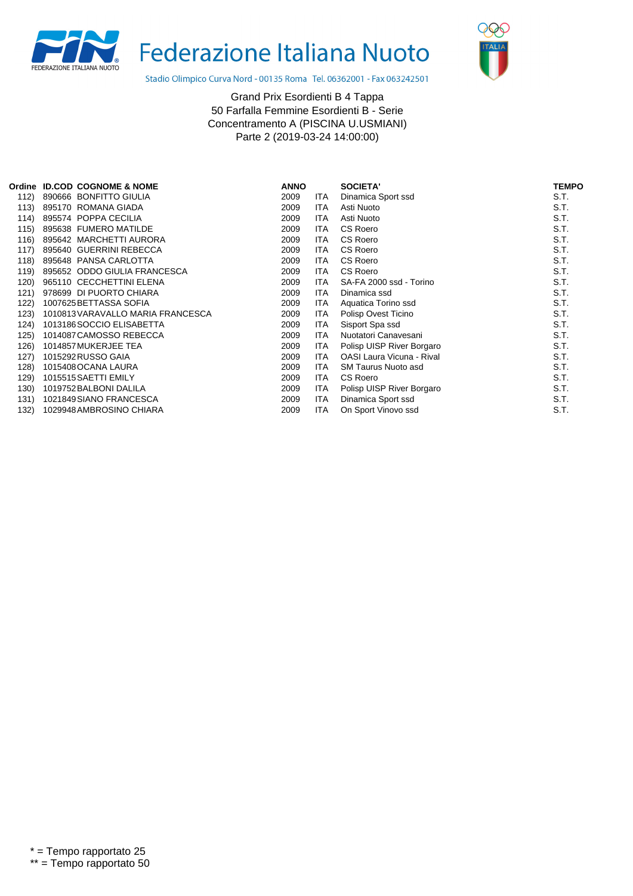Federazione Italiana Nuoto

Stadio Olimpico Curva Nord - 00135 Roma Tel. 06362001 - Fax 063242501

Grand Prix Esordienti B 4 Tappa
50 Farfalla Femmine Esordienti B - Serie
Concentramento A (PISCINA U.USMIANI)
Parte 2 (2019-03-24 14:00:00)

| Ordine | ID.COD | COGNOME & NOME | ANNO | | SOCIETA' | TEMPO |
|---|---|---|---|---|---|---|
| 112) | 890666 | BONFITTO GIULIA | 2009 | ITA | Dinamica Sport ssd | S.T. |
| 113) | 895170 | ROMANA GIADA | 2009 | ITA | Asti Nuoto | S.T. |
| 114) | 895574 | POPPA CECILIA | 2009 | ITA | Asti Nuoto | S.T. |
| 115) | 895638 | FUMERO MATILDE | 2009 | ITA | CS Roero | S.T. |
| 116) | 895642 | MARCHETTI AURORA | 2009 | ITA | CS Roero | S.T. |
| 117) | 895640 | GUERRINI REBECCA | 2009 | ITA | CS Roero | S.T. |
| 118) | 895648 | PANSA CARLOTTA | 2009 | ITA | CS Roero | S.T. |
| 119) | 895652 | ODDO GIULIA FRANCESCA | 2009 | ITA | CS Roero | S.T. |
| 120) | 965110 | CECCHETTINI ELENA | 2009 | ITA | SA-FA 2000 ssd - Torino | S.T. |
| 121) | 978699 | DI PUORTO CHIARA | 2009 | ITA | Dinamica ssd | S.T. |
| 122) | 1007625 | BETTASSA SOFIA | 2009 | ITA | Aquatica Torino ssd | S.T. |
| 123) | 1010813 | VARAVALLO MARIA FRANCESCA | 2009 | ITA | Polisp Ovest Ticino | S.T. |
| 124) | 1013186 | SOCCIO ELISABETTA | 2009 | ITA | Sisport Spa ssd | S.T. |
| 125) | 1014087 | CAMOSSO REBECCA | 2009 | ITA | Nuotatori Canavesani | S.T. |
| 126) | 1014857 | MUKERJEE TEA | 2009 | ITA | Polisp UISP River Borgaro | S.T. |
| 127) | 1015292 | RUSSO GAIA | 2009 | ITA | OASI Laura Vicuna - Rival | S.T. |
| 128) | 1015408 | OCANA LAURA | 2009 | ITA | SM Taurus Nuoto asd | S.T. |
| 129) | 1015515 | SAETTI EMILY | 2009 | ITA | CS Roero | S.T. |
| 130) | 1019752 | BALBONI DALILA | 2009 | ITA | Polisp UISP River Borgaro | S.T. |
| 131) | 1021849 | SIANO FRANCESCA | 2009 | ITA | Dinamica Sport ssd | S.T. |
| 132) | 1029948 | AMBROSINO CHIARA | 2009 | ITA | On Sport Vinovo ssd | S.T. |

* = Tempo rapportato 25
** = Tempo rapportato 50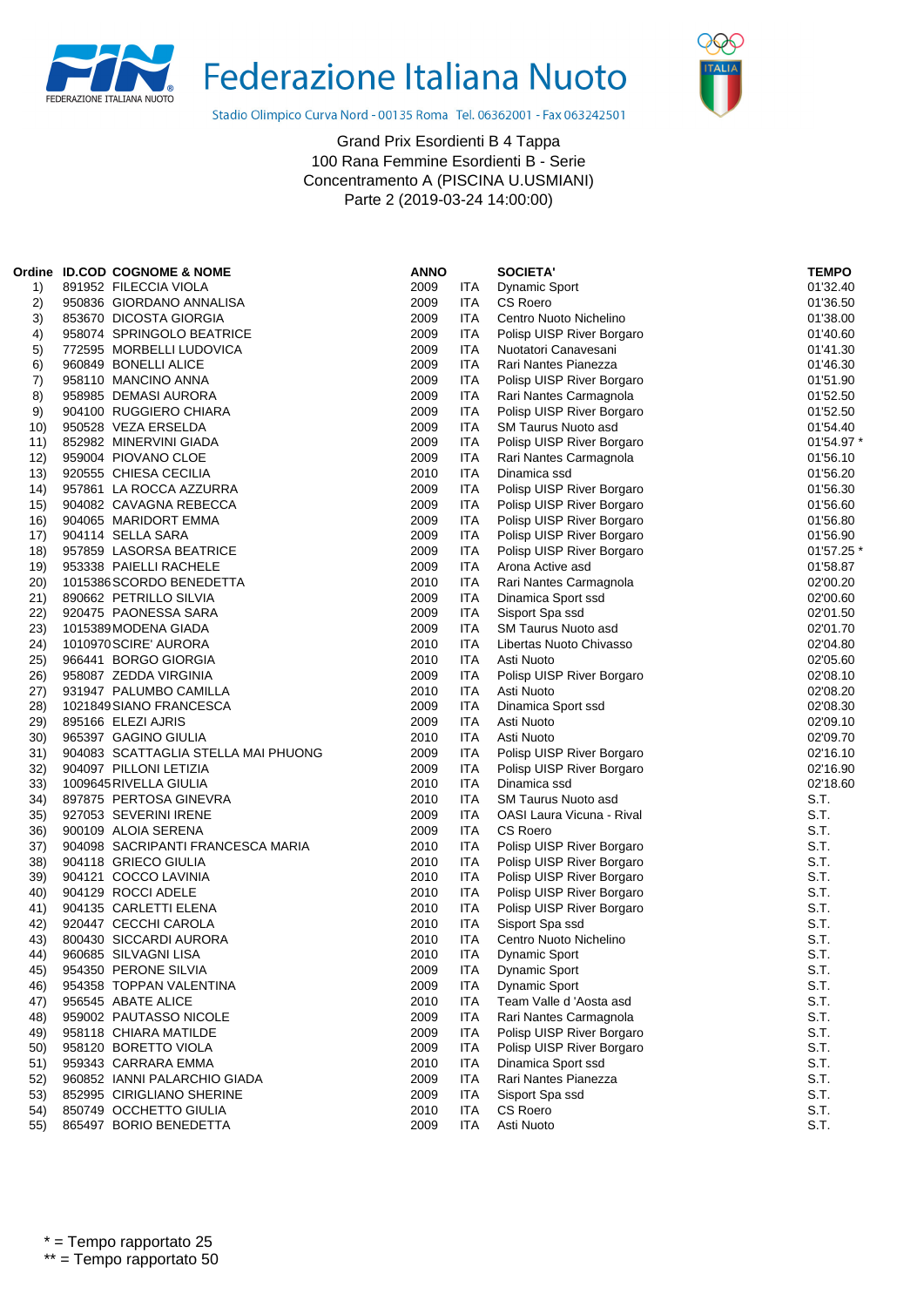# Federazione Italiana Nuoto

Stadio Olimpico Curva Nord - 00135 Roma Tel. 06362001 - Fax 063242501

Grand Prix Esordienti B 4 Tappa
100 Rana Femmine Esordienti B - Serie
Concentramento A (PISCINA U.USMIANI)
Parte 2 (2019-03-24 14:00:00)

| Ordine | ID.COD | COGNOME & NOME | ANNO | | SOCIETA' | TEMPO |
|---|---|---|---|---|---|---|
| 1) | 891952 | FILECCIA VIOLA | 2009 | ITA | Dynamic Sport | 01'32.40 |
| 2) | 950836 | GIORDANO ANNALISA | 2009 | ITA | CS Roero | 01'36.50 |
| 3) | 853670 | DICOSTA GIORGIA | 2009 | ITA | Centro Nuoto Nichelino | 01'38.00 |
| 4) | 958074 | SPRINGOLO BEATRICE | 2009 | ITA | Polisp UISP River Borgaro | 01'40.60 |
| 5) | 772595 | MORBELLI LUDOVICA | 2009 | ITA | Nuotatori Canavesani | 01'41.30 |
| 6) | 960849 | BONELLI ALICE | 2009 | ITA | Rari Nantes Pianezza | 01'46.30 |
| 7) | 958110 | MANCINO ANNA | 2009 | ITA | Polisp UISP River Borgaro | 01'51.90 |
| 8) | 958985 | DEMASI AURORA | 2009 | ITA | Rari Nantes Carmagnola | 01'52.50 |
| 9) | 904100 | RUGGIERO CHIARA | 2009 | ITA | Polisp UISP River Borgaro | 01'52.50 |
| 10) | 950528 | VEZA ERSELDA | 2009 | ITA | SM Taurus Nuoto asd | 01'54.40 |
| 11) | 852982 | MINERVINI GIADA | 2009 | ITA | Polisp UISP River Borgaro | 01'54.97 * |
| 12) | 959004 | PIOVANO CLOE | 2009 | ITA | Rari Nantes Carmagnola | 01'56.10 |
| 13) | 920555 | CHIESA CECILIA | 2010 | ITA | Dinamica ssd | 01'56.20 |
| 14) | 957861 | LA ROCCA AZZURRA | 2009 | ITA | Polisp UISP River Borgaro | 01'56.30 |
| 15) | 904082 | CAVAGNA REBECCA | 2009 | ITA | Polisp UISP River Borgaro | 01'56.60 |
| 16) | 904065 | MARIDORT EMMA | 2009 | ITA | Polisp UISP River Borgaro | 01'56.80 |
| 17) | 904114 | SELLA SARA | 2009 | ITA | Polisp UISP River Borgaro | 01'56.90 |
| 18) | 957859 | LASORSA BEATRICE | 2009 | ITA | Polisp UISP River Borgaro | 01'57.25 * |
| 19) | 953338 | PAIELLI RACHELE | 2009 | ITA | Arona Active asd | 01'58.87 |
| 20) | 1015386 | SCORDO BENEDETTA | 2010 | ITA | Rari Nantes Carmagnola | 02'00.20 |
| 21) | 890662 | PETRILLO SILVIA | 2009 | ITA | Dinamica Sport ssd | 02'00.60 |
| 22) | 920475 | PAONESSA SARA | 2009 | ITA | Sisport Spa ssd | 02'01.50 |
| 23) | 1015389 | MODENA GIADA | 2009 | ITA | SM Taurus Nuoto asd | 02'01.70 |
| 24) | 1010970 | SCIRE' AURORA | 2010 | ITA | Libertas Nuoto Chivasso | 02'04.80 |
| 25) | 966441 | BORGO GIORGIA | 2010 | ITA | Asti Nuoto | 02'05.60 |
| 26) | 958087 | ZEDDA VIRGINIA | 2009 | ITA | Polisp UISP River Borgaro | 02'08.10 |
| 27) | 931947 | PALUMBO CAMILLA | 2010 | ITA | Asti Nuoto | 02'08.20 |
| 28) | 1021849 | SIANO FRANCESCA | 2009 | ITA | Dinamica Sport ssd | 02'08.30 |
| 29) | 895166 | ELEZI AJRIS | 2009 | ITA | Asti Nuoto | 02'09.10 |
| 30) | 965397 | GAGINO GIULIA | 2010 | ITA | Asti Nuoto | 02'09.70 |
| 31) | 904083 | SCATTAGLIA STELLA MAI PHUONG | 2009 | ITA | Polisp UISP River Borgaro | 02'16.10 |
| 32) | 904097 | PILLONI LETIZIA | 2009 | ITA | Polisp UISP River Borgaro | 02'16.90 |
| 33) | 1009645 | RIVELLA GIULIA | 2010 | ITA | Dinamica ssd | 02'18.60 |
| 34) | 897875 | PERTOSA GINEVRA | 2010 | ITA | SM Taurus Nuoto asd | S.T. |
| 35) | 927053 | SEVERINI IRENE | 2009 | ITA | OASI Laura Vicuna - Rival | S.T. |
| 36) | 900109 | ALOIA SERENA | 2009 | ITA | CS Roero | S.T. |
| 37) | 904098 | SACRIPANTI FRANCESCA MARIA | 2010 | ITA | Polisp UISP River Borgaro | S.T. |
| 38) | 904118 | GRIECO GIULIA | 2010 | ITA | Polisp UISP River Borgaro | S.T. |
| 39) | 904121 | COCCO LAVINIA | 2010 | ITA | Polisp UISP River Borgaro | S.T. |
| 40) | 904129 | ROCCI ADELE | 2010 | ITA | Polisp UISP River Borgaro | S.T. |
| 41) | 904135 | CARLETTI ELENA | 2010 | ITA | Polisp UISP River Borgaro | S.T. |
| 42) | 920447 | CECCHI CAROLA | 2010 | ITA | Sisport Spa ssd | S.T. |
| 43) | 800430 | SICCARDI AURORA | 2010 | ITA | Centro Nuoto Nichelino | S.T. |
| 44) | 960685 | SILVAGNI LISA | 2010 | ITA | Dynamic Sport | S.T. |
| 45) | 954350 | PERONE SILVIA | 2009 | ITA | Dynamic Sport | S.T. |
| 46) | 954358 | TOPPAN VALENTINA | 2009 | ITA | Dynamic Sport | S.T. |
| 47) | 956545 | ABATE ALICE | 2010 | ITA | Team Valle d 'Aosta asd | S.T. |
| 48) | 959002 | PAUTASSO NICOLE | 2009 | ITA | Rari Nantes Carmagnola | S.T. |
| 49) | 958118 | CHIARA MATILDE | 2009 | ITA | Polisp UISP River Borgaro | S.T. |
| 50) | 958120 | BORETTO VIOLA | 2009 | ITA | Polisp UISP River Borgaro | S.T. |
| 51) | 959343 | CARRARA EMMA | 2010 | ITA | Dinamica Sport ssd | S.T. |
| 52) | 960852 | IANNI PALARCHIO GIADA | 2009 | ITA | Rari Nantes Pianezza | S.T. |
| 53) | 852995 | CIRIGLIANO SHERINE | 2009 | ITA | Sisport Spa ssd | S.T. |
| 54) | 850749 | OCCHETTO GIULIA | 2010 | ITA | CS Roero | S.T. |
| 55) | 865497 | BORIO BENEDETTA | 2009 | ITA | Asti Nuoto | S.T. |

\* = Tempo rapportato 25
\*\* = Tempo rapportato 50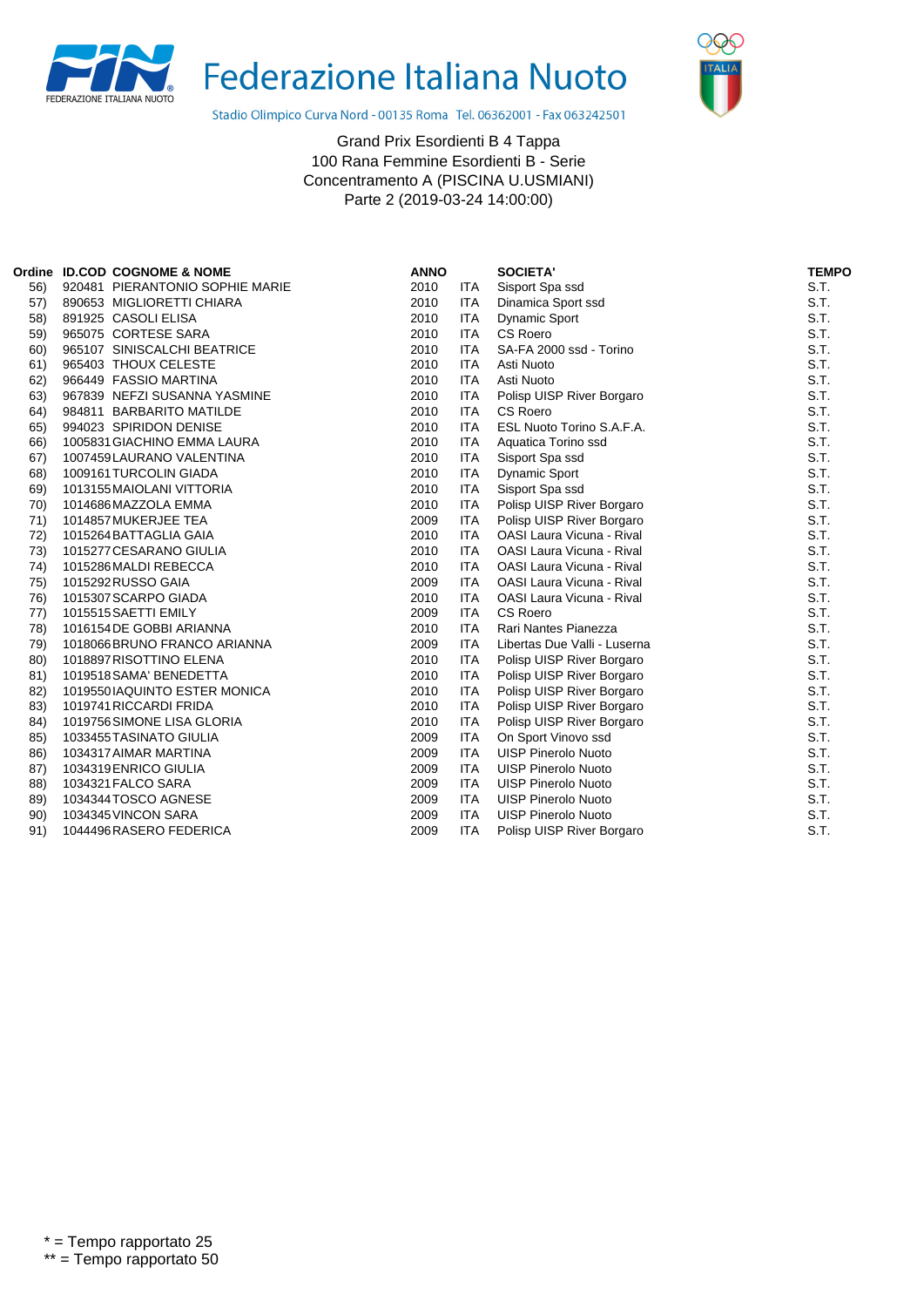# Federazione Italiana Nuoto

Stadio Olimpico Curva Nord - 00135 Roma Tel. 06362001 - Fax 063242501

Grand Prix Esordienti B 4 Tappa
100 Rana Femmine Esordienti B - Serie
Concentramento A (PISCINA U.USMIANI)
Parte 2 (2019-03-24 14:00:00)

| Ordine | ID.COD | COGNOME & NOME | ANNO | | SOCIETA' | TEMPO |
|---|---|---|---|---|---|---|
| 56) | 920481 | PIERANTONIO SOPHIE MARIE | 2010 | ITA | Sisport Spa ssd | S.T. |
| 57) | 890653 | MIGLIORETTI CHIARA | 2010 | ITA | Dinamica Sport ssd | S.T. |
| 58) | 891925 | CASOLI ELISA | 2010 | ITA | Dynamic Sport | S.T. |
| 59) | 965075 | CORTESE SARA | 2010 | ITA | CS Roero | S.T. |
| 60) | 965107 | SINISCALCHI BEATRICE | 2010 | ITA | SA-FA 2000 ssd - Torino | S.T. |
| 61) | 965403 | THOUX CELESTE | 2010 | ITA | Asti Nuoto | S.T. |
| 62) | 966449 | FASSIO MARTINA | 2010 | ITA | Asti Nuoto | S.T. |
| 63) | 967839 | NEFZI SUSANNA YASMINE | 2010 | ITA | Polisp UISP River Borgaro | S.T. |
| 64) | 984811 | BARBARITO MATILDE | 2010 | ITA | CS Roero | S.T. |
| 65) | 994023 | SPIRIDON DENISE | 2010 | ITA | ESL Nuoto Torino S.A.F.A. | S.T. |
| 66) | 1005831 | GIACHINO EMMA LAURA | 2010 | ITA | Aquatica Torino ssd | S.T. |
| 67) | 1007459 | LAURANO VALENTINA | 2010 | ITA | Sisport Spa ssd | S.T. |
| 68) | 1009161 | TURCOLIN GIADA | 2010 | ITA | Dynamic Sport | S.T. |
| 69) | 1013155 | MAIOLANI VITTORIA | 2010 | ITA | Sisport Spa ssd | S.T. |
| 70) | 1014686 | MAZZOLA EMMA | 2010 | ITA | Polisp UISP River Borgaro | S.T. |
| 71) | 1014857 | MUKERJEE TEA | 2009 | ITA | Polisp UISP River Borgaro | S.T. |
| 72) | 1015264 | BATTAGLIA GAIA | 2010 | ITA | OASI Laura Vicuna - Rival | S.T. |
| 73) | 1015277 | CESARANO GIULIA | 2010 | ITA | OASI Laura Vicuna - Rival | S.T. |
| 74) | 1015286 | MALDI REBECCA | 2010 | ITA | OASI Laura Vicuna - Rival | S.T. |
| 75) | 1015292 | RUSSO GAIA | 2009 | ITA | OASI Laura Vicuna - Rival | S.T. |
| 76) | 1015307 | SCARPO GIADA | 2010 | ITA | OASI Laura Vicuna - Rival | S.T. |
| 77) | 1015515 | SAETTI EMILY | 2009 | ITA | CS Roero | S.T. |
| 78) | 1016154 | DE GOBBI ARIANNA | 2010 | ITA | Rari Nantes Pianezza | S.T. |
| 79) | 1018066 | BRUNO FRANCO ARIANNA | 2009 | ITA | Libertas Due Valli - Luserna | S.T. |
| 80) | 1018897 | RISOTTINO ELENA | 2010 | ITA | Polisp UISP River Borgaro | S.T. |
| 81) | 1019518 | SAMA' BENEDETTA | 2010 | ITA | Polisp UISP River Borgaro | S.T. |
| 82) | 1019550 | IAQUINTO ESTER MONICA | 2010 | ITA | Polisp UISP River Borgaro | S.T. |
| 83) | 1019741 | RICCARDI FRIDA | 2010 | ITA | Polisp UISP River Borgaro | S.T. |
| 84) | 1019756 | SIMONE LISA GLORIA | 2010 | ITA | Polisp UISP River Borgaro | S.T. |
| 85) | 1033455 | TASINATO GIULIA | 2009 | ITA | On Sport Vinovo ssd | S.T. |
| 86) | 1034317 | AIMAR MARTINA | 2009 | ITA | UISP Pinerolo Nuoto | S.T. |
| 87) | 1034319 | ENRICO GIULIA | 2009 | ITA | UISP Pinerolo Nuoto | S.T. |
| 88) | 1034321 | FALCO SARA | 2009 | ITA | UISP Pinerolo Nuoto | S.T. |
| 89) | 1034344 | TOSCO AGNESE | 2009 | ITA | UISP Pinerolo Nuoto | S.T. |
| 90) | 1034345 | VINCON SARA | 2009 | ITA | UISP Pinerolo Nuoto | S.T. |
| 91) | 1044496 | RASERO FEDERICA | 2009 | ITA | Polisp UISP River Borgaro | S.T. |

* = Tempo rapportato 25
** = Tempo rapportato 50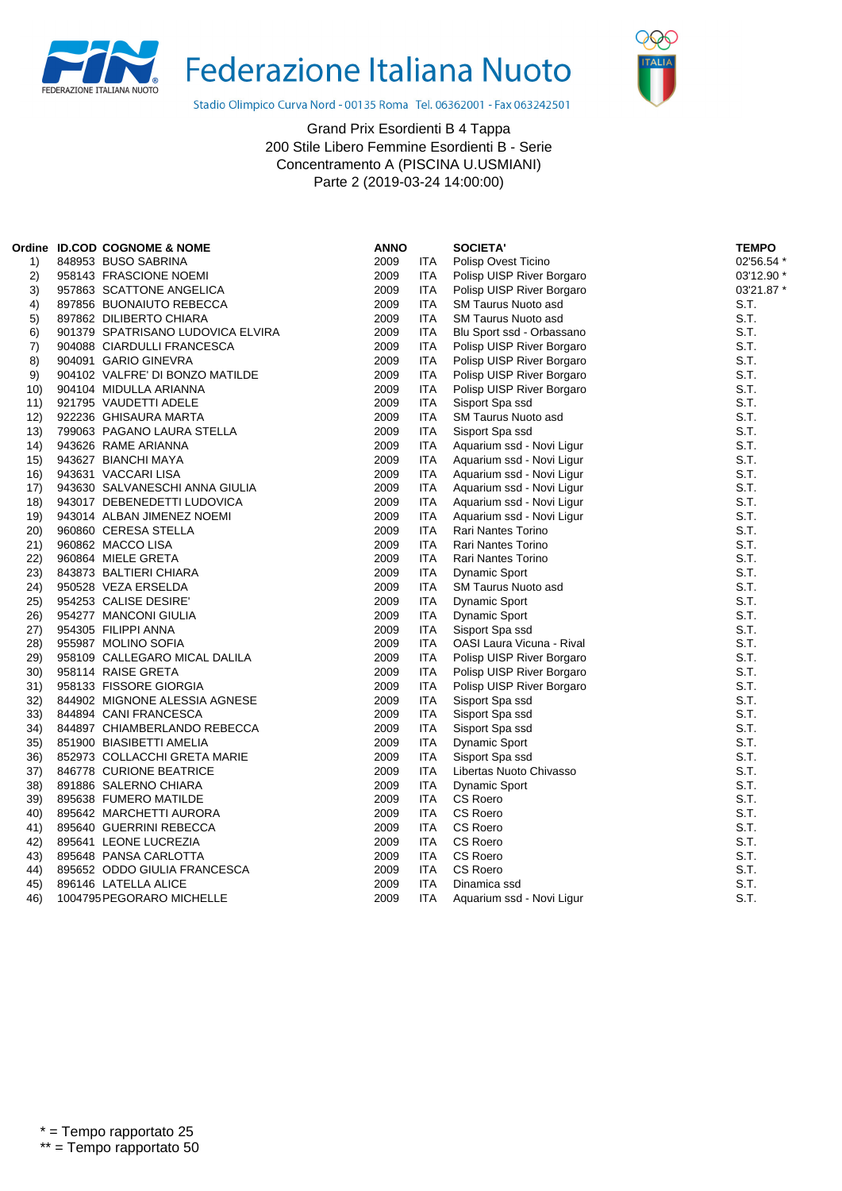# Federazione Italiana Nuoto

Stadio Olimpico Curva Nord - 00135 Roma Tel. 06362001 - Fax 063242501

Grand Prix Esordienti B 4 Tappa
200 Stile Libero Femmine Esordienti B - Serie
Concentramento A (PISCINA U.USMIANI)
Parte 2 (2019-03-24 14:00:00)

| Ordine | ID.COD | COGNOME & NOME | ANNO | | SOCIETA' | TEMPO |
|---|---|---|---|---|---|---|
| 1) | 848953 | BUSO SABRINA | 2009 | ITA | Polisp Ovest Ticino | 02'56.54 * |
| 2) | 958143 | FRASCIONE NOEMI | 2009 | ITA | Polisp UISP River Borgaro | 03'12.90 * |
| 3) | 957863 | SCATTONE ANGELICA | 2009 | ITA | Polisp UISP River Borgaro | 03'21.87 * |
| 4) | 897856 | BUONAIUTO REBECCA | 2009 | ITA | SM Taurus Nuoto asd | S.T. |
| 5) | 897862 | DILIBERTO CHIARA | 2009 | ITA | SM Taurus Nuoto asd | S.T. |
| 6) | 901379 | SPATRISANO LUDOVICA ELVIRA | 2009 | ITA | Blu Sport ssd - Orbassano | S.T. |
| 7) | 904088 | CIARDULLI FRANCESCA | 2009 | ITA | Polisp UISP River Borgaro | S.T. |
| 8) | 904091 | GARIO GINEVRA | 2009 | ITA | Polisp UISP River Borgaro | S.T. |
| 9) | 904102 | VALFRE' DI BONZO MATILDE | 2009 | ITA | Polisp UISP River Borgaro | S.T. |
| 10) | 904104 | MIDULLA ARIANNA | 2009 | ITA | Polisp UISP River Borgaro | S.T. |
| 11) | 921795 | VAUDETTI ADELE | 2009 | ITA | Sisport Spa ssd | S.T. |
| 12) | 922236 | GHISAURA MARTA | 2009 | ITA | SM Taurus Nuoto asd | S.T. |
| 13) | 799063 | PAGANO LAURA STELLA | 2009 | ITA | Sisport Spa ssd | S.T. |
| 14) | 943626 | RAME ARIANNA | 2009 | ITA | Aquarium ssd - Novi Ligur | S.T. |
| 15) | 943627 | BIANCHI MAYA | 2009 | ITA | Aquarium ssd - Novi Ligur | S.T. |
| 16) | 943631 | VACCARI LISA | 2009 | ITA | Aquarium ssd - Novi Ligur | S.T. |
| 17) | 943630 | SALVANESCHI ANNA GIULIA | 2009 | ITA | Aquarium ssd - Novi Ligur | S.T. |
| 18) | 943017 | DEBENEDETTI LUDOVICA | 2009 | ITA | Aquarium ssd - Novi Ligur | S.T. |
| 19) | 943014 | ALBAN JIMENEZ NOEMI | 2009 | ITA | Aquarium ssd - Novi Ligur | S.T. |
| 20) | 960860 | CERESA STELLA | 2009 | ITA | Rari Nantes Torino | S.T. |
| 21) | 960862 | MACCO LISA | 2009 | ITA | Rari Nantes Torino | S.T. |
| 22) | 960864 | MIELE GRETA | 2009 | ITA | Rari Nantes Torino | S.T. |
| 23) | 843873 | BALTIERI CHIARA | 2009 | ITA | Dynamic Sport | S.T. |
| 24) | 950528 | VEZA ERSELDA | 2009 | ITA | SM Taurus Nuoto asd | S.T. |
| 25) | 954253 | CALISE DESIRE' | 2009 | ITA | Dynamic Sport | S.T. |
| 26) | 954277 | MANCONI GIULIA | 2009 | ITA | Dynamic Sport | S.T. |
| 27) | 954305 | FILIPPI ANNA | 2009 | ITA | Sisport Spa ssd | S.T. |
| 28) | 955987 | MOLINO SOFIA | 2009 | ITA | OASI Laura Vicuna - Rival | S.T. |
| 29) | 958109 | CALLEGARO MICAL DALILA | 2009 | ITA | Polisp UISP River Borgaro | S.T. |
| 30) | 958114 | RAISE GRETA | 2009 | ITA | Polisp UISP River Borgaro | S.T. |
| 31) | 958133 | FISSORE GIORGIA | 2009 | ITA | Polisp UISP River Borgaro | S.T. |
| 32) | 844902 | MIGNONE ALESSIA AGNESE | 2009 | ITA | Sisport Spa ssd | S.T. |
| 33) | 844894 | CANI FRANCESCA | 2009 | ITA | Sisport Spa ssd | S.T. |
| 34) | 844897 | CHIAMBERLANDO REBECCA | 2009 | ITA | Sisport Spa ssd | S.T. |
| 35) | 851900 | BIASIBETTI AMELIA | 2009 | ITA | Dynamic Sport | S.T. |
| 36) | 852973 | COLLACCHI GRETA MARIE | 2009 | ITA | Sisport Spa ssd | S.T. |
| 37) | 846778 | CURIONE BEATRICE | 2009 | ITA | Libertas Nuoto Chivasso | S.T. |
| 38) | 891886 | SALERNO CHIARA | 2009 | ITA | Dynamic Sport | S.T. |
| 39) | 895638 | FUMERO MATILDE | 2009 | ITA | CS Roero | S.T. |
| 40) | 895642 | MARCHETTI AURORA | 2009 | ITA | CS Roero | S.T. |
| 41) | 895640 | GUERRINI REBECCA | 2009 | ITA | CS Roero | S.T. |
| 42) | 895641 | LEONE LUCREZIA | 2009 | ITA | CS Roero | S.T. |
| 43) | 895648 | PANSA CARLOTTA | 2009 | ITA | CS Roero | S.T. |
| 44) | 895652 | ODDO GIULIA FRANCESCA | 2009 | ITA | CS Roero | S.T. |
| 45) | 896146 | LATELLA ALICE | 2009 | ITA | Dinamica ssd | S.T. |
| 46) | 1004795 | PEGORARO MICHELLE | 2009 | ITA | Aquarium ssd - Novi Ligur | S.T. |

* = Tempo rapportato 25
** = Tempo rapportato 50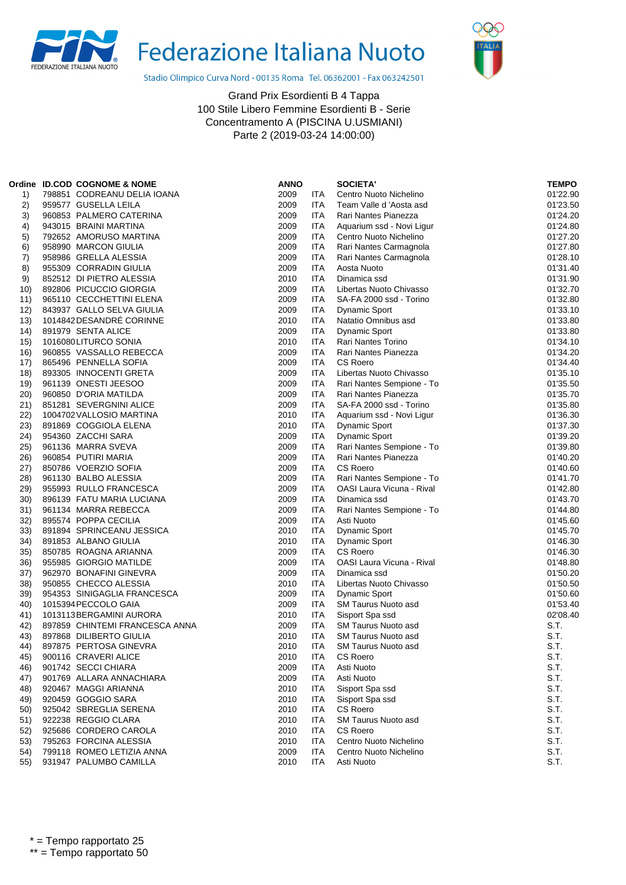# Federazione Italiana Nuoto

Stadio Olimpico Curva Nord - 00135 Roma Tel. 06362001 - Fax 063242501

Grand Prix Esordienti B 4 Tappa
100 Stile Libero Femmine Esordienti B - Serie
Concentramento A (PISCINA U.USMIANI)
Parte 2 (2019-03-24 14:00:00)

| Ordine | ID.COD | COGNOME & NOME | ANNO | | SOCIETA' | TEMPO |
|---|---|---|---|---|---|---|
| 1) | 798851 | CODREANU DELIA IOANA | 2009 | ITA | Centro Nuoto Nichelino | 01'22.90 |
| 2) | 959577 | GUSELLA LEILA | 2009 | ITA | Team Valle d 'Aosta asd | 01'23.50 |
| 3) | 960853 | PALMERO CATERINA | 2009 | ITA | Rari Nantes Pianezza | 01'24.20 |
| 4) | 943015 | BRAINI MARTINA | 2009 | ITA | Aquarium ssd - Novi Ligur | 01'24.80 |
| 5) | 792652 | AMORUSO MARTINA | 2009 | ITA | Centro Nuoto Nichelino | 01'27.20 |
| 6) | 958990 | MARCON GIULIA | 2009 | ITA | Rari Nantes Carmagnola | 01'27.80 |
| 7) | 958986 | GRELLA ALESSIA | 2009 | ITA | Rari Nantes Carmagnola | 01'28.10 |
| 8) | 955309 | CORRADIN GIULIA | 2009 | ITA | Aosta Nuoto | 01'31.40 |
| 9) | 852512 | DI PIETRO ALESSIA | 2010 | ITA | Dinamica ssd | 01'31.90 |
| 10) | 892806 | PICUCCIO GIORGIA | 2009 | ITA | Libertas Nuoto Chivasso | 01'32.70 |
| 11) | 965110 | CECCHETTINI ELENA | 2009 | ITA | SA-FA 2000 ssd - Torino | 01'32.80 |
| 12) | 843937 | GALLO SELVA GIULIA | 2009 | ITA | Dynamic Sport | 01'33.10 |
| 13) | 1014842 | DESANDRÉ CORINNE | 2010 | ITA | Natatio Omnibus asd | 01'33.80 |
| 14) | 891979 | SENTA ALICE | 2009 | ITA | Dynamic Sport | 01'33.80 |
| 15) | 1016080 | LITURCO SONIA | 2010 | ITA | Rari Nantes Torino | 01'34.10 |
| 16) | 960855 | VASSALLO REBECCA | 2009 | ITA | Rari Nantes Pianezza | 01'34.20 |
| 17) | 865496 | PENNELLA SOFIA | 2009 | ITA | CS Roero | 01'34.40 |
| 18) | 893305 | INNOCENTI GRETA | 2009 | ITA | Libertas Nuoto Chivasso | 01'35.10 |
| 19) | 961139 | ONESTI JEESOO | 2009 | ITA | Rari Nantes Sempione - To | 01'35.50 |
| 20) | 960850 | D'ORIA MATILDA | 2009 | ITA | Rari Nantes Pianezza | 01'35.70 |
| 21) | 851281 | SEVERGNINI ALICE | 2009 | ITA | SA-FA 2000 ssd - Torino | 01'35.80 |
| 22) | 1004702 | VALLOSIO MARTINA | 2010 | ITA | Aquarium ssd - Novi Ligur | 01'36.30 |
| 23) | 891869 | COGGIOLA ELENA | 2010 | ITA | Dynamic Sport | 01'37.30 |
| 24) | 954360 | ZACCHI SARA | 2009 | ITA | Dynamic Sport | 01'39.20 |
| 25) | 961136 | MARRA SVEVA | 2009 | ITA | Rari Nantes Sempione - To | 01'39.80 |
| 26) | 960854 | PUTIRI MARIA | 2009 | ITA | Rari Nantes Pianezza | 01'40.20 |
| 27) | 850786 | VOERZIO SOFIA | 2009 | ITA | CS Roero | 01'40.60 |
| 28) | 961130 | BALBO ALESSIA | 2009 | ITA | Rari Nantes Sempione - To | 01'41.70 |
| 29) | 955993 | RULLO FRANCESCA | 2009 | ITA | OASI Laura Vicuna - Rival | 01'42.80 |
| 30) | 896139 | FATU MARIA LUCIANA | 2009 | ITA | Dinamica ssd | 01'43.70 |
| 31) | 961134 | MARRA REBECCA | 2009 | ITA | Rari Nantes Sempione - To | 01'44.80 |
| 32) | 895574 | POPPA CECILIA | 2009 | ITA | Asti Nuoto | 01'45.60 |
| 33) | 891894 | SPRINCEANU JESSICA | 2010 | ITA | Dynamic Sport | 01'45.70 |
| 34) | 891853 | ALBANO GIULIA | 2010 | ITA | Dynamic Sport | 01'46.30 |
| 35) | 850785 | ROAGNA ARIANNA | 2009 | ITA | CS Roero | 01'46.30 |
| 36) | 955985 | GIORGIO MATILDE | 2009 | ITA | OASI Laura Vicuna - Rival | 01'48.80 |
| 37) | 962970 | BONAFINI GINEVRA | 2009 | ITA | Dinamica ssd | 01'50.20 |
| 38) | 950855 | CHECCO ALESSIA | 2010 | ITA | Libertas Nuoto Chivasso | 01'50.50 |
| 39) | 954353 | SINIGAGLIA FRANCESCA | 2009 | ITA | Dynamic Sport | 01'50.60 |
| 40) | 1015394 | PECCOLO GAIA | 2009 | ITA | SM Taurus Nuoto asd | 01'53.40 |
| 41) | 1013113 | BERGAMINI AURORA | 2010 | ITA | Sisport Spa ssd | 02'08.40 |
| 42) | 897859 | CHINTEMI FRANCESCA ANNA | 2009 | ITA | SM Taurus Nuoto asd | S.T. |
| 43) | 897868 | DILIBERTO GIULIA | 2010 | ITA | SM Taurus Nuoto asd | S.T. |
| 44) | 897875 | PERTOSA GINEVRA | 2010 | ITA | SM Taurus Nuoto asd | S.T. |
| 45) | 900116 | CRAVERI ALICE | 2010 | ITA | CS Roero | S.T. |
| 46) | 901742 | SECCI CHIARA | 2009 | ITA | Asti Nuoto | S.T. |
| 47) | 901769 | ALLARA ANNACHIARA | 2009 | ITA | Asti Nuoto | S.T. |
| 48) | 920467 | MAGGI ARIANNA | 2010 | ITA | Sisport Spa ssd | S.T. |
| 49) | 920459 | GOGGIO SARA | 2010 | ITA | Sisport Spa ssd | S.T. |
| 50) | 925042 | SBREGLIA SERENA | 2010 | ITA | CS Roero | S.T. |
| 51) | 922238 | REGGIO CLARA | 2010 | ITA | SM Taurus Nuoto asd | S.T. |
| 52) | 925686 | CORDERO CAROLA | 2010 | ITA | CS Roero | S.T. |
| 53) | 795263 | FORCINA ALESSIA | 2010 | ITA | Centro Nuoto Nichelino | S.T. |
| 54) | 799118 | ROMEO LETIZIA ANNA | 2009 | ITA | Centro Nuoto Nichelino | S.T. |
| 55) | 931947 | PALUMBO CAMILLA | 2010 | ITA | Asti Nuoto | S.T. |

* = Tempo rapportato 25
** = Tempo rapportato 50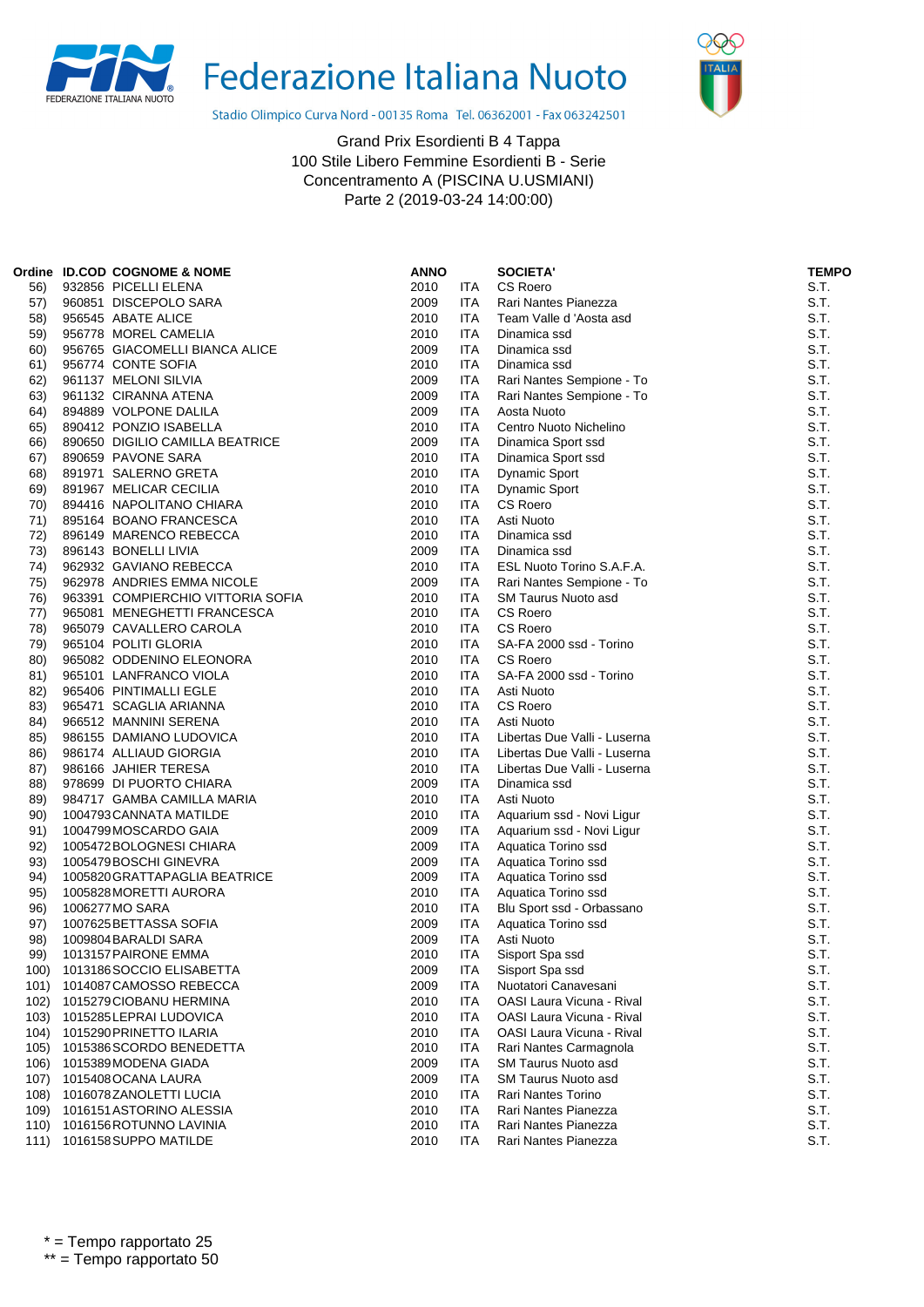Federazione Italiana Nuoto

Stadio Olimpico Curva Nord - 00135 Roma Tel. 06362001 - Fax 063242501

Grand Prix Esordienti B 4 Tappa
100 Stile Libero Femmine Esordienti B - Serie
Concentramento A (PISCINA U.USMIANI)
Parte 2 (2019-03-24 14:00:00)

| Ordine | ID.COD | COGNOME & NOME | ANNO | | SOCIETA' | TEMPO |
|---|---|---|---|---|---|---|
| 56) | 932856 | PICELLI ELENA | 2010 | ITA | CS Roero | S.T. |
| 57) | 960851 | DISCEPOLO SARA | 2009 | ITA | Rari Nantes Pianezza | S.T. |
| 58) | 956545 | ABATE ALICE | 2010 | ITA | Team Valle d 'Aosta asd | S.T. |
| 59) | 956778 | MOREL CAMELIA | 2010 | ITA | Dinamica ssd | S.T. |
| 60) | 956765 | GIACOMELLI BIANCA ALICE | 2009 | ITA | Dinamica ssd | S.T. |
| 61) | 956774 | CONTE SOFIA | 2010 | ITA | Dinamica ssd | S.T. |
| 62) | 961137 | MELONI SILVIA | 2009 | ITA | Rari Nantes Sempione - To | S.T. |
| 63) | 961132 | CIRANNA ATENA | 2009 | ITA | Rari Nantes Sempione - To | S.T. |
| 64) | 894889 | VOLPONE DALILA | 2009 | ITA | Aosta Nuoto | S.T. |
| 65) | 890412 | PONZIO ISABELLA | 2010 | ITA | Centro Nuoto Nichelino | S.T. |
| 66) | 890650 | DIGILIO CAMILLA BEATRICE | 2009 | ITA | Dinamica Sport ssd | S.T. |
| 67) | 890659 | PAVONE SARA | 2010 | ITA | Dinamica Sport ssd | S.T. |
| 68) | 891971 | SALERNO GRETA | 2010 | ITA | Dynamic Sport | S.T. |
| 69) | 891967 | MELICAR CECILIA | 2010 | ITA | Dynamic Sport | S.T. |
| 70) | 894416 | NAPOLITANO CHIARA | 2010 | ITA | CS Roero | S.T. |
| 71) | 895164 | BOANO FRANCESCA | 2010 | ITA | Asti Nuoto | S.T. |
| 72) | 896149 | MARENCO REBECCA | 2010 | ITA | Dinamica ssd | S.T. |
| 73) | 896143 | BONELLI LIVIA | 2009 | ITA | Dinamica ssd | S.T. |
| 74) | 962932 | GAVIANO REBECCA | 2010 | ITA | ESL Nuoto Torino S.A.F.A. | S.T. |
| 75) | 962978 | ANDRIES EMMA NICOLE | 2009 | ITA | Rari Nantes Sempione - To | S.T. |
| 76) | 963391 | COMPIERCHIO VITTORIA SOFIA | 2010 | ITA | SM Taurus Nuoto asd | S.T. |
| 77) | 965081 | MENEGHETTI FRANCESCA | 2010 | ITA | CS Roero | S.T. |
| 78) | 965079 | CAVALLERO CAROLA | 2010 | ITA | CS Roero | S.T. |
| 79) | 965104 | POLITI GLORIA | 2010 | ITA | SA-FA 2000 ssd - Torino | S.T. |
| 80) | 965082 | ODDENINO ELEONORA | 2010 | ITA | CS Roero | S.T. |
| 81) | 965101 | LANFRANCO VIOLA | 2010 | ITA | SA-FA 2000 ssd - Torino | S.T. |
| 82) | 965406 | PINTIMALLI EGLE | 2010 | ITA | Asti Nuoto | S.T. |
| 83) | 965471 | SCAGLIA ARIANNA | 2010 | ITA | CS Roero | S.T. |
| 84) | 966512 | MANNINI SERENA | 2010 | ITA | Asti Nuoto | S.T. |
| 85) | 986155 | DAMIANO LUDOVICA | 2010 | ITA | Libertas Due Valli - Luserna | S.T. |
| 86) | 986174 | ALLIAUD GIORGIA | 2010 | ITA | Libertas Due Valli - Luserna | S.T. |
| 87) | 986166 | JAHIER TERESA | 2010 | ITA | Libertas Due Valli - Luserna | S.T. |
| 88) | 978699 | DI PUORTO CHIARA | 2009 | ITA | Dinamica ssd | S.T. |
| 89) | 984717 | GAMBA CAMILLA MARIA | 2010 | ITA | Asti Nuoto | S.T. |
| 90) | 1004793 | CANNATA MATILDE | 2010 | ITA | Aquarium ssd - Novi Ligur | S.T. |
| 91) | 1004799 | MOSCARDO GAIA | 2009 | ITA | Aquarium ssd - Novi Ligur | S.T. |
| 92) | 1005472 | BOLOGNESI CHIARA | 2009 | ITA | Aquatica Torino ssd | S.T. |
| 93) | 1005479 | BOSCHI GINEVRA | 2009 | ITA | Aquatica Torino ssd | S.T. |
| 94) | 1005820 | GRATTAPAGLIA BEATRICE | 2009 | ITA | Aquatica Torino ssd | S.T. |
| 95) | 1005828 | MORETTI AURORA | 2010 | ITA | Aquatica Torino ssd | S.T. |
| 96) | 1006277 | MO SARA | 2010 | ITA | Blu Sport ssd - Orbassano | S.T. |
| 97) | 1007625 | BETTASSA SOFIA | 2009 | ITA | Aquatica Torino ssd | S.T. |
| 98) | 1009804 | BARALDI SARA | 2009 | ITA | Asti Nuoto | S.T. |
| 99) | 1013157 | PAIRONE EMMA | 2010 | ITA | Sisport Spa ssd | S.T. |
| 100) | 1013186 | SOCCIO ELISABETTA | 2009 | ITA | Sisport Spa ssd | S.T. |
| 101) | 1014087 | CAMOSSO REBECCA | 2009 | ITA | Nuotatori Canavesani | S.T. |
| 102) | 1015279 | CIOBANU HERMINA | 2010 | ITA | OASI Laura Vicuna - Rival | S.T. |
| 103) | 1015285 | LEPRAI LUDOVICA | 2010 | ITA | OASI Laura Vicuna - Rival | S.T. |
| 104) | 1015290 | PRINETTO ILARIA | 2010 | ITA | OASI Laura Vicuna - Rival | S.T. |
| 105) | 1015386 | SCORDO BENEDETTA | 2010 | ITA | Rari Nantes Carmagnola | S.T. |
| 106) | 1015389 | MODENA GIADA | 2009 | ITA | SM Taurus Nuoto asd | S.T. |
| 107) | 1015408 | OCANA LAURA | 2009 | ITA | SM Taurus Nuoto asd | S.T. |
| 108) | 1016078 | ZANOLETTI LUCIA | 2010 | ITA | Rari Nantes Torino | S.T. |
| 109) | 1016151 | ASTORINO ALESSIA | 2010 | ITA | Rari Nantes Pianezza | S.T. |
| 110) | 1016156 | ROTUNNO LAVINIA | 2010 | ITA | Rari Nantes Pianezza | S.T. |
| 111) | 1016158 | SUPPO MATILDE | 2010 | ITA | Rari Nantes Pianezza | S.T. |

* = Tempo rapportato 25
** = Tempo rapportato 50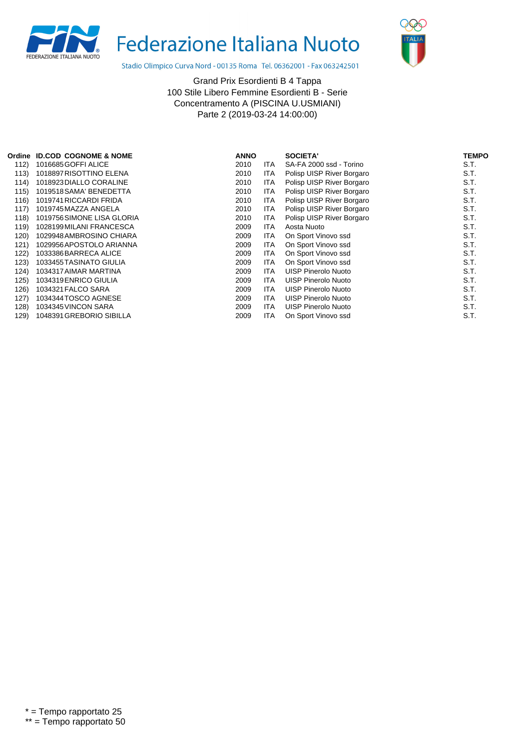Federazione Italiana Nuoto

Stadio Olimpico Curva Nord - 00135 Roma Tel. 06362001 - Fax 063242501

Grand Prix Esordienti B 4 Tappa
100 Stile Libero Femmine Esordienti B - Serie
Concentramento A (PISCINA U.USMIANI)
Parte 2 (2019-03-24 14:00:00)

| Ordine | ID.COD | COGNOME & NOME | ANNO | | SOCIETA' | TEMPO |
|---|---|---|---|---|---|---|
| 112) | 1016685 | GOFFI ALICE | 2010 | ITA | SA-FA 2000 ssd - Torino | S.T. |
| 113) | 1018897 | RISOTTINO ELENA | 2010 | ITA | Polisp UISP River Borgaro | S.T. |
| 114) | 1018923 | DIALLO CORALINE | 2010 | ITA | Polisp UISP River Borgaro | S.T. |
| 115) | 1019518 | SAMA' BENEDETTA | 2010 | ITA | Polisp UISP River Borgaro | S.T. |
| 116) | 1019741 | RICCARDI FRIDA | 2010 | ITA | Polisp UISP River Borgaro | S.T. |
| 117) | 1019745 | MAZZA ANGELA | 2010 | ITA | Polisp UISP River Borgaro | S.T. |
| 118) | 1019756 | SIMONE LISA GLORIA | 2010 | ITA | Polisp UISP River Borgaro | S.T. |
| 119) | 1028199 | MILANI FRANCESCA | 2009 | ITA | Aosta Nuoto | S.T. |
| 120) | 1029948 | AMBROSINO CHIARA | 2009 | ITA | On Sport Vinovo ssd | S.T. |
| 121) | 1029956 | APOSTOLO ARIANNA | 2009 | ITA | On Sport Vinovo ssd | S.T. |
| 122) | 1033386 | BARRECA ALICE | 2009 | ITA | On Sport Vinovo ssd | S.T. |
| 123) | 1033455 | TASINATO GIULIA | 2009 | ITA | On Sport Vinovo ssd | S.T. |
| 124) | 1034317 | AIMAR MARTINA | 2009 | ITA | UISP Pinerolo Nuoto | S.T. |
| 125) | 1034319 | ENRICO GIULIA | 2009 | ITA | UISP Pinerolo Nuoto | S.T. |
| 126) | 1034321 | FALCO SARA | 2009 | ITA | UISP Pinerolo Nuoto | S.T. |
| 127) | 1034344 | TOSCO AGNESE | 2009 | ITA | UISP Pinerolo Nuoto | S.T. |
| 128) | 1034345 | VINCON SARA | 2009 | ITA | UISP Pinerolo Nuoto | S.T. |
| 129) | 1048391 | GREBORIO SIBILLA | 2009 | ITA | On Sport Vinovo ssd | S.T. |

* = Tempo rapportato 25
** = Tempo rapportato 50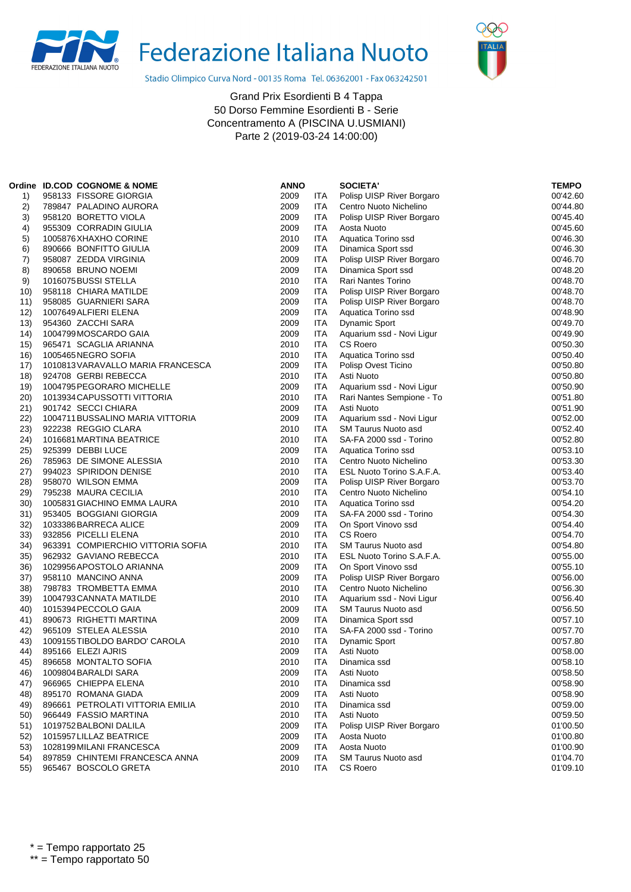# Federazione Italiana Nuoto

Stadio Olimpico Curva Nord - 00135 Roma Tel. 06362001 - Fax 063242501

Grand Prix Esordienti B 4 Tappa
50 Dorso Femmine Esordienti B - Serie
Concentramento A (PISCINA U.USMIANI)
Parte 2 (2019-03-24 14:00:00)

| Ordine | ID.COD | COGNOME & NOME | ANNO | | SOCIETA' | TEMPO |
|---|---|---|---|---|---|---|
| 1) | 958133 | FISSORE GIORGIA | 2009 | ITA | Polisp UISP River Borgaro | 00'42.60 |
| 2) | 789847 | PALADINO AURORA | 2009 | ITA | Centro Nuoto Nichelino | 00'44.80 |
| 3) | 958120 | BORETTO VIOLA | 2009 | ITA | Polisp UISP River Borgaro | 00'45.40 |
| 4) | 955309 | CORRADIN GIULIA | 2009 | ITA | Aosta Nuoto | 00'45.60 |
| 5) | 1005876 | XHAXHO CORINE | 2010 | ITA | Aquatica Torino ssd | 00'46.30 |
| 6) | 890666 | BONFITTO GIULIA | 2009 | ITA | Dinamica Sport ssd | 00'46.30 |
| 7) | 958087 | ZEDDA VIRGINIA | 2009 | ITA | Polisp UISP River Borgaro | 00'46.70 |
| 8) | 890658 | BRUNO NOEMI | 2009 | ITA | Dinamica Sport ssd | 00'48.20 |
| 9) | 1016075 | BUSSI STELLA | 2010 | ITA | Rari Nantes Torino | 00'48.70 |
| 10) | 958118 | CHIARA MATILDE | 2009 | ITA | Polisp UISP River Borgaro | 00'48.70 |
| 11) | 958085 | GUARNIERI SARA | 2009 | ITA | Polisp UISP River Borgaro | 00'48.70 |
| 12) | 1007649 | ALFIERI ELENA | 2009 | ITA | Aquatica Torino ssd | 00'48.90 |
| 13) | 954360 | ZACCHI SARA | 2009 | ITA | Dynamic Sport | 00'49.70 |
| 14) | 1004799 | MOSCARDO GAIA | 2009 | ITA | Aquarium ssd - Novi Ligur | 00'49.90 |
| 15) | 965471 | SCAGLIA ARIANNA | 2010 | ITA | CS Roero | 00'50.30 |
| 16) | 1005465 | NEGRO SOFIA | 2010 | ITA | Aquatica Torino ssd | 00'50.40 |
| 17) | 1010813 | VARAVALLO MARIA FRANCESCA | 2009 | ITA | Polisp Ovest Ticino | 00'50.80 |
| 18) | 924708 | GERBI REBECCA | 2010 | ITA | Asti Nuoto | 00'50.80 |
| 19) | 1004795 | PEGORARO MICHELLE | 2009 | ITA | Aquarium ssd - Novi Ligur | 00'50.90 |
| 20) | 1013934 | CAPUSSOTTI VITTORIA | 2010 | ITA | Rari Nantes Sempione - To | 00'51.80 |
| 21) | 901742 | SECCI CHIARA | 2009 | ITA | Asti Nuoto | 00'51.90 |
| 22) | 1004711 | BUSSALINO MARIA VITTORIA | 2009 | ITA | Aquarium ssd - Novi Ligur | 00'52.00 |
| 23) | 922238 | REGGIO CLARA | 2010 | ITA | SM Taurus Nuoto asd | 00'52.40 |
| 24) | 1016681 | MARTINA BEATRICE | 2010 | ITA | SA-FA 2000 ssd - Torino | 00'52.80 |
| 25) | 925399 | DEBBI LUCE | 2009 | ITA | Aquatica Torino ssd | 00'53.10 |
| 26) | 785963 | DE SIMONE ALESSIA | 2010 | ITA | Centro Nuoto Nichelino | 00'53.30 |
| 27) | 994023 | SPIRIDON DENISE | 2010 | ITA | ESL Nuoto Torino S.A.F.A. | 00'53.40 |
| 28) | 958070 | WILSON EMMA | 2009 | ITA | Polisp UISP River Borgaro | 00'53.70 |
| 29) | 795238 | MAURA CECILIA | 2010 | ITA | Centro Nuoto Nichelino | 00'54.10 |
| 30) | 1005831 | GIACHINO EMMA LAURA | 2010 | ITA | Aquatica Torino ssd | 00'54.20 |
| 31) | 953405 | BOGGIANI GIORGIA | 2009 | ITA | SA-FA 2000 ssd - Torino | 00'54.30 |
| 32) | 1033386 | BARRECA ALICE | 2009 | ITA | On Sport Vinovo ssd | 00'54.40 |
| 33) | 932856 | PICELLI ELENA | 2010 | ITA | CS Roero | 00'54.70 |
| 34) | 963391 | COMPIERCHIO VITTORIA SOFIA | 2010 | ITA | SM Taurus Nuoto asd | 00'54.80 |
| 35) | 962932 | GAVIANO REBECCA | 2010 | ITA | ESL Nuoto Torino S.A.F.A. | 00'55.00 |
| 36) | 1029956 | APOSTOLO ARIANNA | 2009 | ITA | On Sport Vinovo ssd | 00'55.10 |
| 37) | 958110 | MANCINO ANNA | 2009 | ITA | Polisp UISP River Borgaro | 00'56.00 |
| 38) | 798783 | TROMBETTA EMMA | 2010 | ITA | Centro Nuoto Nichelino | 00'56.30 |
| 39) | 1004793 | CANNATA MATILDE | 2010 | ITA | Aquarium ssd - Novi Ligur | 00'56.40 |
| 40) | 1015394 | PECCOLO GAIA | 2009 | ITA | SM Taurus Nuoto asd | 00'56.50 |
| 41) | 890673 | RIGHETTI MARTINA | 2009 | ITA | Dinamica Sport ssd | 00'57.10 |
| 42) | 965109 | STELEA ALESSIA | 2010 | ITA | SA-FA 2000 ssd - Torino | 00'57.70 |
| 43) | 1009155 | TIBOLDO BARDO' CAROLA | 2010 | ITA | Dynamic Sport | 00'57.80 |
| 44) | 895166 | ELEZI AJRIS | 2009 | ITA | Asti Nuoto | 00'58.00 |
| 45) | 896658 | MONTALTO SOFIA | 2010 | ITA | Dinamica ssd | 00'58.10 |
| 46) | 1009804 | BARALDI SARA | 2009 | ITA | Asti Nuoto | 00'58.50 |
| 47) | 966965 | CHIEPPA ELENA | 2010 | ITA | Dinamica ssd | 00'58.90 |
| 48) | 895170 | ROMANA GIADA | 2009 | ITA | Asti Nuoto | 00'58.90 |
| 49) | 896661 | PETROLATI VITTORIA EMILIA | 2010 | ITA | Dinamica ssd | 00'59.00 |
| 50) | 966449 | FASSIO MARTINA | 2010 | ITA | Asti Nuoto | 00'59.50 |
| 51) | 1019752 | BALBONI DALILA | 2009 | ITA | Polisp UISP River Borgaro | 01'00.50 |
| 52) | 1015957 | LILLAZ BEATRICE | 2009 | ITA | Aosta Nuoto | 01'00.80 |
| 53) | 1028199 | MILANI FRANCESCA | 2009 | ITA | Aosta Nuoto | 01'00.90 |
| 54) | 897859 | CHINTEMI FRANCESCA ANNA | 2009 | ITA | SM Taurus Nuoto asd | 01'04.70 |
| 55) | 965467 | BOSCOLO GRETA | 2010 | ITA | CS Roero | 01'09.10 |

* = Tempo rapportato 25
** = Tempo rapportato 50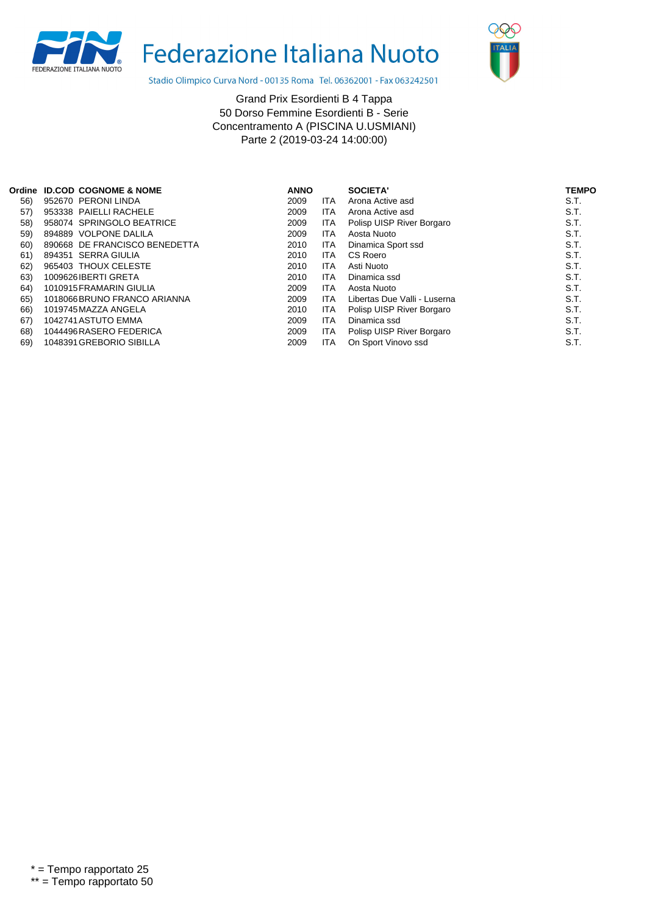Federazione Italiana Nuoto

Stadio Olimpico Curva Nord - 00135 Roma Tel. 06362001 - Fax 063242501

Grand Prix Esordienti B 4 Tappa
50 Dorso Femmine Esordienti B - Serie
Concentramento A (PISCINA U.USMIANI)
Parte 2 (2019-03-24 14:00:00)

| Ordine | ID.COD | COGNOME & NOME | ANNO | | SOCIETA' | TEMPO |
|---|---|---|---|---|---|---|
| 56) | 952670 | PERONI LINDA | 2009 | ITA | Arona Active asd | S.T. |
| 57) | 953338 | PAIELLI RACHELE | 2009 | ITA | Arona Active asd | S.T. |
| 58) | 958074 | SPRINGOLO BEATRICE | 2009 | ITA | Polisp UISP River Borgaro | S.T. |
| 59) | 894889 | VOLPONE DALILA | 2009 | ITA | Aosta Nuoto | S.T. |
| 60) | 890668 | DE FRANCISCO BENEDETTA | 2010 | ITA | Dinamica Sport ssd | S.T. |
| 61) | 894351 | SERRA GIULIA | 2010 | ITA | CS Roero | S.T. |
| 62) | 965403 | THOUX CELESTE | 2010 | ITA | Asti Nuoto | S.T. |
| 63) | 1009626 | IBERTI GRETA | 2010 | ITA | Dinamica ssd | S.T. |
| 64) | 1010915 | FRAMARIN GIULIA | 2009 | ITA | Aosta Nuoto | S.T. |
| 65) | 1018066 | BRUNO FRANCO ARIANNA | 2009 | ITA | Libertas Due Valli - Luserna | S.T. |
| 66) | 1019745 | MAZZA ANGELA | 2010 | ITA | Polisp UISP River Borgaro | S.T. |
| 67) | 1042741 | ASTUTO EMMA | 2009 | ITA | Dinamica ssd | S.T. |
| 68) | 1044496 | RASERO FEDERICA | 2009 | ITA | Polisp UISP River Borgaro | S.T. |
| 69) | 1048391 | GREBORIO SIBILLA | 2009 | ITA | On Sport Vinovo ssd | S.T. |

* = Tempo rapportato 25
** = Tempo rapportato 50